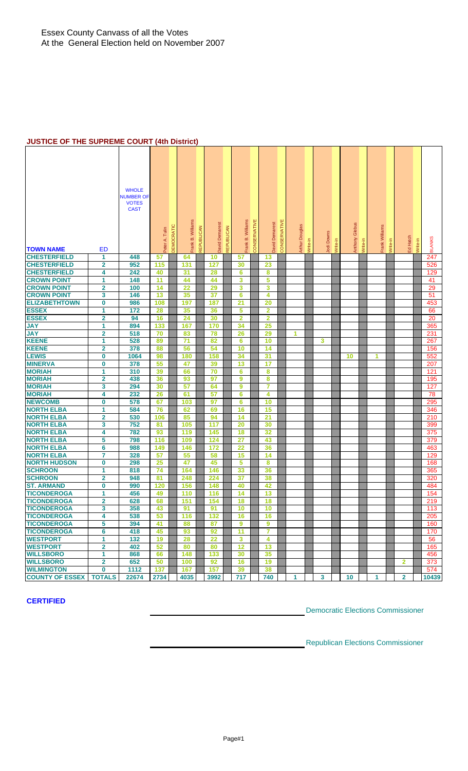Essex County Canvass of all the Votes
At the General Election held on November 2007

## JUSTICE OF THE SUPREME COURT (4th District)

| TOWN NAME | ED | WHOLE NUMBER OF VOTES CAST | Peter A. Tulin (DEMOCRATIC) | Frank B. Williams (REPUBLICAN) | David Demarest (REPUBLICAN) | Frank B. Williams (CONSERVATIVE) | David Demarest (CONSERVATIVE) | Arthur Douglas (Write-in) | Jodi Downs (Write-in) | Anthony Glebus (Write-in) | Frank Williams (Write-in) | Ed Hatch (Write-in) | BLANKS |
|---|---|---|---|---|---|---|---|---|---|---|---|---|---|
| CHESTERFIELD | 1 | 448 | 57 | 64 | 10 | 57 | 13 | | | | | | 247 |
| CHESTERFIELD | 2 | 952 | 115 | 131 | 127 | 30 | 23 | | | | | | 526 |
| CHESTERFIELD | 4 | 242 | 40 | 31 | 28 | 6 | 8 | | | | | | 129 |
| CROWN POINT | 1 | 148 | 11 | 44 | 44 | 3 | 5 | | | | | | 41 |
| CROWN POINT | 2 | 100 | 14 | 22 | 29 | 3 | 3 | | | | | | 29 |
| CROWN POINT | 3 | 146 | 13 | 35 | 37 | 6 | 4 | | | | | | 51 |
| ELIZABETHTOWN | 0 | 986 | 108 | 197 | 187 | 21 | 20 | | | | | | 453 |
| ESSEX | 1 | 172 | 28 | 35 | 36 | 5 | 2 | | | | | | 66 |
| ESSEX | 2 | 94 | 16 | 24 | 30 | 2 | 2 | | | | | | 20 |
| JAY | 1 | 894 | 133 | 167 | 170 | 34 | 25 | | | | | | 365 |
| JAY | 2 | 518 | 70 | 83 | 78 | 26 | 29 | 1 | | | | | 231 |
| KEENE | 1 | 528 | 89 | 71 | 82 | 6 | 10 | | 3 | | | | 267 |
| KEENE | 2 | 378 | 88 | 56 | 54 | 10 | 14 | | | | | | 156 |
| LEWIS | 0 | 1064 | 98 | 180 | 158 | 34 | 31 | | | 10 | 1 | | 552 |
| MINERVA | 0 | 378 | 55 | 47 | 39 | 13 | 17 | | | | | | 207 |
| MORIAH | 1 | 310 | 39 | 66 | 70 | 6 | 8 | | | | | | 121 |
| MORIAH | 2 | 438 | 36 | 93 | 97 | 9 | 8 | | | | | | 195 |
| MORIAH | 3 | 294 | 30 | 57 | 64 | 9 | 7 | | | | | | 127 |
| MORIAH | 4 | 232 | 26 | 61 | 57 | 6 | 4 | | | | | | 78 |
| NEWCOMB | 0 | 578 | 67 | 103 | 97 | 6 | 10 | | | | | | 295 |
| NORTH ELBA | 1 | 584 | 76 | 62 | 69 | 16 | 15 | | | | | | 346 |
| NORTH ELBA | 2 | 530 | 106 | 85 | 94 | 14 | 21 | | | | | | 210 |
| NORTH ELBA | 3 | 752 | 81 | 105 | 117 | 20 | 30 | | | | | | 399 |
| NORTH ELBA | 4 | 782 | 93 | 119 | 145 | 18 | 32 | | | | | | 375 |
| NORTH ELBA | 5 | 798 | 116 | 109 | 124 | 27 | 43 | | | | | | 379 |
| NORTH ELBA | 6 | 988 | 149 | 146 | 172 | 22 | 36 | | | | | | 463 |
| NORTH ELBA | 7 | 328 | 57 | 55 | 58 | 15 | 14 | | | | | | 129 |
| NORTH HUDSON | 0 | 298 | 25 | 47 | 45 | 5 | 8 | | | | | | 168 |
| SCHROON | 1 | 818 | 74 | 164 | 146 | 33 | 36 | | | | | | 365 |
| SCHROON | 2 | 948 | 81 | 248 | 224 | 37 | 38 | | | | | | 320 |
| ST. ARMAND | 0 | 990 | 120 | 156 | 148 | 40 | 42 | | | | | | 484 |
| TICONDEROGA | 1 | 456 | 49 | 110 | 116 | 14 | 13 | | | | | | 154 |
| TICONDEROGA | 2 | 628 | 68 | 151 | 154 | 18 | 18 | | | | | | 219 |
| TICONDEROGA | 3 | 358 | 43 | 91 | 91 | 10 | 10 | | | | | | 113 |
| TICONDEROGA | 4 | 538 | 53 | 116 | 132 | 16 | 16 | | | | | | 205 |
| TICONDEROGA | 5 | 394 | 41 | 88 | 87 | 9 | 9 | | | | | | 160 |
| TICONDEROGA | 6 | 418 | 45 | 93 | 92 | 11 | 7 | | | | | | 170 |
| WESTPORT | 1 | 132 | 19 | 28 | 22 | 3 | 4 | | | | | | 56 |
| WESTPORT | 2 | 402 | 52 | 80 | 80 | 12 | 13 | | | | | | 165 |
| WILLSBORO | 1 | 868 | 66 | 148 | 133 | 30 | 35 | | | | | | 456 |
| WILLSBORO | 2 | 652 | 50 | 100 | 92 | 16 | 19 | | | | | 2 | 373 |
| WILMINGTON | 0 | 1112 | 137 | 167 | 157 | 39 | 38 | | | | | | 574 |
| COUNTY OF ESSEX | TOTALS | 22674 | 2734 | 4035 | 3992 | 717 | 740 | 1 | 3 | 10 | 1 | 2 | 10439 |

**CERTIFIED**

Democratic Elections Commissioner

Republican Elections Commissioner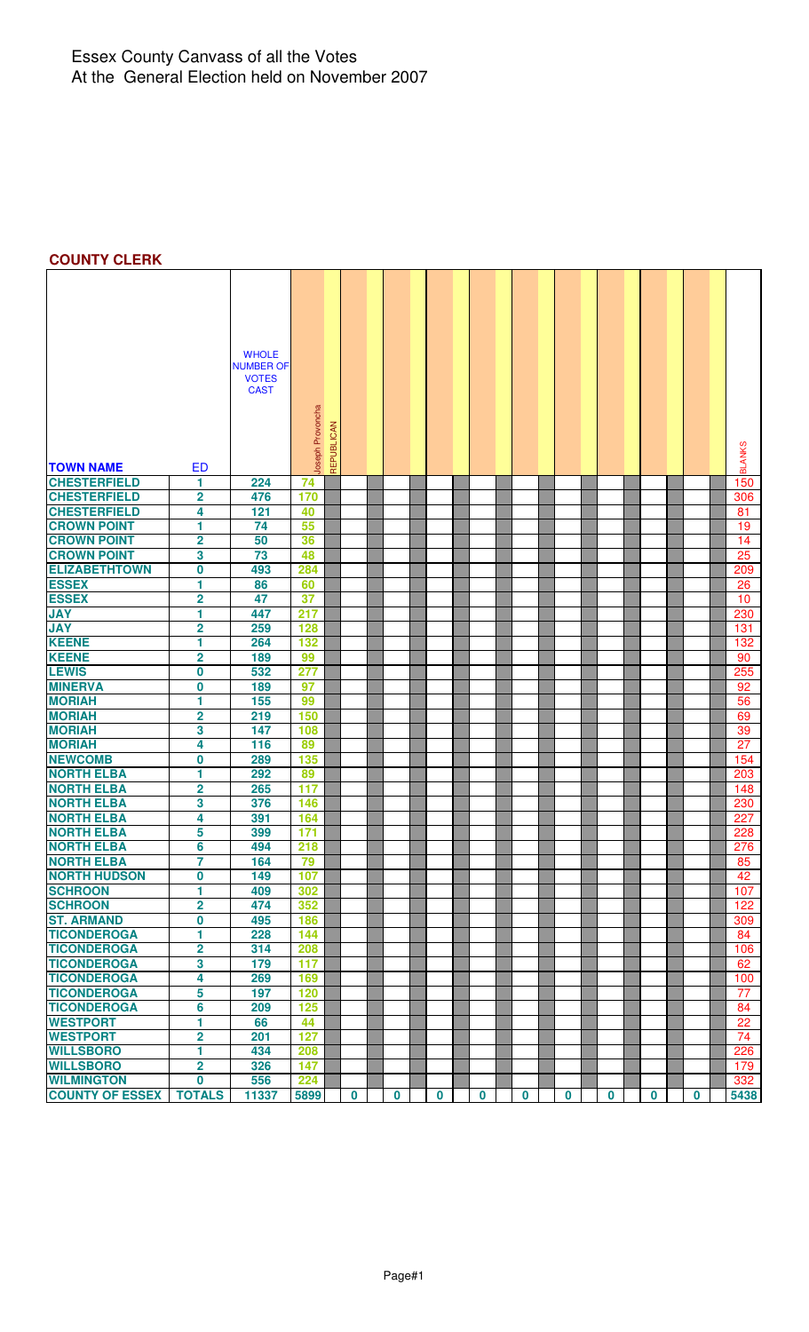# Essex County Canvass of all the Votes
At the General Election held on November 2007

**COUNTY CLERK**

| TOWN NAME | ED | WHOLE NUMBER OF VOTES CAST | Joseph Provoncha | REPUBLICAN | | | | | | | | | BLANKS |
|---|---|---|---|---|---|---|---|---|---|---|---|---|---|
| CHESTERFIELD | 1 | 224 | 74 | | | | | | | | | | 150 |
| CHESTERFIELD | 2 | 476 | 170 | | | | | | | | | | 306 |
| CHESTERFIELD | 4 | 121 | 40 | | | | | | | | | | 81 |
| CROWN POINT | 1 | 74 | 55 | | | | | | | | | | 19 |
| CROWN POINT | 2 | 50 | 36 | | | | | | | | | | 14 |
| CROWN POINT | 3 | 73 | 48 | | | | | | | | | | 25 |
| ELIZABETHTOWN | 0 | 493 | 284 | | | | | | | | | | 209 |
| ESSEX | 1 | 86 | 60 | | | | | | | | | | 26 |
| ESSEX | 2 | 47 | 37 | | | | | | | | | | 10 |
| JAY | 1 | 447 | 217 | | | | | | | | | | 230 |
| JAY | 2 | 259 | 128 | | | | | | | | | | 131 |
| KEENE | 1 | 264 | 132 | | | | | | | | | | 132 |
| KEENE | 2 | 189 | 99 | | | | | | | | | | 90 |
| LEWIS | 0 | 532 | 277 | | | | | | | | | | 255 |
| MINERVA | 0 | 189 | 97 | | | | | | | | | | 92 |
| MORIAH | 1 | 155 | 99 | | | | | | | | | | 56 |
| MORIAH | 2 | 219 | 150 | | | | | | | | | | 69 |
| MORIAH | 3 | 147 | 108 | | | | | | | | | | 39 |
| MORIAH | 4 | 116 | 89 | | | | | | | | | | 27 |
| NEWCOMB | 0 | 289 | 135 | | | | | | | | | | 154 |
| NORTH ELBA | 1 | 292 | 89 | | | | | | | | | | 203 |
| NORTH ELBA | 2 | 265 | 117 | | | | | | | | | | 148 |
| NORTH ELBA | 3 | 376 | 146 | | | | | | | | | | 230 |
| NORTH ELBA | 4 | 391 | 164 | | | | | | | | | | 227 |
| NORTH ELBA | 5 | 399 | 171 | | | | | | | | | | 228 |
| NORTH ELBA | 6 | 494 | 218 | | | | | | | | | | 276 |
| NORTH ELBA | 7 | 164 | 79 | | | | | | | | | | 85 |
| NORTH HUDSON | 0 | 149 | 107 | | | | | | | | | | 42 |
| SCHROON | 1 | 409 | 302 | | | | | | | | | | 107 |
| SCHROON | 2 | 474 | 352 | | | | | | | | | | 122 |
| ST. ARMAND | 0 | 495 | 186 | | | | | | | | | | 309 |
| TICONDEROGA | 1 | 228 | 144 | | | | | | | | | | 84 |
| TICONDEROGA | 2 | 314 | 208 | | | | | | | | | | 106 |
| TICONDEROGA | 3 | 179 | 117 | | | | | | | | | | 62 |
| TICONDEROGA | 4 | 269 | 169 | | | | | | | | | | 100 |
| TICONDEROGA | 5 | 197 | 120 | | | | | | | | | | 77 |
| TICONDEROGA | 6 | 209 | 125 | | | | | | | | | | 84 |
| WESTPORT | 1 | 66 | 44 | | | | | | | | | | 22 |
| WESTPORT | 2 | 201 | 127 | | | | | | | | | | 74 |
| WILLSBORO | 1 | 434 | 208 | | | | | | | | | | 226 |
| WILLSBORO | 2 | 326 | 147 | | | | | | | | | | 179 |
| WILMINGTON | 0 | 556 | 224 | | | | | | | | | | 332 |
| COUNTY OF ESSEX | TOTALS | 11337 | 5899 | | 0 | 0 | 0 | 0 | 0 | 0 | 0 | 0 | 5438 |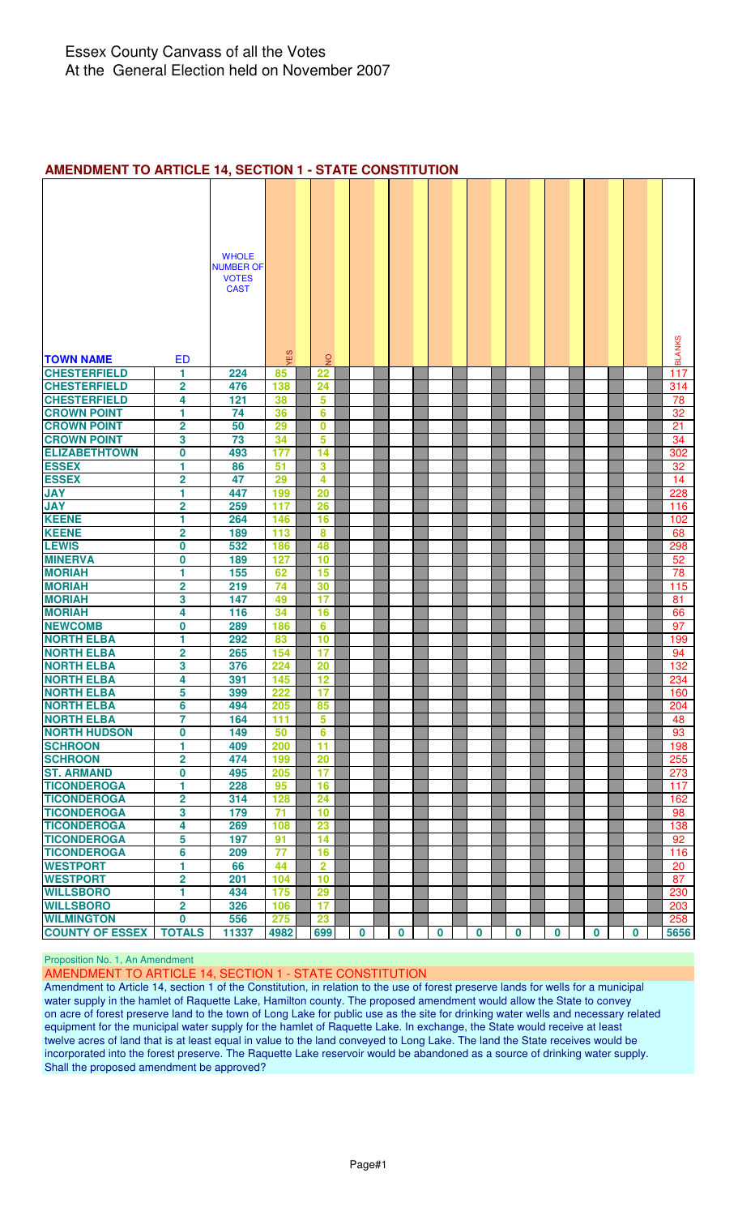Essex County Canvass of all the Votes
At the General Election held on November 2007

## AMENDMENT TO ARTICLE 14, SECTION 1 - STATE CONSTITUTION

| TOWN NAME | ED | WHOLE NUMBER OF VOTES CAST | YES | NO | | | | | | | | | BLANKS |
|---|---|---|---|---|---|---|---|---|---|---|---|---|---|
| CHESTERFIELD | 1 | 224 | 85 | 22 | | | | | | | | | 117 |
| CHESTERFIELD | 2 | 476 | 138 | 24 | | | | | | | | | 314 |
| CHESTERFIELD | 4 | 121 | 38 | 5 | | | | | | | | | 78 |
| CROWN POINT | 1 | 74 | 36 | 6 | | | | | | | | | 32 |
| CROWN POINT | 2 | 50 | 29 | 0 | | | | | | | | | 21 |
| CROWN POINT | 3 | 73 | 34 | 5 | | | | | | | | | 34 |
| ELIZABETHTOWN | 0 | 493 | 177 | 14 | | | | | | | | | 302 |
| ESSEX | 1 | 86 | 51 | 3 | | | | | | | | | 32 |
| ESSEX | 2 | 47 | 29 | 4 | | | | | | | | | 14 |
| JAY | 1 | 447 | 199 | 20 | | | | | | | | | 228 |
| JAY | 2 | 259 | 117 | 26 | | | | | | | | | 116 |
| KEENE | 1 | 264 | 146 | 16 | | | | | | | | | 102 |
| KEENE | 2 | 189 | 113 | 8 | | | | | | | | | 68 |
| LEWIS | 0 | 532 | 186 | 48 | | | | | | | | | 298 |
| MINERVA | 0 | 189 | 127 | 10 | | | | | | | | | 52 |
| MORIAH | 1 | 155 | 62 | 15 | | | | | | | | | 78 |
| MORIAH | 2 | 219 | 74 | 30 | | | | | | | | | 115 |
| MORIAH | 3 | 147 | 49 | 17 | | | | | | | | | 81 |
| MORIAH | 4 | 116 | 34 | 16 | | | | | | | | | 66 |
| NEWCOMB | 0 | 289 | 186 | 6 | | | | | | | | | 97 |
| NORTH ELBA | 1 | 292 | 83 | 10 | | | | | | | | | 199 |
| NORTH ELBA | 2 | 265 | 154 | 17 | | | | | | | | | 94 |
| NORTH ELBA | 3 | 376 | 224 | 20 | | | | | | | | | 132 |
| NORTH ELBA | 4 | 391 | 145 | 12 | | | | | | | | | 234 |
| NORTH ELBA | 5 | 399 | 222 | 17 | | | | | | | | | 160 |
| NORTH ELBA | 6 | 494 | 205 | 85 | | | | | | | | | 204 |
| NORTH ELBA | 7 | 164 | 111 | 5 | | | | | | | | | 48 |
| NORTH HUDSON | 0 | 149 | 50 | 6 | | | | | | | | | 93 |
| SCHROON | 1 | 409 | 200 | 11 | | | | | | | | | 198 |
| SCHROON | 2 | 474 | 199 | 20 | | | | | | | | | 255 |
| ST. ARMAND | 0 | 495 | 205 | 17 | | | | | | | | | 273 |
| TICONDEROGA | 1 | 228 | 95 | 16 | | | | | | | | | 117 |
| TICONDEROGA | 2 | 314 | 128 | 24 | | | | | | | | | 162 |
| TICONDEROGA | 3 | 179 | 71 | 10 | | | | | | | | | 98 |
| TICONDEROGA | 4 | 269 | 108 | 23 | | | | | | | | | 138 |
| TICONDEROGA | 5 | 197 | 91 | 14 | | | | | | | | | 92 |
| TICONDEROGA | 6 | 209 | 77 | 16 | | | | | | | | | 116 |
| WESTPORT | 1 | 66 | 44 | 2 | | | | | | | | | 20 |
| WESTPORT | 2 | 201 | 104 | 10 | | | | | | | | | 87 |
| WILLSBORO | 1 | 434 | 175 | 29 | | | | | | | | | 230 |
| WILLSBORO | 2 | 326 | 106 | 17 | | | | | | | | | 203 |
| WILMINGTON | 0 | 556 | 275 | 23 | | | | | | | | | 258 |
| COUNTY OF ESSEX | TOTALS | 11337 | 4982 | 699 | 0 | 0 | 0 | 0 | 0 | 0 | 0 | 0 | 5656 |

Proposition No. 1, An Amendment

AMENDMENT TO ARTICLE 14, SECTION 1 - STATE CONSTITUTION

Amendment to Article 14, section 1 of the Constitution, in relation to the use of forest preserve lands for wells for a municipal water supply in the hamlet of Raquette Lake, Hamilton county. The proposed amendment would allow the State to convey on acre of forest preserve land to the town of Long Lake for public use as the site for drinking water wells and necessary related equipment for the municipal water supply for the hamlet of Raquette Lake. In exchange, the State would receive at least twelve acres of land that is at least equal in value to the land conveyed to Long Lake. The land the State receives would be incorporated into the forest preserve. The Raquette Lake reservoir would be abandoned as a source of drinking water supply. Shall the proposed amendment be approved?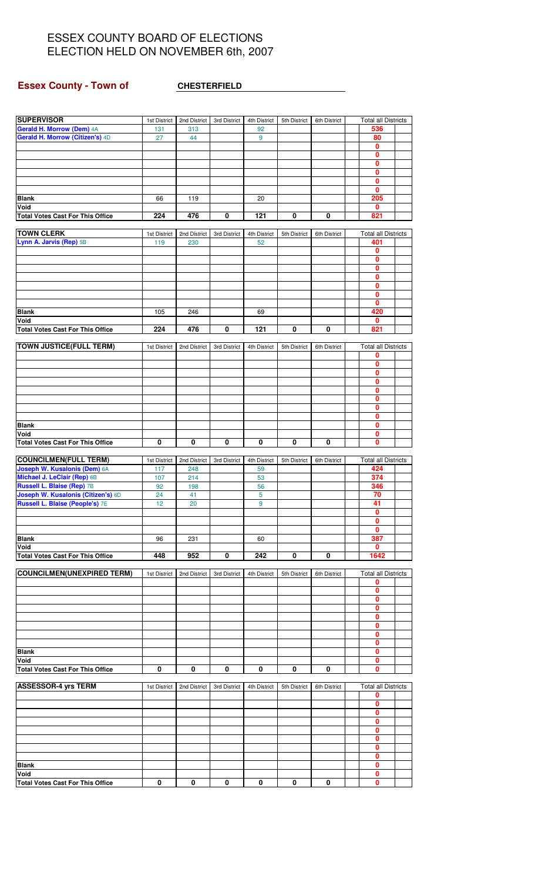# ESSEX COUNTY BOARD OF ELECTIONS
# ELECTION HELD ON NOVEMBER 6th, 2007

**Essex County - Town of** **CHESTERFIELD**

| SUPERVISOR | 1st District | 2nd District | 3rd District | 4th District | 5th District | 6th District | Total all Districts |
|---|---|---|---|---|---|---|---|
| Gerald H. Morrow (Dem) 4A | 131 | 313 | | 92 | | | 536 |
| Gerald H. Morrow (Citizen's) 4D | 27 | 44 | | 9 | | | 80 |
| | | | | | | | 0 |
| | | | | | | | 0 |
| | | | | | | | 0 |
| | | | | | | | 0 |
| | | | | | | | 0 |
| | | | | | | | 0 |
| Blank | 66 | 119 | | 20 | | | 205 |
| Void | | | | | | | 0 |
| Total Votes Cast For This Office | 224 | 476 | 0 | 121 | 0 | 0 | 821 |

| TOWN CLERK | 1st District | 2nd District | 3rd District | 4th District | 5th District | 6th District | Total all Districts |
|---|---|---|---|---|---|---|---|
| Lynn A. Jarvis (Rep) 5B | 119 | 230 | | 52 | | | 401 |
| | | | | | | | 0 |
| | | | | | | | 0 |
| | | | | | | | 0 |
| | | | | | | | 0 |
| | | | | | | | 0 |
| | | | | | | | 0 |
| | | | | | | | 0 |
| Blank | 105 | 246 | | 69 | | | 420 |
| Void | | | | | | | 0 |
| Total Votes Cast For This Office | 224 | 476 | 0 | 121 | 0 | 0 | 821 |

| TOWN JUSTICE(FULL TERM) | 1st District | 2nd District | 3rd District | 4th District | 5th District | 6th District | Total all Districts |
|---|---|---|---|---|---|---|---|
| | | | | | | | 0 |
| | | | | | | | 0 |
| | | | | | | | 0 |
| | | | | | | | 0 |
| | | | | | | | 0 |
| | | | | | | | 0 |
| | | | | | | | 0 |
| | | | | | | | 0 |
| Blank | | | | | | | 0 |
| Void | | | | | | | 0 |
| Total Votes Cast For This Office | 0 | 0 | 0 | 0 | 0 | 0 | 0 |

| COUNCILMEN(FULL TERM) | 1st District | 2nd District | 3rd District | 4th District | 5th District | 6th District | Total all Districts |
|---|---|---|---|---|---|---|---|
| Joseph W. Kusalonis (Dem) 6A | 117 | 248 | | 59 | | | 424 |
| Michael J. LeClair (Rep) 6B | 107 | 214 | | 53 | | | 374 |
| Russell L. Blaise (Rep) 7B | 92 | 198 | | 56 | | | 346 |
| Joseph W. Kusalonis (Citizen's) 6D | 24 | 41 | | 5 | | | 70 |
| Russell L. Blaise (People's) 7E | 12 | 20 | | 9 | | | 41 |
| | | | | | | | 0 |
| | | | | | | | 0 |
| | | | | | | | 0 |
| Blank | 96 | 231 | | 60 | | | 387 |
| Void | | | | | | | 0 |
| Total Votes Cast For This Office | 448 | 952 | 0 | 242 | 0 | 0 | 1642 |

| COUNCILMEN(UNEXPIRED TERM) | 1st District | 2nd District | 3rd District | 4th District | 5th District | 6th District | Total all Districts |
|---|---|---|---|---|---|---|---|
| | | | | | | | 0 |
| | | | | | | | 0 |
| | | | | | | | 0 |
| | | | | | | | 0 |
| | | | | | | | 0 |
| | | | | | | | 0 |
| | | | | | | | 0 |
| | | | | | | | 0 |
| Blank | | | | | | | 0 |
| Void | | | | | | | 0 |
| Total Votes Cast For This Office | 0 | 0 | 0 | 0 | 0 | 0 | 0 |

| ASSESSOR-4 yrs TERM | 1st District | 2nd District | 3rd District | 4th District | 5th District | 6th District | Total all Districts |
|---|---|---|---|---|---|---|---|
| | | | | | | | 0 |
| | | | | | | | 0 |
| | | | | | | | 0 |
| | | | | | | | 0 |
| | | | | | | | 0 |
| | | | | | | | 0 |
| | | | | | | | 0 |
| | | | | | | | 0 |
| Blank | | | | | | | 0 |
| Void | | | | | | | 0 |
| Total Votes Cast For This Office | 0 | 0 | 0 | 0 | 0 | 0 | 0 |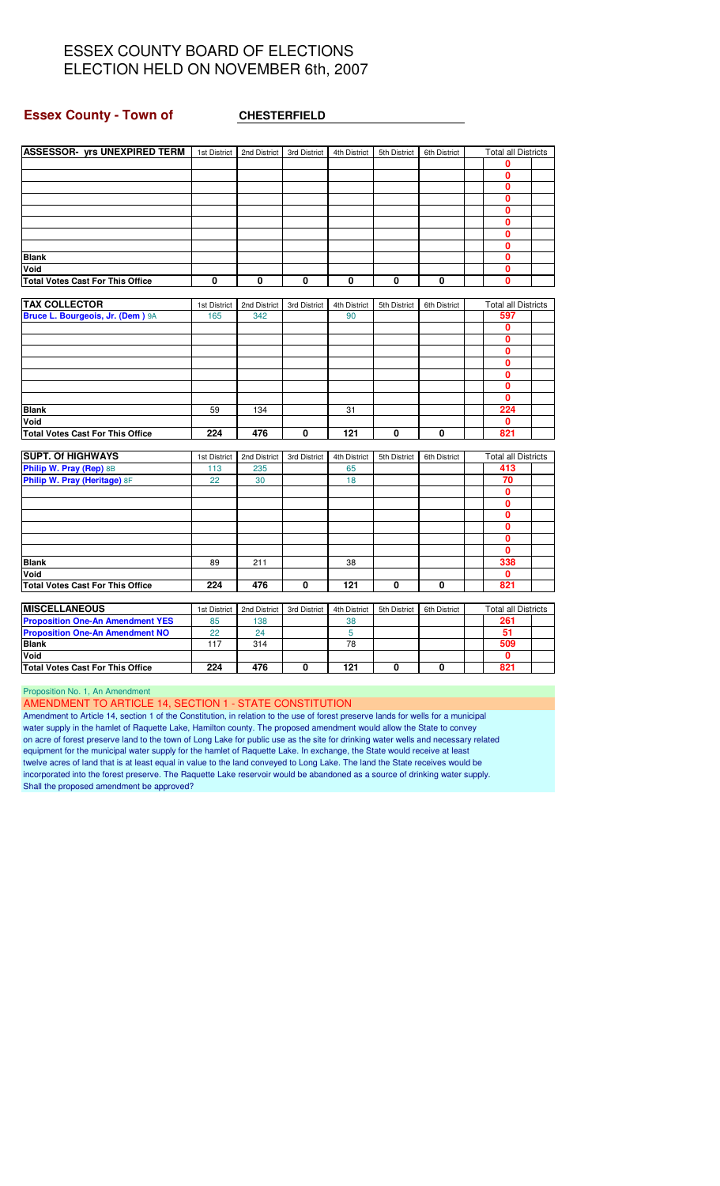# ESSEX COUNTY BOARD OF ELECTIONS
# ELECTION HELD ON NOVEMBER 6th, 2007

**Essex County - Town of** **CHESTERFIELD**

| ASSESSOR- yrs UNEXPIRED TERM | 1st District | 2nd District | 3rd District | 4th District | 5th District | 6th District | Total all Districts |
|---|---|---|---|---|---|---|---|
| | | | | | | | 0 |
| | | | | | | | 0 |
| | | | | | | | 0 |
| | | | | | | | 0 |
| | | | | | | | 0 |
| | | | | | | | 0 |
| | | | | | | | 0 |
| | | | | | | | 0 |
| Blank | | | | | | | 0 |
| Void | | | | | | | 0 |
| Total Votes Cast For This Office | 0 | 0 | 0 | 0 | 0 | 0 | 0 |

| TAX COLLECTOR | 1st District | 2nd District | 3rd District | 4th District | 5th District | 6th District | Total all Districts |
|---|---|---|---|---|---|---|---|
| Bruce L. Bourgeois, Jr. (Dem ) 9A | 165 | 342 | | 90 | | | 597 |
| | | | | | | | 0 |
| | | | | | | | 0 |
| | | | | | | | 0 |
| | | | | | | | 0 |
| | | | | | | | 0 |
| | | | | | | | 0 |
| | | | | | | | 0 |
| Blank | 59 | 134 | | 31 | | | 224 |
| Void | | | | | | | 0 |
| Total Votes Cast For This Office | 224 | 476 | 0 | 121 | 0 | 0 | 821 |

| SUPT. Of HIGHWAYS | 1st District | 2nd District | 3rd District | 4th District | 5th District | 6th District | Total all Districts |
|---|---|---|---|---|---|---|---|
| Philip W. Pray (Rep) 8B | 113 | 235 | | 65 | | | 413 |
| Philip W. Pray (Heritage) 8F | 22 | 30 | | 18 | | | 70 |
| | | | | | | | 0 |
| | | | | | | | 0 |
| | | | | | | | 0 |
| | | | | | | | 0 |
| | | | | | | | 0 |
| | | | | | | | 0 |
| Blank | 89 | 211 | | 38 | | | 338 |
| Void | | | | | | | 0 |
| Total Votes Cast For This Office | 224 | 476 | 0 | 121 | 0 | 0 | 821 |

| MISCELLANEOUS | 1st District | 2nd District | 3rd District | 4th District | 5th District | 6th District | Total all Districts |
|---|---|---|---|---|---|---|---|
| Proposition One-An Amendment YES | 85 | 138 | | 38 | | | 261 |
| Proposition One-An Amendment NO | 22 | 24 | | 5 | | | 51 |
| Blank | 117 | 314 | | 78 | | | 509 |
| Void | | | | | | | 0 |
| Total Votes Cast For This Office | 224 | 476 | 0 | 121 | 0 | 0 | 821 |

Proposition No. 1, An Amendment

AMENDMENT TO ARTICLE 14, SECTION 1 - STATE CONSTITUTION

Amendment to Article 14, section 1 of the Constitution, in relation to the use of forest preserve lands for wells for a municipal water supply in the hamlet of Raquette Lake, Hamilton county. The proposed amendment would allow the State to convey on acre of forest preserve land to the town of Long Lake for public use as the site for drinking water wells and necessary related equipment for the municipal water supply for the hamlet of Raquette Lake. In exchange, the State would receive at least twelve acres of land that is at least equal in value to the land conveyed to Long Lake. The land the State receives would be incorporated into the forest preserve. The Raquette Lake reservoir would be abandoned as a source of drinking water supply. Shall the proposed amendment be approved?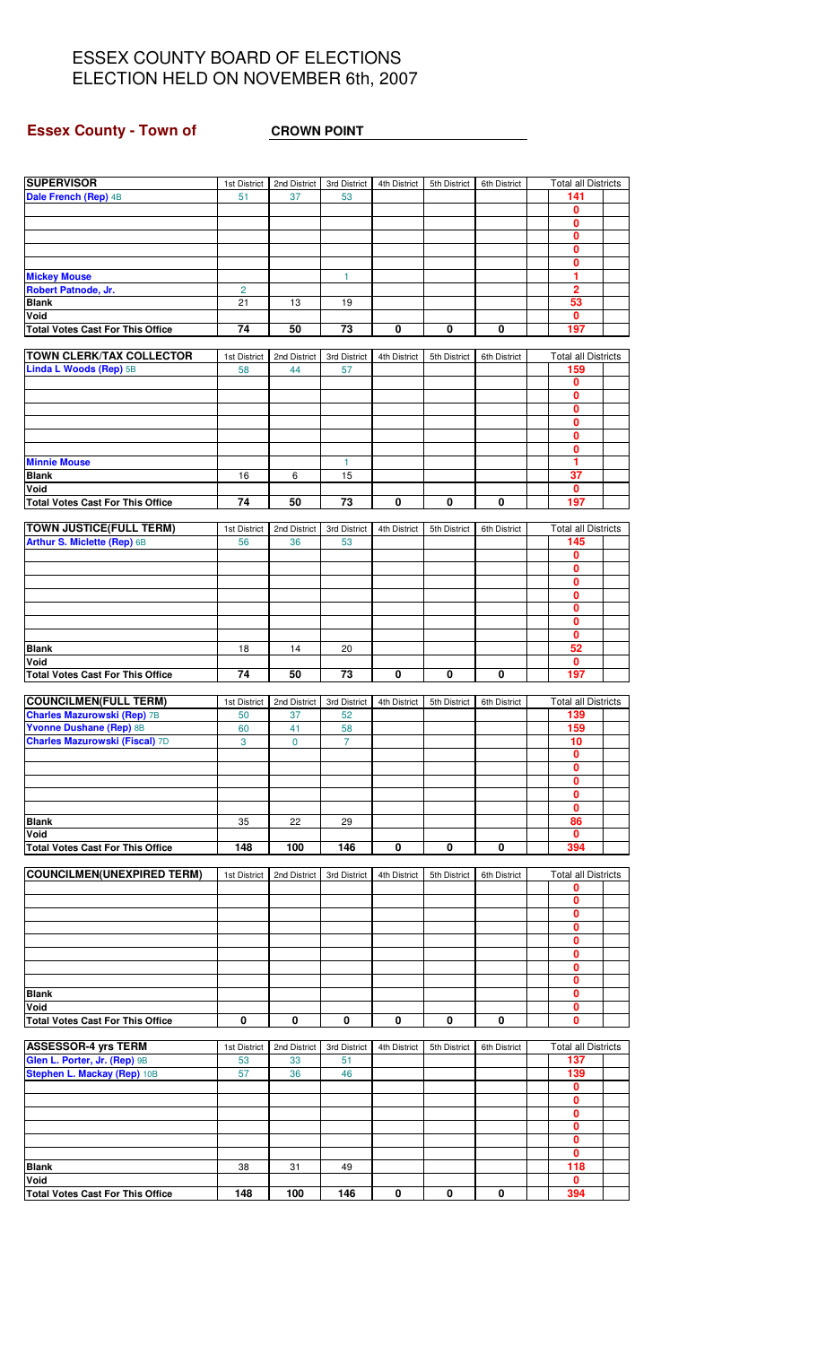# ESSEX COUNTY BOARD OF ELECTIONS
# ELECTION HELD ON NOVEMBER 6th, 2007

**Essex County - Town of** **CROWN POINT**

| SUPERVISOR | 1st District | 2nd District | 3rd District | 4th District | 5th District | 6th District | Total all Districts |
|---|---|---|---|---|---|---|---|
| Dale French (Rep) 4B | 51 | 37 | 53 | | | | 141 |
| | | | | | | | 0 |
| | | | | | | | 0 |
| | | | | | | | 0 |
| | | | | | | | 0 |
| | | | | | | | 0 |
| Mickey Mouse | | | 1 | | | | 1 |
| Robert Patnode, Jr. | 2 | | | | | | 2 |
| Blank | 21 | 13 | 19 | | | | 53 |
| Void | | | | | | | 0 |
| Total Votes Cast For This Office | 74 | 50 | 73 | 0 | 0 | 0 | 197 |

| TOWN CLERK/TAX COLLECTOR | 1st District | 2nd District | 3rd District | 4th District | 5th District | 6th District | Total all Districts |
|---|---|---|---|---|---|---|---|
| Linda L Woods (Rep) 5B | 58 | 44 | 57 | | | | 159 |
| | | | | | | | 0 |
| | | | | | | | 0 |
| | | | | | | | 0 |
| | | | | | | | 0 |
| | | | | | | | 0 |
| | | | | | | | 0 |
| Minnie Mouse | | | 1 | | | | 1 |
| Blank | 16 | 6 | 15 | | | | 37 |
| Void | | | | | | | 0 |
| Total Votes Cast For This Office | 74 | 50 | 73 | 0 | 0 | 0 | 197 |

| TOWN JUSTICE(FULL TERM) | 1st District | 2nd District | 3rd District | 4th District | 5th District | 6th District | Total all Districts |
|---|---|---|---|---|---|---|---|
| Arthur S. Miclette (Rep) 6B | 56 | 36 | 53 | | | | 145 |
| | | | | | | | 0 |
| | | | | | | | 0 |
| | | | | | | | 0 |
| | | | | | | | 0 |
| | | | | | | | 0 |
| | | | | | | | 0 |
| | | | | | | | 0 |
| Blank | 18 | 14 | 20 | | | | 52 |
| Void | | | | | | | 0 |
| Total Votes Cast For This Office | 74 | 50 | 73 | 0 | 0 | 0 | 197 |

| COUNCILMEN(FULL TERM) | 1st District | 2nd District | 3rd District | 4th District | 5th District | 6th District | Total all Districts |
|---|---|---|---|---|---|---|---|
| Charles Mazurowski (Rep) 7B | 50 | 37 | 52 | | | | 139 |
| Yvonne Dushane (Rep) 8B | 60 | 41 | 58 | | | | 159 |
| Charles Mazurowski (Fiscal) 7D | 3 | 0 | 7 | | | | 10 |
| | | | | | | | 0 |
| | | | | | | | 0 |
| | | | | | | | 0 |
| | | | | | | | 0 |
| | | | | | | | 0 |
| Blank | 35 | 22 | 29 | | | | 86 |
| Void | | | | | | | 0 |
| Total Votes Cast For This Office | 148 | 100 | 146 | 0 | 0 | 0 | 394 |

| COUNCILMEN(UNEXPIRED TERM) | 1st District | 2nd District | 3rd District | 4th District | 5th District | 6th District | Total all Districts |
|---|---|---|---|---|---|---|---|
| | | | | | | | 0 |
| | | | | | | | 0 |
| | | | | | | | 0 |
| | | | | | | | 0 |
| | | | | | | | 0 |
| | | | | | | | 0 |
| | | | | | | | 0 |
| | | | | | | | 0 |
| Blank | | | | | | | 0 |
| Void | | | | | | | 0 |
| Total Votes Cast For This Office | 0 | 0 | 0 | 0 | 0 | 0 | 0 |

| ASSESSOR-4 yrs TERM | 1st District | 2nd District | 3rd District | 4th District | 5th District | 6th District | Total all Districts |
|---|---|---|---|---|---|---|---|
| Glen L. Porter, Jr. (Rep) 9B | 53 | 33 | 51 | | | | 137 |
| Stephen L. Mackay (Rep) 10B | 57 | 36 | 46 | | | | 139 |
| | | | | | | | 0 |
| | | | | | | | 0 |
| | | | | | | | 0 |
| | | | | | | | 0 |
| | | | | | | | 0 |
| | | | | | | | 0 |
| Blank | 38 | 31 | 49 | | | | 118 |
| Void | | | | | | | 0 |
| Total Votes Cast For This Office | 148 | 100 | 146 | 0 | 0 | 0 | 394 |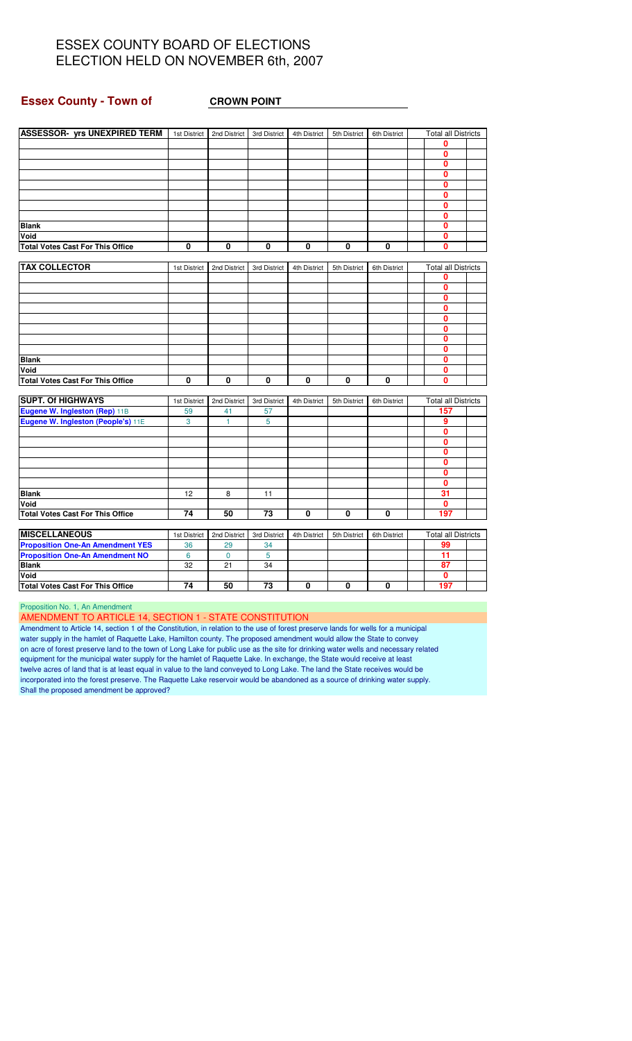# ESSEX COUNTY BOARD OF ELECTIONS
# ELECTION HELD ON NOVEMBER 6th, 2007

**Essex County - Town of** **CROWN POINT**

| ASSESSOR- yrs UNEXPIRED TERM | 1st District | 2nd District | 3rd District | 4th District | 5th District | 6th District | Total all Districts |
|---|---|---|---|---|---|---|---|
| | | | | | | | 0 |
| | | | | | | | 0 |
| | | | | | | | 0 |
| | | | | | | | 0 |
| | | | | | | | 0 |
| | | | | | | | 0 |
| | | | | | | | 0 |
| | | | | | | | 0 |
| Blank | | | | | | | 0 |
| Void | | | | | | | 0 |
| Total Votes Cast For This Office | 0 | 0 | 0 | 0 | 0 | 0 | 0 |

| TAX COLLECTOR | 1st District | 2nd District | 3rd District | 4th District | 5th District | 6th District | Total all Districts |
|---|---|---|---|---|---|---|---|
| | | | | | | | 0 |
| | | | | | | | 0 |
| | | | | | | | 0 |
| | | | | | | | 0 |
| | | | | | | | 0 |
| | | | | | | | 0 |
| | | | | | | | 0 |
| | | | | | | | 0 |
| Blank | | | | | | | 0 |
| Void | | | | | | | 0 |
| Total Votes Cast For This Office | 0 | 0 | 0 | 0 | 0 | 0 | 0 |

| SUPT. Of HIGHWAYS | 1st District | 2nd District | 3rd District | 4th District | 5th District | 6th District | Total all Districts |
|---|---|---|---|---|---|---|---|
| Eugene W. Ingleston (Rep) 11B | 59 | 41 | 57 | | | | 157 |
| Eugene W. Ingleston (People's) 11E | 3 | 1 | 5 | | | | 9 |
| | | | | | | | 0 |
| | | | | | | | 0 |
| | | | | | | | 0 |
| | | | | | | | 0 |
| | | | | | | | 0 |
| | | | | | | | 0 |
| Blank | 12 | 8 | 11 | | | | 31 |
| Void | | | | | | | 0 |
| Total Votes Cast For This Office | 74 | 50 | 73 | 0 | 0 | 0 | 197 |

| MISCELLANEOUS | 1st District | 2nd District | 3rd District | 4th District | 5th District | 6th District | Total all Districts |
|---|---|---|---|---|---|---|---|
| Proposition One-An Amendment YES | 36 | 29 | 34 | | | | 99 |
| Proposition One-An Amendment NO | 6 | 0 | 5 | | | | 11 |
| Blank | 32 | 21 | 34 | | | | 87 |
| Void | | | | | | | 0 |
| Total Votes Cast For This Office | 74 | 50 | 73 | 0 | 0 | 0 | 197 |

Proposition No. 1, An Amendment

AMENDMENT TO ARTICLE 14, SECTION 1 - STATE CONSTITUTION

Amendment to Article 14, section 1 of the Constitution, in relation to the use of forest preserve lands for wells for a municipal water supply in the hamlet of Raquette Lake, Hamilton county. The proposed amendment would allow the State to convey on acre of forest preserve land to the town of Long Lake for public use as the site for drinking water wells and necessary related equipment for the municipal water supply for the hamlet of Raquette Lake. In exchange, the State would receive at least twelve acres of land that is at least equal in value to the land conveyed to Long Lake. The land the State receives would be incorporated into the forest preserve. The Raquette Lake reservoir would be abandoned as a source of drinking water supply. Shall the proposed amendment be approved?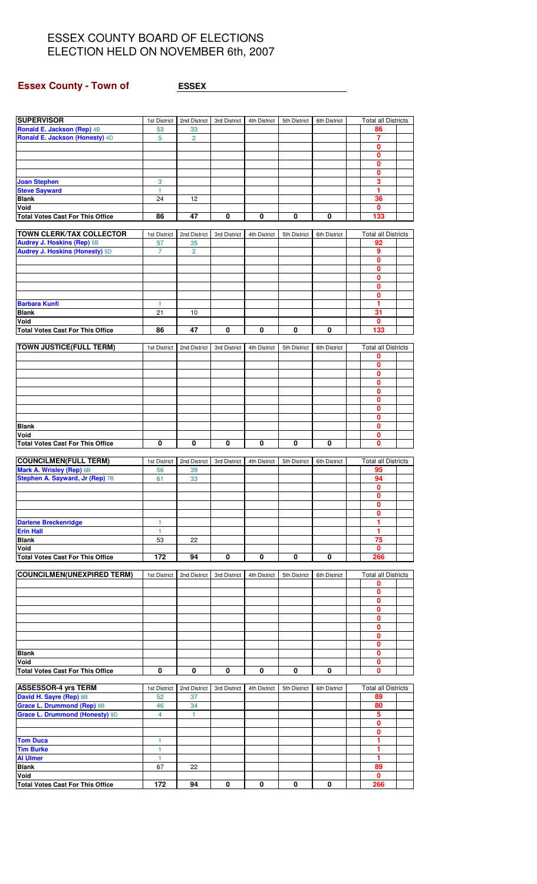# ESSEX COUNTY BOARD OF ELECTIONS
# ELECTION HELD ON NOVEMBER 6th, 2007

## Essex County - Town of ESSEX

| SUPERVISOR | 1st District | 2nd District | 3rd District | 4th District | 5th District | 6th District | Total all Districts |
|---|---|---|---|---|---|---|---|
| Ronald E. Jackson (Rep) 4B | 53 | 33 | | | | | 86 |
| Ronald E. Jackson (Honesty) 4D | 5 | 2 | | | | | 7 |
| | | | | | | | 0 |
| | | | | | | | 0 |
| | | | | | | | 0 |
| | | | | | | | 0 |
| Joan Stephen | 3 | | | | | | 3 |
| Steve Sayward | 1 | | | | | | 1 |
| Blank | 24 | 12 | | | | | 36 |
| Void | | | | | | | 0 |
| Total Votes Cast For This Office | 86 | 47 | 0 | 0 | 0 | 0 | 133 |

| TOWN CLERK/TAX COLLECTOR | 1st District | 2nd District | 3rd District | 4th District | 5th District | 6th District | Total all Districts |
|---|---|---|---|---|---|---|---|
| Audrey J. Hoskins (Rep) 5B | 57 | 35 | | | | | 92 |
| Audrey J. Hoskins (Honesty) 5D | 7 | 2 | | | | | 9 |
| | | | | | | | 0 |
| | | | | | | | 0 |
| | | | | | | | 0 |
| | | | | | | | 0 |
| | | | | | | | 0 |
| Barbara Kunfi | 1 | | | | | | 1 |
| Blank | 21 | 10 | | | | | 31 |
| Void | | | | | | | 0 |
| Total Votes Cast For This Office | 86 | 47 | 0 | 0 | 0 | 0 | 133 |

| TOWN JUSTICE(FULL TERM) | 1st District | 2nd District | 3rd District | 4th District | 5th District | 6th District | Total all Districts |
|---|---|---|---|---|---|---|---|
| | | | | | | | 0 |
| | | | | | | | 0 |
| | | | | | | | 0 |
| | | | | | | | 0 |
| | | | | | | | 0 |
| | | | | | | | 0 |
| | | | | | | | 0 |
| | | | | | | | 0 |
| Blank | | | | | | | 0 |
| Void | | | | | | | 0 |
| Total Votes Cast For This Office | 0 | 0 | 0 | 0 | 0 | 0 | 0 |

| COUNCILMEN(FULL TERM) | 1st District | 2nd District | 3rd District | 4th District | 5th District | 6th District | Total all Districts |
|---|---|---|---|---|---|---|---|
| Mark A. Wrisley (Rep) 6B | 56 | 39 | | | | | 95 |
| Stephen A. Sayward, Jr (Rep) 7B | 61 | 33 | | | | | 94 |
| | | | | | | | 0 |
| | | | | | | | 0 |
| | | | | | | | 0 |
| | | | | | | | 0 |
| Darlene Breckenridge | 1 | | | | | | 1 |
| Erin Hall | 1 | | | | | | 1 |
| Blank | 53 | 22 | | | | | 75 |
| Void | | | | | | | 0 |
| Total Votes Cast For This Office | 172 | 94 | 0 | 0 | 0 | 0 | 266 |

| COUNCILMEN(UNEXPIRED TERM) | 1st District | 2nd District | 3rd District | 4th District | 5th District | 6th District | Total all Districts |
|---|---|---|---|---|---|---|---|
| | | | | | | | 0 |
| | | | | | | | 0 |
| | | | | | | | 0 |
| | | | | | | | 0 |
| | | | | | | | 0 |
| | | | | | | | 0 |
| | | | | | | | 0 |
| | | | | | | | 0 |
| Blank | | | | | | | 0 |
| Void | | | | | | | 0 |
| Total Votes Cast For This Office | 0 | 0 | 0 | 0 | 0 | 0 | 0 |

| ASSESSOR-4 yrs TERM | 1st District | 2nd District | 3rd District | 4th District | 5th District | 6th District | Total all Districts |
|---|---|---|---|---|---|---|---|
| David H. Sayre (Rep) 8B | 52 | 37 | | | | | 89 |
| Grace L. Drummond (Rep) 9B | 46 | 34 | | | | | 80 |
| Grace L. Drummond (Honesty) 9D | 4 | 1 | | | | | 5 |
| | | | | | | | 0 |
| | | | | | | | 0 |
| Tom Duca | 1 | | | | | | 1 |
| Tim Burke | 1 | | | | | | 1 |
| Al Ulmer | 1 | | | | | | 1 |
| Blank | 67 | 22 | | | | | 89 |
| Void | | | | | | | 0 |
| Total Votes Cast For This Office | 172 | 94 | 0 | 0 | 0 | 0 | 266 |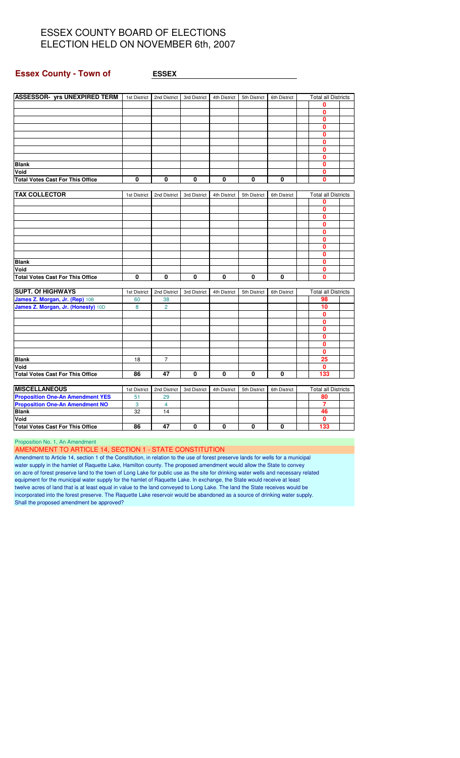# ESSEX COUNTY BOARD OF ELECTIONS
# ELECTION HELD ON NOVEMBER 6th, 2007

**Essex County - Town of** **ESSEX**

| ASSESSOR- yrs UNEXPIRED TERM | 1st District | 2nd District | 3rd District | 4th District | 5th District | 6th District | Total all Districts |
|---|---|---|---|---|---|---|---|
| | | | | | | | 0 |
| | | | | | | | 0 |
| | | | | | | | 0 |
| | | | | | | | 0 |
| | | | | | | | 0 |
| | | | | | | | 0 |
| | | | | | | | 0 |
| | | | | | | | 0 |
| Blank | | | | | | | 0 |
| Void | | | | | | | 0 |
| Total Votes Cast For This Office | 0 | 0 | 0 | 0 | 0 | 0 | 0 |

| TAX COLLECTOR | 1st District | 2nd District | 3rd District | 4th District | 5th District | 6th District | Total all Districts |
|---|---|---|---|---|---|---|---|
| | | | | | | | 0 |
| | | | | | | | 0 |
| | | | | | | | 0 |
| | | | | | | | 0 |
| | | | | | | | 0 |
| | | | | | | | 0 |
| | | | | | | | 0 |
| | | | | | | | 0 |
| Blank | | | | | | | 0 |
| Void | | | | | | | 0 |
| Total Votes Cast For This Office | 0 | 0 | 0 | 0 | 0 | 0 | 0 |

| SUPT. Of HIGHWAYS | 1st District | 2nd District | 3rd District | 4th District | 5th District | 6th District | Total all Districts |
|---|---|---|---|---|---|---|---|
| James Z. Morgan, Jr. (Rep) 10B | 60 | 38 | | | | | 98 |
| James Z. Morgan, Jr. (Honesty) 10D | 8 | 2 | | | | | 10 |
| | | | | | | | 0 |
| | | | | | | | 0 |
| | | | | | | | 0 |
| | | | | | | | 0 |
| | | | | | | | 0 |
| | | | | | | | 0 |
| Blank | 18 | 7 | | | | | 25 |
| Void | | | | | | | 0 |
| Total Votes Cast For This Office | 86 | 47 | 0 | 0 | 0 | 0 | 133 |

| MISCELLANEOUS | 1st District | 2nd District | 3rd District | 4th District | 5th District | 6th District | Total all Districts |
|---|---|---|---|---|---|---|---|
| Proposition One-An Amendment YES | 51 | 29 | | | | | 80 |
| Proposition One-An Amendment NO | 3 | 4 | | | | | 7 |
| Blank | 32 | 14 | | | | | 46 |
| Void | | | | | | | 0 |
| Total Votes Cast For This Office | 86 | 47 | 0 | 0 | 0 | 0 | 133 |

Proposition No. 1, An Amendment

AMENDMENT TO ARTICLE 14, SECTION 1 - STATE CONSTITUTION

Amendment to Article 14, section 1 of the Constitution, in relation to the use of forest preserve lands for wells for a municipal water supply in the hamlet of Raquette Lake, Hamilton county. The proposed amendment would allow the State to convey on acre of forest preserve land to the town of Long Lake for public use as the site for drinking water wells and necessary related equipment for the municipal water supply for the hamlet of Raquette Lake. In exchange, the State would receive at least twelve acres of land that is at least equal in value to the land conveyed to Long Lake. The land the State receives would be incorporated into the forest preserve. The Raquette Lake reservoir would be abandoned as a source of drinking water supply. Shall the proposed amendment be approved?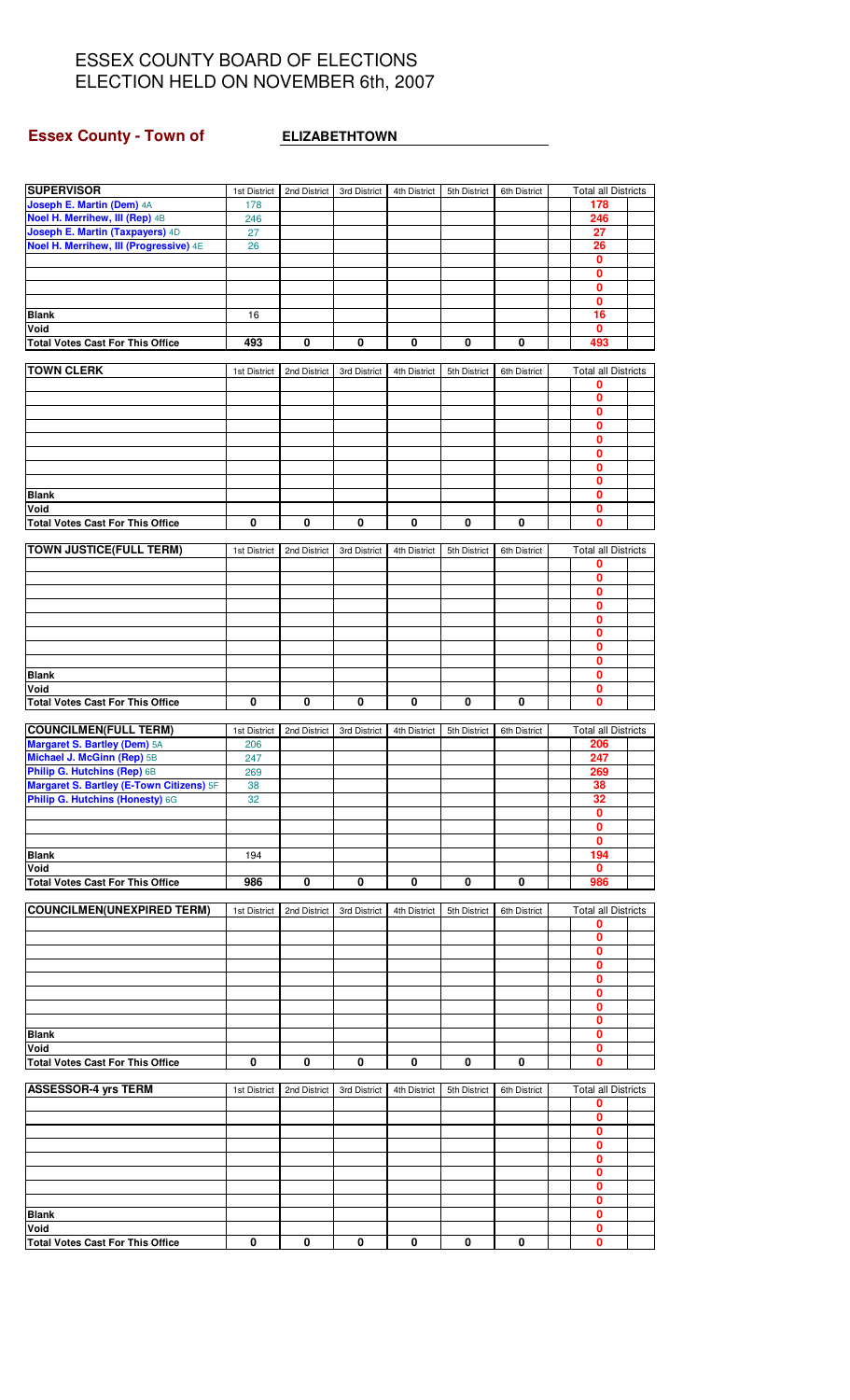# ESSEX COUNTY BOARD OF ELECTIONS
# ELECTION HELD ON NOVEMBER 6th, 2007

## Essex County - Town of ELIZABETHTOWN

| SUPERVISOR | 1st District | 2nd District | 3rd District | 4th District | 5th District | 6th District | Total all Districts |
|---|---|---|---|---|---|---|---|
| Joseph E. Martin (Dem) 4A | 178 | | | | | | 178 |
| Noel H. Merrihew, III (Rep) 4B | 246 | | | | | | 246 |
| Joseph E. Martin (Taxpayers) 4D | 27 | | | | | | 27 |
| Noel H. Merrihew, III (Progressive) 4E | 26 | | | | | | 26 |
| | | | | | | | 0 |
| | | | | | | | 0 |
| | | | | | | | 0 |
| | | | | | | | 0 |
| Blank | 16 | | | | | | 16 |
| Void | | | | | | | 0 |
| Total Votes Cast For This Office | 493 | 0 | 0 | 0 | 0 | 0 | 493 |

| TOWN CLERK | 1st District | 2nd District | 3rd District | 4th District | 5th District | 6th District | Total all Districts |
|---|---|---|---|---|---|---|---|
| | | | | | | | 0 |
| | | | | | | | 0 |
| | | | | | | | 0 |
| | | | | | | | 0 |
| | | | | | | | 0 |
| | | | | | | | 0 |
| | | | | | | | 0 |
| | | | | | | | 0 |
| Blank | | | | | | | 0 |
| Void | | | | | | | 0 |
| Total Votes Cast For This Office | 0 | 0 | 0 | 0 | 0 | 0 | 0 |

| TOWN JUSTICE(FULL TERM) | 1st District | 2nd District | 3rd District | 4th District | 5th District | 6th District | Total all Districts |
|---|---|---|---|---|---|---|---|
| | | | | | | | 0 |
| | | | | | | | 0 |
| | | | | | | | 0 |
| | | | | | | | 0 |
| | | | | | | | 0 |
| | | | | | | | 0 |
| | | | | | | | 0 |
| | | | | | | | 0 |
| Blank | | | | | | | 0 |
| Void | | | | | | | 0 |
| Total Votes Cast For This Office | 0 | 0 | 0 | 0 | 0 | 0 | 0 |

| COUNCILMEN(FULL TERM) | 1st District | 2nd District | 3rd District | 4th District | 5th District | 6th District | Total all Districts |
|---|---|---|---|---|---|---|---|
| Margaret S. Bartley (Dem) 5A | 206 | | | | | | 206 |
| Michael J. McGinn (Rep) 5B | 247 | | | | | | 247 |
| Philip G. Hutchins (Rep) 6B | 269 | | | | | | 269 |
| Margaret S. Bartley (E-Town Citizens) 5F | 38 | | | | | | 38 |
| Philip G. Hutchins (Honesty) 6G | 32 | | | | | | 32 |
| | | | | | | | 0 |
| | | | | | | | 0 |
| | | | | | | | 0 |
| Blank | 194 | | | | | | 194 |
| Void | | | | | | | 0 |
| Total Votes Cast For This Office | 986 | 0 | 0 | 0 | 0 | 0 | 986 |

| COUNCILMEN(UNEXPIRED TERM) | 1st District | 2nd District | 3rd District | 4th District | 5th District | 6th District | Total all Districts |
|---|---|---|---|---|---|---|---|
| | | | | | | | 0 |
| | | | | | | | 0 |
| | | | | | | | 0 |
| | | | | | | | 0 |
| | | | | | | | 0 |
| | | | | | | | 0 |
| | | | | | | | 0 |
| | | | | | | | 0 |
| Blank | | | | | | | 0 |
| Void | | | | | | | 0 |
| Total Votes Cast For This Office | 0 | 0 | 0 | 0 | 0 | 0 | 0 |

| ASSESSOR-4 yrs TERM | 1st District | 2nd District | 3rd District | 4th District | 5th District | 6th District | Total all Districts |
|---|---|---|---|---|---|---|---|
| | | | | | | | 0 |
| | | | | | | | 0 |
| | | | | | | | 0 |
| | | | | | | | 0 |
| | | | | | | | 0 |
| | | | | | | | 0 |
| | | | | | | | 0 |
| | | | | | | | 0 |
| Blank | | | | | | | 0 |
| Void | | | | | | | 0 |
| Total Votes Cast For This Office | 0 | 0 | 0 | 0 | 0 | 0 | 0 |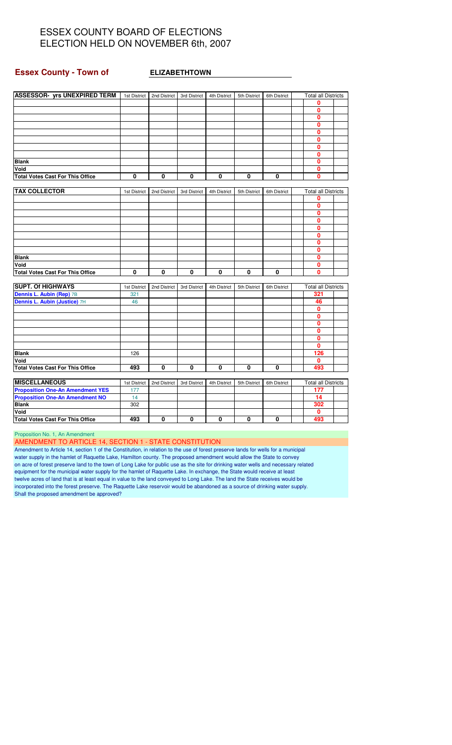# ESSEX COUNTY BOARD OF ELECTIONS
# ELECTION HELD ON NOVEMBER 6th, 2007

**Essex County - Town of** **ELIZABETHTOWN**

| ASSESSOR- yrs UNEXPIRED TERM | 1st District | 2nd District | 3rd District | 4th District | 5th District | 6th District | Total all Districts |
|---|---|---|---|---|---|---|---|
| | | | | | | | 0 |
| | | | | | | | 0 |
| | | | | | | | 0 |
| | | | | | | | 0 |
| | | | | | | | 0 |
| | | | | | | | 0 |
| | | | | | | | 0 |
| | | | | | | | 0 |
| Blank | | | | | | | 0 |
| Void | | | | | | | 0 |
| Total Votes Cast For This Office | 0 | 0 | 0 | 0 | 0 | 0 | 0 |

| TAX COLLECTOR | 1st District | 2nd District | 3rd District | 4th District | 5th District | 6th District | Total all Districts |
|---|---|---|---|---|---|---|---|
| | | | | | | | 0 |
| | | | | | | | 0 |
| | | | | | | | 0 |
| | | | | | | | 0 |
| | | | | | | | 0 |
| | | | | | | | 0 |
| | | | | | | | 0 |
| | | | | | | | 0 |
| Blank | | | | | | | 0 |
| Void | | | | | | | 0 |
| Total Votes Cast For This Office | 0 | 0 | 0 | 0 | 0 | 0 | 0 |

| SUPT. Of HIGHWAYS | 1st District | 2nd District | 3rd District | 4th District | 5th District | 6th District | Total all Districts |
|---|---|---|---|---|---|---|---|
| Dennis L. Aubin (Rep) 7B | 321 | | | | | | 321 |
| Dennis L. Aubin (Justice) 7H | 46 | | | | | | 46 |
| | | | | | | | 0 |
| | | | | | | | 0 |
| | | | | | | | 0 |
| | | | | | | | 0 |
| | | | | | | | 0 |
| | | | | | | | 0 |
| Blank | 126 | | | | | | 126 |
| Void | | | | | | | 0 |
| Total Votes Cast For This Office | 493 | 0 | 0 | 0 | 0 | 0 | 493 |

| MISCELLANEOUS | 1st District | 2nd District | 3rd District | 4th District | 5th District | 6th District | Total all Districts |
|---|---|---|---|---|---|---|---|
| Proposition One-An Amendment YES | 177 | | | | | | 177 |
| Proposition One-An Amendment NO | 14 | | | | | | 14 |
| Blank | 302 | | | | | | 302 |
| Void | | | | | | | 0 |
| Total Votes Cast For This Office | 493 | 0 | 0 | 0 | 0 | 0 | 493 |

Proposition No. 1, An Amendment

AMENDMENT TO ARTICLE 14, SECTION 1 - STATE CONSTITUTION

Amendment to Article 14, section 1 of the Constitution, in relation to the use of forest preserve lands for wells for a municipal water supply in the hamlet of Raquette Lake, Hamilton county. The proposed amendment would allow the State to convey on acre of forest preserve land to the town of Long Lake for public use as the site for drinking water wells and necessary related equipment for the municipal water supply for the hamlet of Raquette Lake. In exchange, the State would receive at least twelve acres of land that is at least equal in value to the land conveyed to Long Lake. The land the State receives would be incorporated into the forest preserve. The Raquette Lake reservoir would be abandoned as a source of drinking water supply. Shall the proposed amendment be approved?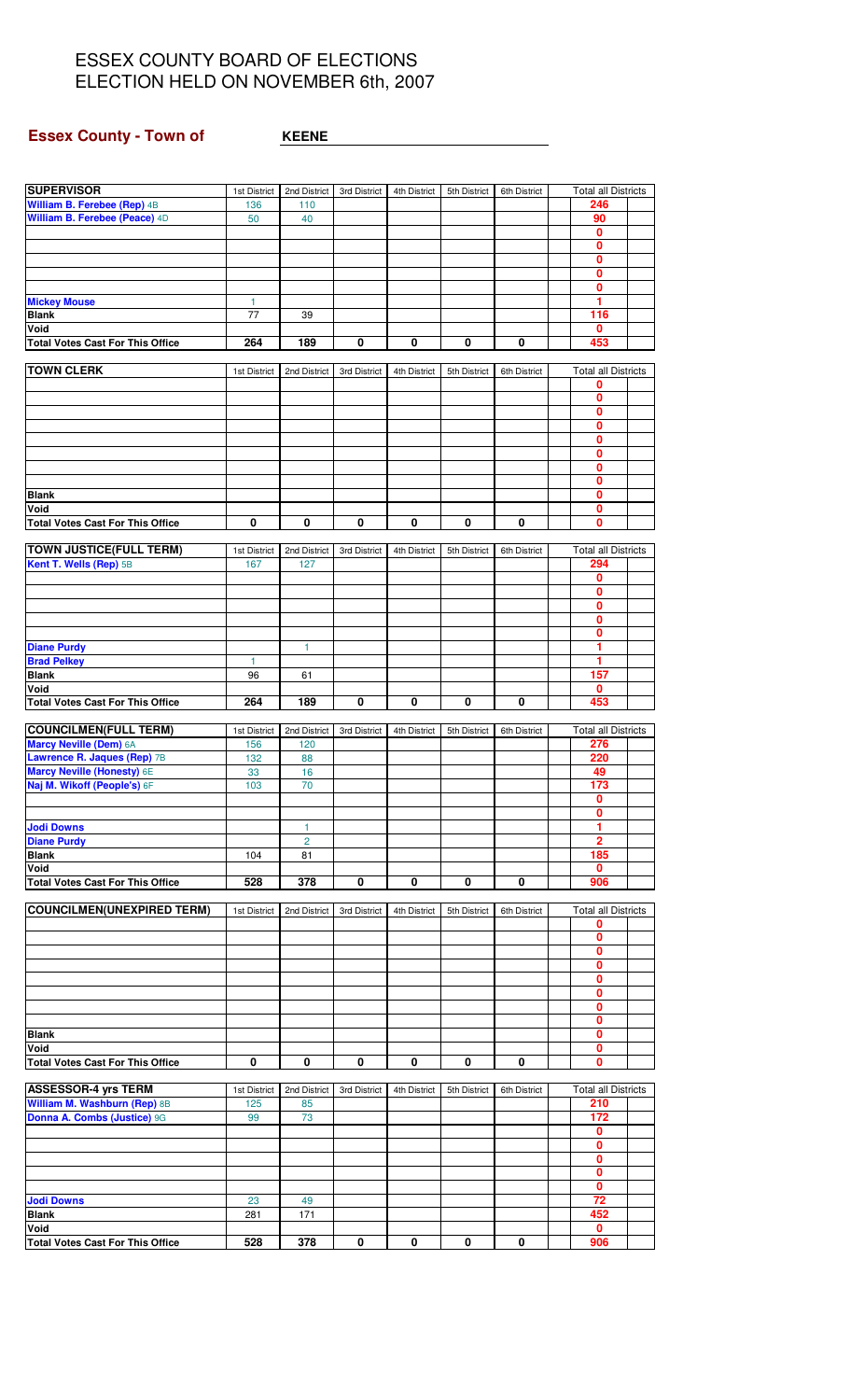# ESSEX COUNTY BOARD OF ELECTIONS
# ELECTION HELD ON NOVEMBER 6th, 2007

**Essex County - Town of** **KEENE**

| SUPERVISOR | 1st District | 2nd District | 3rd District | 4th District | 5th District | 6th District | Total all Districts |
|---|---|---|---|---|---|---|---|
| William B. Ferebee (Rep) 4B | 136 | 110 | | | | | 246 |
| William B. Ferebee (Peace) 4D | 50 | 40 | | | | | 90 |
| | | | | | | | 0 |
| | | | | | | | 0 |
| | | | | | | | 0 |
| | | | | | | | 0 |
| | | | | | | | 0 |
| Mickey Mouse | 1 | | | | | | 1 |
| Blank | 77 | 39 | | | | | 116 |
| Void | | | | | | | 0 |
| Total Votes Cast For This Office | 264 | 189 | 0 | 0 | 0 | 0 | 453 |

| TOWN CLERK | 1st District | 2nd District | 3rd District | 4th District | 5th District | 6th District | Total all Districts |
|---|---|---|---|---|---|---|---|
| | | | | | | | 0 |
| | | | | | | | 0 |
| | | | | | | | 0 |
| | | | | | | | 0 |
| | | | | | | | 0 |
| | | | | | | | 0 |
| | | | | | | | 0 |
| | | | | | | | 0 |
| Blank | | | | | | | 0 |
| Void | | | | | | | 0 |
| Total Votes Cast For This Office | 0 | 0 | 0 | 0 | 0 | 0 | 0 |

| TOWN JUSTICE(FULL TERM) | 1st District | 2nd District | 3rd District | 4th District | 5th District | 6th District | Total all Districts |
|---|---|---|---|---|---|---|---|
| Kent T. Wells (Rep) 5B | 167 | 127 | | | | | 294 |
| | | | | | | | 0 |
| | | | | | | | 0 |
| | | | | | | | 0 |
| | | | | | | | 0 |
| | | | | | | | 0 |
| Diane Purdy | | 1 | | | | | 1 |
| Brad Pelkey | 1 | | | | | | 1 |
| Blank | 96 | 61 | | | | | 157 |
| Void | | | | | | | 0 |
| Total Votes Cast For This Office | 264 | 189 | 0 | 0 | 0 | 0 | 453 |

| COUNCILMEN(FULL TERM) | 1st District | 2nd District | 3rd District | 4th District | 5th District | 6th District | Total all Districts |
|---|---|---|---|---|---|---|---|
| Marcy Neville (Dem) 6A | 156 | 120 | | | | | 276 |
| Lawrence R. Jaques (Rep) 7B | 132 | 88 | | | | | 220 |
| Marcy Neville (Honesty) 6E | 33 | 16 | | | | | 49 |
| Naj M. Wikoff (People's) 6F | 103 | 70 | | | | | 173 |
| | | | | | | | 0 |
| | | | | | | | 0 |
| Jodi Downs | | 1 | | | | | 1 |
| Diane Purdy | | 2 | | | | | 2 |
| Blank | 104 | 81 | | | | | 185 |
| Void | | | | | | | 0 |
| Total Votes Cast For This Office | 528 | 378 | 0 | 0 | 0 | 0 | 906 |

| COUNCILMEN(UNEXPIRED TERM) | 1st District | 2nd District | 3rd District | 4th District | 5th District | 6th District | Total all Districts |
|---|---|---|---|---|---|---|---|
| | | | | | | | 0 |
| | | | | | | | 0 |
| | | | | | | | 0 |
| | | | | | | | 0 |
| | | | | | | | 0 |
| | | | | | | | 0 |
| | | | | | | | 0 |
| | | | | | | | 0 |
| Blank | | | | | | | 0 |
| Void | | | | | | | 0 |
| Total Votes Cast For This Office | 0 | 0 | 0 | 0 | 0 | 0 | 0 |

| ASSESSOR-4 yrs TERM | 1st District | 2nd District | 3rd District | 4th District | 5th District | 6th District | Total all Districts |
|---|---|---|---|---|---|---|---|
| William M. Washburn (Rep) 8B | 125 | 85 | | | | | 210 |
| Donna A. Combs (Justice) 9G | 99 | 73 | | | | | 172 |
| | | | | | | | 0 |
| | | | | | | | 0 |
| | | | | | | | 0 |
| | | | | | | | 0 |
| | | | | | | | 0 |
| Jodi Downs | 23 | 49 | | | | | 72 |
| Blank | 281 | 171 | | | | | 452 |
| Void | | | | | | | 0 |
| Total Votes Cast For This Office | 528 | 378 | 0 | 0 | 0 | 0 | 906 |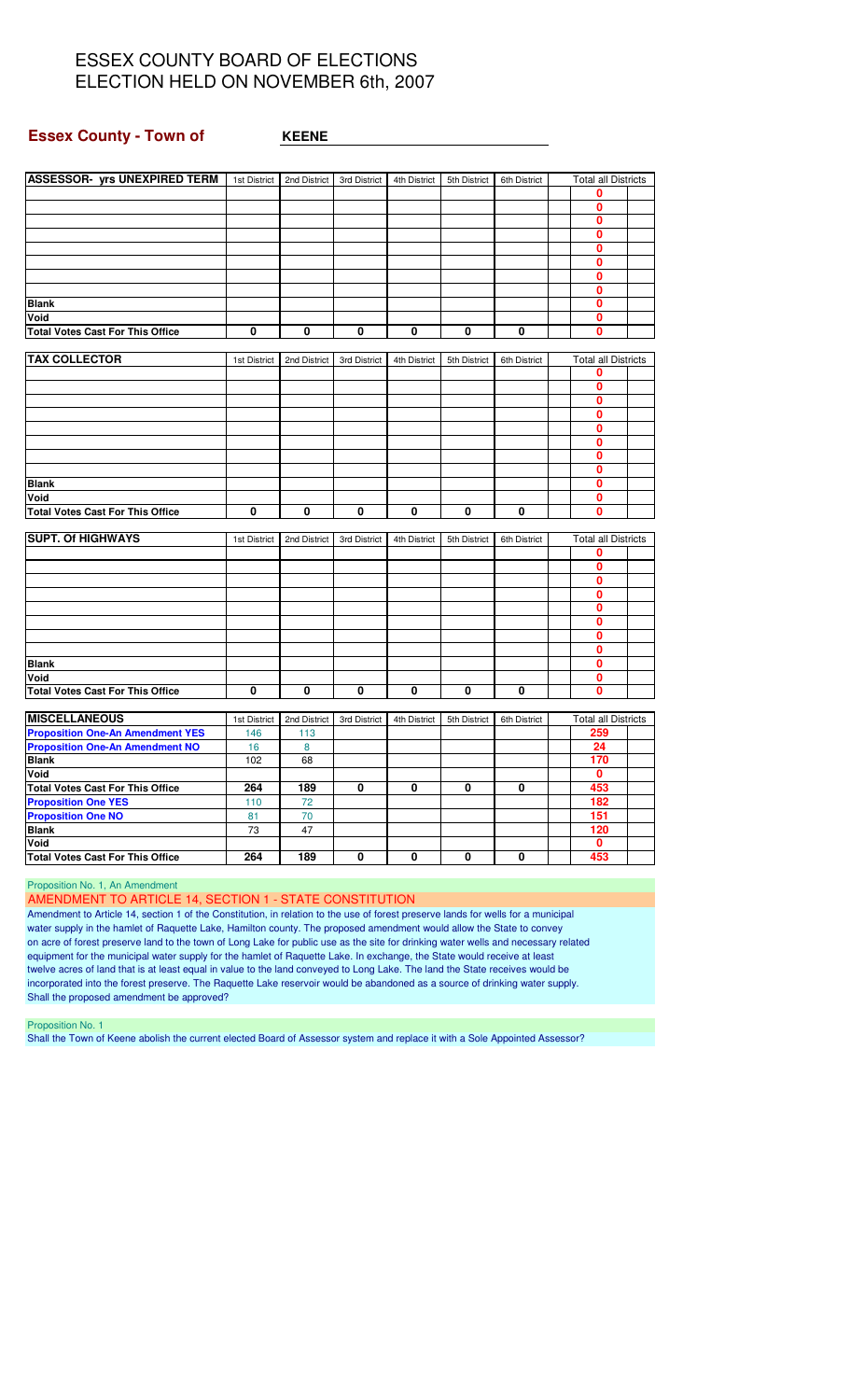# ESSEX COUNTY BOARD OF ELECTIONS
# ELECTION HELD ON NOVEMBER 6th, 2007

**Essex County - Town of** **KEENE**

| ASSESSOR- yrs UNEXPIRED TERM | 1st District | 2nd District | 3rd District | 4th District | 5th District | 6th District | Total all Districts |
|---|---|---|---|---|---|---|---|
| | | | | | | | 0 |
| | | | | | | | 0 |
| | | | | | | | 0 |
| | | | | | | | 0 |
| | | | | | | | 0 |
| | | | | | | | 0 |
| | | | | | | | 0 |
| | | | | | | | 0 |
| Blank | | | | | | | 0 |
| Void | | | | | | | 0 |
| Total Votes Cast For This Office | 0 | 0 | 0 | 0 | 0 | 0 | 0 |

| TAX COLLECTOR | 1st District | 2nd District | 3rd District | 4th District | 5th District | 6th District | Total all Districts |
|---|---|---|---|---|---|---|---|
| | | | | | | | 0 |
| | | | | | | | 0 |
| | | | | | | | 0 |
| | | | | | | | 0 |
| | | | | | | | 0 |
| | | | | | | | 0 |
| | | | | | | | 0 |
| | | | | | | | 0 |
| Blank | | | | | | | 0 |
| Void | | | | | | | 0 |
| Total Votes Cast For This Office | 0 | 0 | 0 | 0 | 0 | 0 | 0 |

| SUPT. Of HIGHWAYS | 1st District | 2nd District | 3rd District | 4th District | 5th District | 6th District | Total all Districts |
|---|---|---|---|---|---|---|---|
| | | | | | | | 0 |
| | | | | | | | 0 |
| | | | | | | | 0 |
| | | | | | | | 0 |
| | | | | | | | 0 |
| | | | | | | | 0 |
| | | | | | | | 0 |
| | | | | | | | 0 |
| Blank | | | | | | | 0 |
| Void | | | | | | | 0 |
| Total Votes Cast For This Office | 0 | 0 | 0 | 0 | 0 | 0 | 0 |

| MISCELLANEOUS | 1st District | 2nd District | 3rd District | 4th District | 5th District | 6th District | Total all Districts |
|---|---|---|---|---|---|---|---|
| Proposition One-An Amendment YES | 146 | 113 | | | | | 259 |
| Proposition One-An Amendment NO | 16 | 8 | | | | | 24 |
| Blank | 102 | 68 | | | | | 170 |
| Void | | | | | | | 0 |
| Total Votes Cast For This Office | 264 | 189 | 0 | 0 | 0 | 0 | 453 |
| Proposition One YES | 110 | 72 | | | | | 182 |
| Proposition One NO | 81 | 70 | | | | | 151 |
| Blank | 73 | 47 | | | | | 120 |
| Void | | | | | | | 0 |
| Total Votes Cast For This Office | 264 | 189 | 0 | 0 | 0 | 0 | 453 |

Proposition No. 1, An Amendment

AMENDMENT TO ARTICLE 14, SECTION 1 - STATE CONSTITUTION

Amendment to Article 14, section 1 of the Constitution, in relation to the use of forest preserve lands for wells for a municipal water supply in the hamlet of Raquette Lake, Hamilton county. The proposed amendment would allow the State to convey on acre of forest preserve land to the town of Long Lake for public use as the site for drinking water wells and necessary related equipment for the municipal water supply for the hamlet of Raquette Lake. In exchange, the State would receive at least twelve acres of land that is at least equal in value to the land conveyed to Long Lake. The land the State receives would be incorporated into the forest preserve. The Raquette Lake reservoir would be abandoned as a source of drinking water supply. Shall the proposed amendment be approved?

Proposition No. 1

Shall the Town of Keene abolish the current elected Board of Assessor system and replace it with a Sole Appointed Assessor?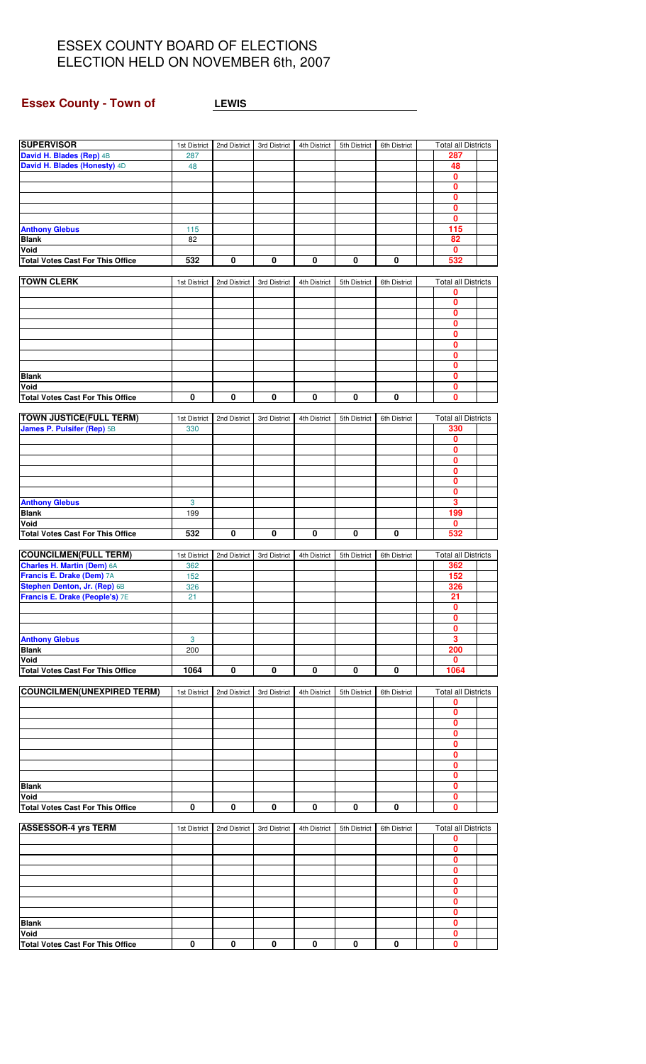# ESSEX COUNTY BOARD OF ELECTIONS
# ELECTION HELD ON NOVEMBER 6th, 2007

**Essex County - Town of** **LEWIS**

| SUPERVISOR | 1st District | 2nd District | 3rd District | 4th District | 5th District | 6th District | Total all Districts |
|---|---|---|---|---|---|---|---|
| David H. Blades (Rep) 4B | 287 | | | | | | 287 |
| David H. Blades (Honesty) 4D | 48 | | | | | | 48 |
| | | | | | | | 0 |
| | | | | | | | 0 |
| | | | | | | | 0 |
| | | | | | | | 0 |
| | | | | | | | 0 |
| Anthony Glebus | 115 | | | | | | 115 |
| Blank | 82 | | | | | | 82 |
| Void | | | | | | | 0 |
| Total Votes Cast For This Office | 532 | 0 | 0 | 0 | 0 | 0 | 532 |

| TOWN CLERK | 1st District | 2nd District | 3rd District | 4th District | 5th District | 6th District | Total all Districts |
|---|---|---|---|---|---|---|---|
| | | | | | | | 0 |
| | | | | | | | 0 |
| | | | | | | | 0 |
| | | | | | | | 0 |
| | | | | | | | 0 |
| | | | | | | | 0 |
| | | | | | | | 0 |
| | | | | | | | 0 |
| Blank | | | | | | | 0 |
| Void | | | | | | | 0 |
| Total Votes Cast For This Office | 0 | 0 | 0 | 0 | 0 | 0 | 0 |

| TOWN JUSTICE(FULL TERM) | 1st District | 2nd District | 3rd District | 4th District | 5th District | 6th District | Total all Districts |
|---|---|---|---|---|---|---|---|
| James P. Pulsifer (Rep) 5B | 330 | | | | | | 330 |
| | | | | | | | 0 |
| | | | | | | | 0 |
| | | | | | | | 0 |
| | | | | | | | 0 |
| | | | | | | | 0 |
| | | | | | | | 0 |
| Anthony Glebus | 3 | | | | | | 3 |
| Blank | 199 | | | | | | 199 |
| Void | | | | | | | 0 |
| Total Votes Cast For This Office | 532 | 0 | 0 | 0 | 0 | 0 | 532 |

| COUNCILMEN(FULL TERM) | 1st District | 2nd District | 3rd District | 4th District | 5th District | 6th District | Total all Districts |
|---|---|---|---|---|---|---|---|
| Charles H. Martin (Dem) 6A | 362 | | | | | | 362 |
| Francis E. Drake (Dem) 7A | 152 | | | | | | 152 |
| Stephen Denton, Jr. (Rep) 6B | 326 | | | | | | 326 |
| Francis E. Drake (People's) 7E | 21 | | | | | | 21 |
| | | | | | | | 0 |
| | | | | | | | 0 |
| | | | | | | | 0 |
| Anthony Glebus | 3 | | | | | | 3 |
| Blank | 200 | | | | | | 200 |
| Void | | | | | | | 0 |
| Total Votes Cast For This Office | 1064 | 0 | 0 | 0 | 0 | 0 | 1064 |

| COUNCILMEN(UNEXPIRED TERM) | 1st District | 2nd District | 3rd District | 4th District | 5th District | 6th District | Total all Districts |
|---|---|---|---|---|---|---|---|
| | | | | | | | 0 |
| | | | | | | | 0 |
| | | | | | | | 0 |
| | | | | | | | 0 |
| | | | | | | | 0 |
| | | | | | | | 0 |
| | | | | | | | 0 |
| | | | | | | | 0 |
| Blank | | | | | | | 0 |
| Void | | | | | | | 0 |
| Total Votes Cast For This Office | 0 | 0 | 0 | 0 | 0 | 0 | 0 |

| ASSESSOR-4 yrs TERM | 1st District | 2nd District | 3rd District | 4th District | 5th District | 6th District | Total all Districts |
|---|---|---|---|---|---|---|---|
| | | | | | | | 0 |
| | | | | | | | 0 |
| | | | | | | | 0 |
| | | | | | | | 0 |
| | | | | | | | 0 |
| | | | | | | | 0 |
| | | | | | | | 0 |
| | | | | | | | 0 |
| Blank | | | | | | | 0 |
| Void | | | | | | | 0 |
| Total Votes Cast For This Office | 0 | 0 | 0 | 0 | 0 | 0 | 0 |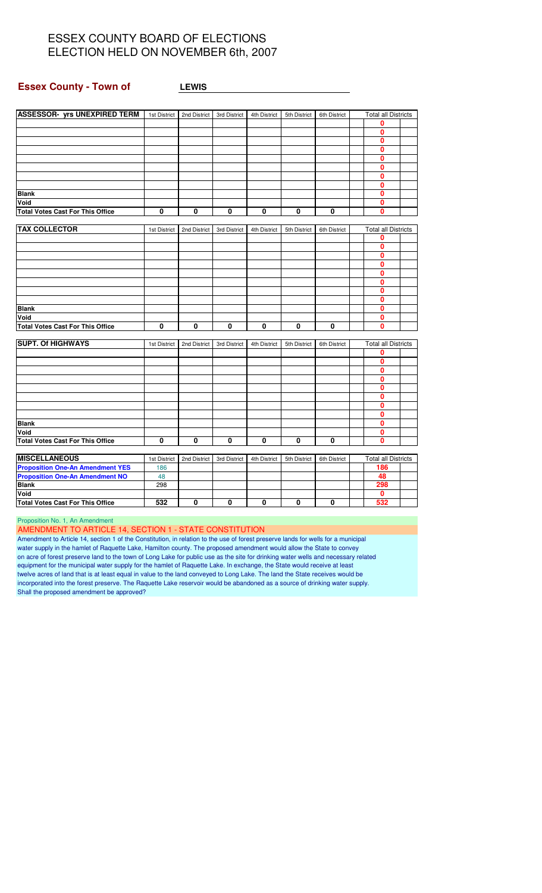# ESSEX COUNTY BOARD OF ELECTIONS
# ELECTION HELD ON NOVEMBER 6th, 2007

**Essex County - Town of** **LEWIS**

| ASSESSOR- yrs UNEXPIRED TERM | 1st District | 2nd District | 3rd District | 4th District | 5th District | 6th District | Total all Districts |
|---|---|---|---|---|---|---|---|
| | | | | | | | 0 |
| | | | | | | | 0 |
| | | | | | | | 0 |
| | | | | | | | 0 |
| | | | | | | | 0 |
| | | | | | | | 0 |
| | | | | | | | 0 |
| | | | | | | | 0 |
| **Blank** | | | | | | | 0 |
| **Void** | | | | | | | 0 |
| **Total Votes Cast For This Office** | 0 | 0 | 0 | 0 | 0 | 0 | 0 |

| TAX COLLECTOR | 1st District | 2nd District | 3rd District | 4th District | 5th District | 6th District | Total all Districts |
|---|---|---|---|---|---|---|---|
| | | | | | | | 0 |
| | | | | | | | 0 |
| | | | | | | | 0 |
| | | | | | | | 0 |
| | | | | | | | 0 |
| | | | | | | | 0 |
| | | | | | | | 0 |
| | | | | | | | 0 |
| **Blank** | | | | | | | 0 |
| **Void** | | | | | | | 0 |
| **Total Votes Cast For This Office** | 0 | 0 | 0 | 0 | 0 | 0 | 0 |

| SUPT. Of HIGHWAYS | 1st District | 2nd District | 3rd District | 4th District | 5th District | 6th District | Total all Districts |
|---|---|---|---|---|---|---|---|
| | | | | | | | 0 |
| | | | | | | | 0 |
| | | | | | | | 0 |
| | | | | | | | 0 |
| | | | | | | | 0 |
| | | | | | | | 0 |
| | | | | | | | 0 |
| | | | | | | | 0 |
| **Blank** | | | | | | | 0 |
| **Void** | | | | | | | 0 |
| **Total Votes Cast For This Office** | 0 | 0 | 0 | 0 | 0 | 0 | 0 |

| MISCELLANEOUS | 1st District | 2nd District | 3rd District | 4th District | 5th District | 6th District | Total all Districts |
|---|---|---|---|---|---|---|---|
| **Proposition One-An Amendment YES** | 186 | | | | | | 186 |
| **Proposition One-An Amendment NO** | 48 | | | | | | 48 |
| **Blank** | 298 | | | | | | 298 |
| **Void** | | | | | | | 0 |
| **Total Votes Cast For This Office** | 532 | 0 | 0 | 0 | 0 | 0 | 532 |

Proposition No. 1, An Amendment

AMENDMENT TO ARTICLE 14, SECTION 1 - STATE CONSTITUTION

Amendment to Article 14, section 1 of the Constitution, in relation to the use of forest preserve lands for wells for a municipal water supply in the hamlet of Raquette Lake, Hamilton county. The proposed amendment would allow the State to convey on acre of forest preserve land to the town of Long Lake for public use as the site for drinking water wells and necessary related equipment for the municipal water supply for the hamlet of Raquette Lake. In exchange, the State would receive at least twelve acres of land that is at least equal in value to the land conveyed to Long Lake. The land the State receives would be incorporated into the forest preserve. The Raquette Lake reservoir would be abandoned as a source of drinking water supply. Shall the proposed amendment be approved?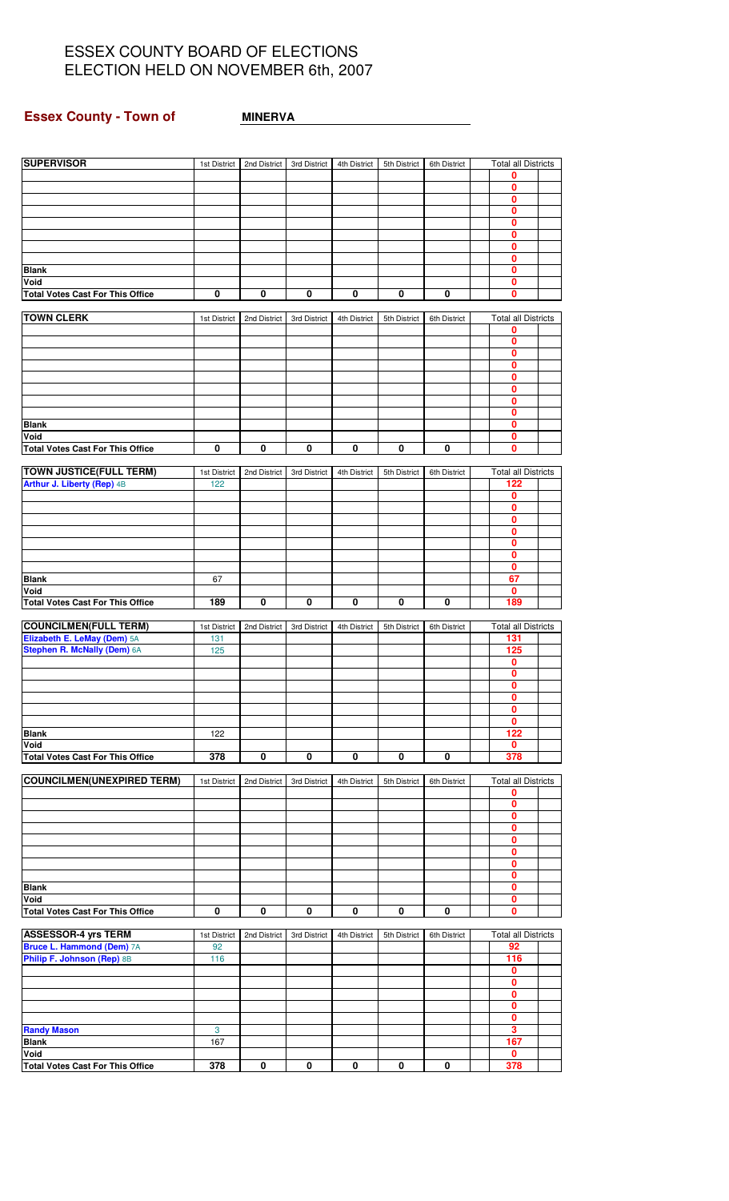# ESSEX COUNTY BOARD OF ELECTIONS
# ELECTION HELD ON NOVEMBER 6th, 2007

**Essex County - Town of** **MINERVA**

| SUPERVISOR | 1st District | 2nd District | 3rd District | 4th District | 5th District | 6th District | Total all Districts |
|---|---|---|---|---|---|---|---|
| | | | | | | | 0 |
| | | | | | | | 0 |
| | | | | | | | 0 |
| | | | | | | | 0 |
| | | | | | | | 0 |
| | | | | | | | 0 |
| | | | | | | | 0 |
| | | | | | | | 0 |
| **Blank** | | | | | | | 0 |
| **Void** | | | | | | | 0 |
| **Total Votes Cast For This Office** | 0 | 0 | 0 | 0 | 0 | 0 | 0 |

| TOWN CLERK | 1st District | 2nd District | 3rd District | 4th District | 5th District | 6th District | Total all Districts |
|---|---|---|---|---|---|---|---|
| | | | | | | | 0 |
| | | | | | | | 0 |
| | | | | | | | 0 |
| | | | | | | | 0 |
| | | | | | | | 0 |
| | | | | | | | 0 |
| | | | | | | | 0 |
| | | | | | | | 0 |
| **Blank** | | | | | | | 0 |
| **Void** | | | | | | | 0 |
| **Total Votes Cast For This Office** | 0 | 0 | 0 | 0 | 0 | 0 | 0 |

| TOWN JUSTICE(FULL TERM) | 1st District | 2nd District | 3rd District | 4th District | 5th District | 6th District | Total all Districts |
|---|---|---|---|---|---|---|---|
| Arthur J. Liberty (Rep) 4B | 122 | | | | | | 122 |
| | | | | | | | 0 |
| | | | | | | | 0 |
| | | | | | | | 0 |
| | | | | | | | 0 |
| | | | | | | | 0 |
| | | | | | | | 0 |
| | | | | | | | 0 |
| **Blank** | 67 | | | | | | 67 |
| **Void** | | | | | | | 0 |
| **Total Votes Cast For This Office** | 189 | 0 | 0 | 0 | 0 | 0 | 189 |

| COUNCILMEN(FULL TERM) | 1st District | 2nd District | 3rd District | 4th District | 5th District | 6th District | Total all Districts |
|---|---|---|---|---|---|---|---|
| Elizabeth E. LeMay (Dem) 5A | 131 | | | | | | 131 |
| Stephen R. McNally (Dem) 6A | 125 | | | | | | 125 |
| | | | | | | | 0 |
| | | | | | | | 0 |
| | | | | | | | 0 |
| | | | | | | | 0 |
| | | | | | | | 0 |
| | | | | | | | 0 |
| **Blank** | 122 | | | | | | 122 |
| **Void** | | | | | | | 0 |
| **Total Votes Cast For This Office** | 378 | 0 | 0 | 0 | 0 | 0 | 378 |

| COUNCILMEN(UNEXPIRED TERM) | 1st District | 2nd District | 3rd District | 4th District | 5th District | 6th District | Total all Districts |
|---|---|---|---|---|---|---|---|
| | | | | | | | 0 |
| | | | | | | | 0 |
| | | | | | | | 0 |
| | | | | | | | 0 |
| | | | | | | | 0 |
| | | | | | | | 0 |
| | | | | | | | 0 |
| | | | | | | | 0 |
| **Blank** | | | | | | | 0 |
| **Void** | | | | | | | 0 |
| **Total Votes Cast For This Office** | 0 | 0 | 0 | 0 | 0 | 0 | 0 |

| ASSESSOR-4 yrs TERM | 1st District | 2nd District | 3rd District | 4th District | 5th District | 6th District | Total all Districts |
|---|---|---|---|---|---|---|---|
| Bruce L. Hammond (Dem) 7A | 92 | | | | | | 92 |
| Philip F. Johnson (Rep) 8B | 116 | | | | | | 116 |
| | | | | | | | 0 |
| | | | | | | | 0 |
| | | | | | | | 0 |
| | | | | | | | 0 |
| | | | | | | | 0 |
| Randy Mason | 3 | | | | | | 3 |
| **Blank** | 167 | | | | | | 167 |
| **Void** | | | | | | | 0 |
| **Total Votes Cast For This Office** | 378 | 0 | 0 | 0 | 0 | 0 | 378 |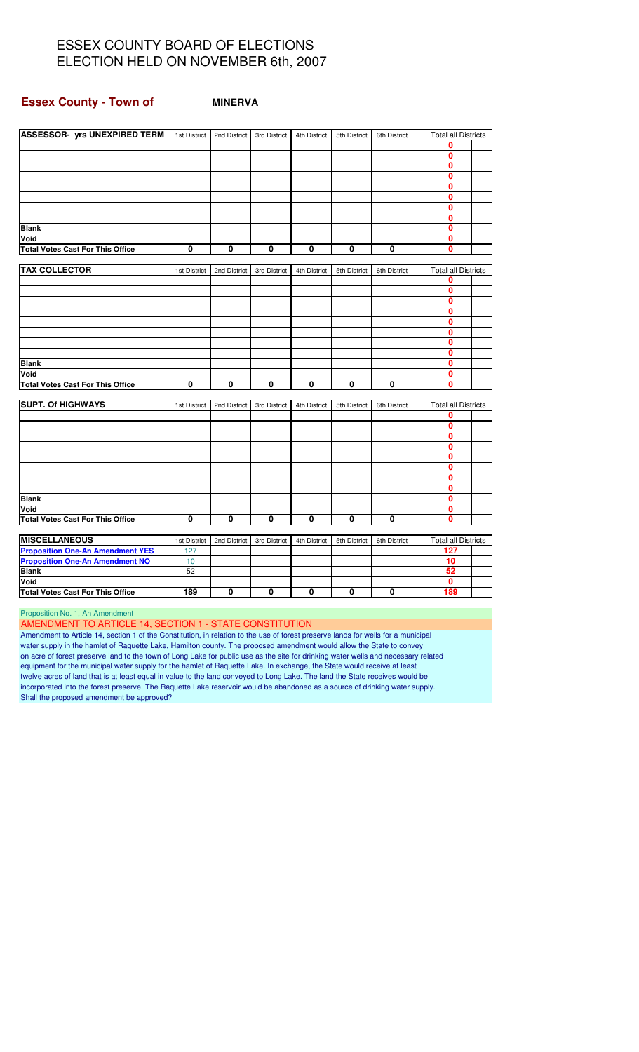# ESSEX COUNTY BOARD OF ELECTIONS
# ELECTION HELD ON NOVEMBER 6th, 2007

**Essex County - Town of** **MINERVA**

| ASSESSOR- yrs UNEXPIRED TERM | 1st District | 2nd District | 3rd District | 4th District | 5th District | 6th District | Total all Districts |
|---|---|---|---|---|---|---|---|
| | | | | | | | 0 |
| | | | | | | | 0 |
| | | | | | | | 0 |
| | | | | | | | 0 |
| | | | | | | | 0 |
| | | | | | | | 0 |
| | | | | | | | 0 |
| | | | | | | | 0 |
| Blank | | | | | | | 0 |
| Void | | | | | | | 0 |
| Total Votes Cast For This Office | 0 | 0 | 0 | 0 | 0 | 0 | 0 |

| TAX COLLECTOR | 1st District | 2nd District | 3rd District | 4th District | 5th District | 6th District | Total all Districts |
|---|---|---|---|---|---|---|---|
| | | | | | | | 0 |
| | | | | | | | 0 |
| | | | | | | | 0 |
| | | | | | | | 0 |
| | | | | | | | 0 |
| | | | | | | | 0 |
| | | | | | | | 0 |
| | | | | | | | 0 |
| Blank | | | | | | | 0 |
| Void | | | | | | | 0 |
| Total Votes Cast For This Office | 0 | 0 | 0 | 0 | 0 | 0 | 0 |

| SUPT. Of HIGHWAYS | 1st District | 2nd District | 3rd District | 4th District | 5th District | 6th District | Total all Districts |
|---|---|---|---|---|---|---|---|
| | | | | | | | 0 |
| | | | | | | | 0 |
| | | | | | | | 0 |
| | | | | | | | 0 |
| | | | | | | | 0 |
| | | | | | | | 0 |
| | | | | | | | 0 |
| | | | | | | | 0 |
| Blank | | | | | | | 0 |
| Void | | | | | | | 0 |
| Total Votes Cast For This Office | 0 | 0 | 0 | 0 | 0 | 0 | 0 |

| MISCELLANEOUS | 1st District | 2nd District | 3rd District | 4th District | 5th District | 6th District | Total all Districts |
|---|---|---|---|---|---|---|---|
| Proposition One-An Amendment YES | 127 | | | | | | 127 |
| Proposition One-An Amendment NO | 10 | | | | | | 10 |
| Blank | 52 | | | | | | 52 |
| Void | | | | | | | 0 |
| Total Votes Cast For This Office | 189 | 0 | 0 | 0 | 0 | 0 | 189 |

Proposition No. 1, An Amendment

AMENDMENT TO ARTICLE 14, SECTION 1 - STATE CONSTITUTION

Amendment to Article 14, section 1 of the Constitution, in relation to the use of forest preserve lands for wells for a municipal water supply in the hamlet of Raquette Lake, Hamilton county. The proposed amendment would allow the State to convey on acre of forest preserve land to the town of Long Lake for public use as the site for drinking water wells and necessary related equipment for the municipal water supply for the hamlet of Raquette Lake. In exchange, the State would receive at least twelve acres of land that is at least equal in value to the land conveyed to Long Lake. The land the State receives would be incorporated into the forest preserve. The Raquette Lake reservoir would be abandoned as a source of drinking water supply. Shall the proposed amendment be approved?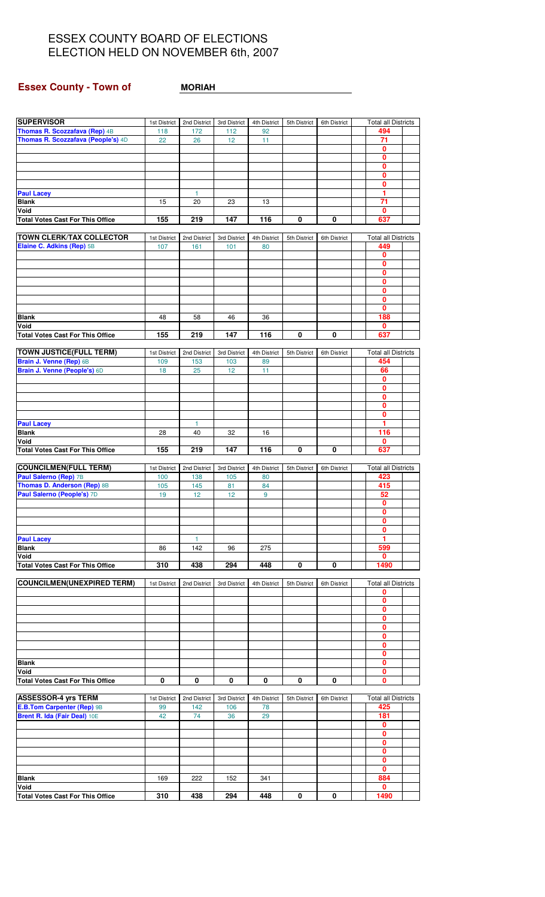# ESSEX COUNTY BOARD OF ELECTIONS
# ELECTION HELD ON NOVEMBER 6th, 2007

**Essex County - Town of** **MORIAH**

| SUPERVISOR | 1st District | 2nd District | 3rd District | 4th District | 5th District | 6th District | Total all Districts |
|---|---|---|---|---|---|---|---|
| Thomas R. Scozzafava (Rep) 4B | 118 | 172 | 112 | 92 | | | 494 |
| Thomas R. Scozzafava (People's) 4D | 22 | 26 | 12 | 11 | | | 71 |
| | | | | | | | 0 |
| | | | | | | | 0 |
| | | | | | | | 0 |
| | | | | | | | 0 |
| | | | | | | | 0 |
| Paul Lacey | | 1 | | | | | 1 |
| Blank | 15 | 20 | 23 | 13 | | | 71 |
| Void | | | | | | | 0 |
| Total Votes Cast For This Office | 155 | 219 | 147 | 116 | 0 | 0 | 637 |

| TOWN CLERK/TAX COLLECTOR | 1st District | 2nd District | 3rd District | 4th District | 5th District | 6th District | Total all Districts |
|---|---|---|---|---|---|---|---|
| Elaine C. Adkins (Rep) 5B | 107 | 161 | 101 | 80 | | | 449 |
| | | | | | | | 0 |
| | | | | | | | 0 |
| | | | | | | | 0 |
| | | | | | | | 0 |
| | | | | | | | 0 |
| | | | | | | | 0 |
| | | | | | | | 0 |
| Blank | 48 | 58 | 46 | 36 | | | 188 |
| Void | | | | | | | 0 |
| Total Votes Cast For This Office | 155 | 219 | 147 | 116 | 0 | 0 | 637 |

| TOWN JUSTICE(FULL TERM) | 1st District | 2nd District | 3rd District | 4th District | 5th District | 6th District | Total all Districts |
|---|---|---|---|---|---|---|---|
| Brain J. Venne (Rep) 6B | 109 | 153 | 103 | 89 | | | 454 |
| Brain J. Venne (People's) 6D | 18 | 25 | 12 | 11 | | | 66 |
| | | | | | | | 0 |
| | | | | | | | 0 |
| | | | | | | | 0 |
| | | | | | | | 0 |
| | | | | | | | 0 |
| Paul Lacey | | 1 | | | | | 1 |
| Blank | 28 | 40 | 32 | 16 | | | 116 |
| Void | | | | | | | 0 |
| Total Votes Cast For This Office | 155 | 219 | 147 | 116 | 0 | 0 | 637 |

| COUNCILMEN(FULL TERM) | 1st District | 2nd District | 3rd District | 4th District | 5th District | 6th District | Total all Districts |
|---|---|---|---|---|---|---|---|
| Paul Salerno (Rep) 7B | 100 | 138 | 105 | 80 | | | 423 |
| Thomas D. Anderson (Rep) 8B | 105 | 145 | 81 | 84 | | | 415 |
| Paul Salerno (People's) 7D | 19 | 12 | 12 | 9 | | | 52 |
| | | | | | | | 0 |
| | | | | | | | 0 |
| | | | | | | | 0 |
| | | | | | | | 0 |
| Paul Lacey | | 1 | | | | | 1 |
| Blank | 86 | 142 | 96 | 275 | | | 599 |
| Void | | | | | | | 0 |
| Total Votes Cast For This Office | 310 | 438 | 294 | 448 | 0 | 0 | 1490 |

| COUNCILMEN(UNEXPIRED TERM) | 1st District | 2nd District | 3rd District | 4th District | 5th District | 6th District | Total all Districts |
|---|---|---|---|---|---|---|---|
| | | | | | | | 0 |
| | | | | | | | 0 |
| | | | | | | | 0 |
| | | | | | | | 0 |
| | | | | | | | 0 |
| | | | | | | | 0 |
| | | | | | | | 0 |
| | | | | | | | 0 |
| Blank | | | | | | | 0 |
| Void | | | | | | | 0 |
| Total Votes Cast For This Office | 0 | 0 | 0 | 0 | 0 | 0 | 0 |

| ASSESSOR-4 yrs TERM | 1st District | 2nd District | 3rd District | 4th District | 5th District | 6th District | Total all Districts |
|---|---|---|---|---|---|---|---|
| E.B.Tom Carpenter (Rep) 9B | 99 | 142 | 106 | 78 | | | 425 |
| Brent R. Ida (Fair Deal) 10E | 42 | 74 | 36 | 29 | | | 181 |
| | | | | | | | 0 |
| | | | | | | | 0 |
| | | | | | | | 0 |
| | | | | | | | 0 |
| | | | | | | | 0 |
| | | | | | | | 0 |
| Blank | 169 | 222 | 152 | 341 | | | 884 |
| Void | | | | | | | 0 |
| Total Votes Cast For This Office | 310 | 438 | 294 | 448 | 0 | 0 | 1490 |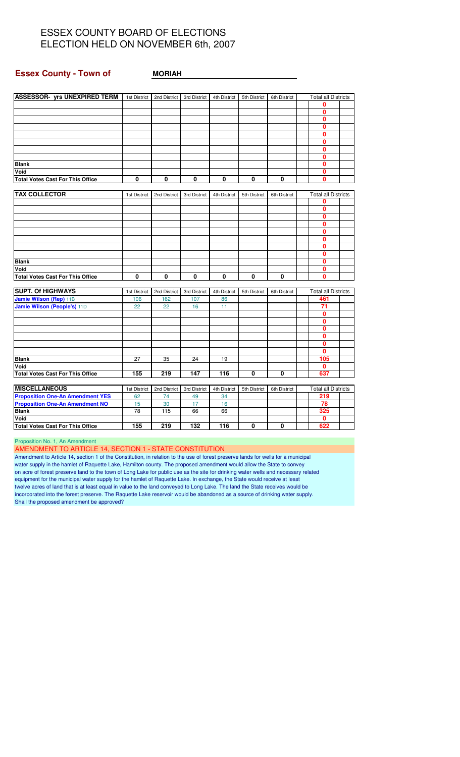# ESSEX COUNTY BOARD OF ELECTIONS
# ELECTION HELD ON NOVEMBER 6th, 2007

**Essex County - Town of** **MORIAH**

| ASSESSOR- yrs UNEXPIRED TERM | 1st District | 2nd District | 3rd District | 4th District | 5th District | 6th District | Total all Districts |
|---|---|---|---|---|---|---|---|
| | | | | | | | 0 |
| | | | | | | | 0 |
| | | | | | | | 0 |
| | | | | | | | 0 |
| | | | | | | | 0 |
| | | | | | | | 0 |
| | | | | | | | 0 |
| | | | | | | | 0 |
| Blank | | | | | | | 0 |
| Void | | | | | | | 0 |
| Total Votes Cast For This Office | 0 | 0 | 0 | 0 | 0 | 0 | 0 |

| TAX COLLECTOR | 1st District | 2nd District | 3rd District | 4th District | 5th District | 6th District | Total all Districts |
|---|---|---|---|---|---|---|---|
| | | | | | | | 0 |
| | | | | | | | 0 |
| | | | | | | | 0 |
| | | | | | | | 0 |
| | | | | | | | 0 |
| | | | | | | | 0 |
| | | | | | | | 0 |
| | | | | | | | 0 |
| Blank | | | | | | | 0 |
| Void | | | | | | | 0 |
| Total Votes Cast For This Office | 0 | 0 | 0 | 0 | 0 | 0 | 0 |

| SUPT. Of HIGHWAYS | 1st District | 2nd District | 3rd District | 4th District | 5th District | 6th District | Total all Districts |
|---|---|---|---|---|---|---|---|
| Jamie Wilson (Rep) 11B | 106 | 162 | 107 | 86 | | | 461 |
| Jamie Wilson (People's) 11D | 22 | 22 | 16 | 11 | | | 71 |
| | | | | | | | 0 |
| | | | | | | | 0 |
| | | | | | | | 0 |
| | | | | | | | 0 |
| | | | | | | | 0 |
| | | | | | | | 0 |
| Blank | 27 | 35 | 24 | 19 | | | 105 |
| Void | | | | | | | 0 |
| Total Votes Cast For This Office | 155 | 219 | 147 | 116 | 0 | 0 | 637 |

| MISCELLANEOUS | 1st District | 2nd District | 3rd District | 4th District | 5th District | 6th District | Total all Districts |
|---|---|---|---|---|---|---|---|
| Proposition One-An Amendment YES | 62 | 74 | 49 | 34 | | | 219 |
| Proposition One-An Amendment NO | 15 | 30 | 17 | 16 | | | 78 |
| Blank | 78 | 115 | 66 | 66 | | | 325 |
| Void | | | | | | | 0 |
| Total Votes Cast For This Office | 155 | 219 | 132 | 116 | 0 | 0 | 622 |

Proposition No. 1, An Amendment

AMENDMENT TO ARTICLE 14, SECTION 1 - STATE CONSTITUTION

Amendment to Article 14, section 1 of the Constitution, in relation to the use of forest preserve lands for wells for a municipal water supply in the hamlet of Raquette Lake, Hamilton county. The proposed amendment would allow the State to convey on acre of forest preserve land to the town of Long Lake for public use as the site for drinking water wells and necessary related equipment for the municipal water supply for the hamlet of Raquette Lake. In exchange, the State would receive at least twelve acres of land that is at least equal in value to the land conveyed to Long Lake. The land the State receives would be incorporated into the forest preserve. The Raquette Lake reservoir would be abandoned as a source of drinking water supply. Shall the proposed amendment be approved?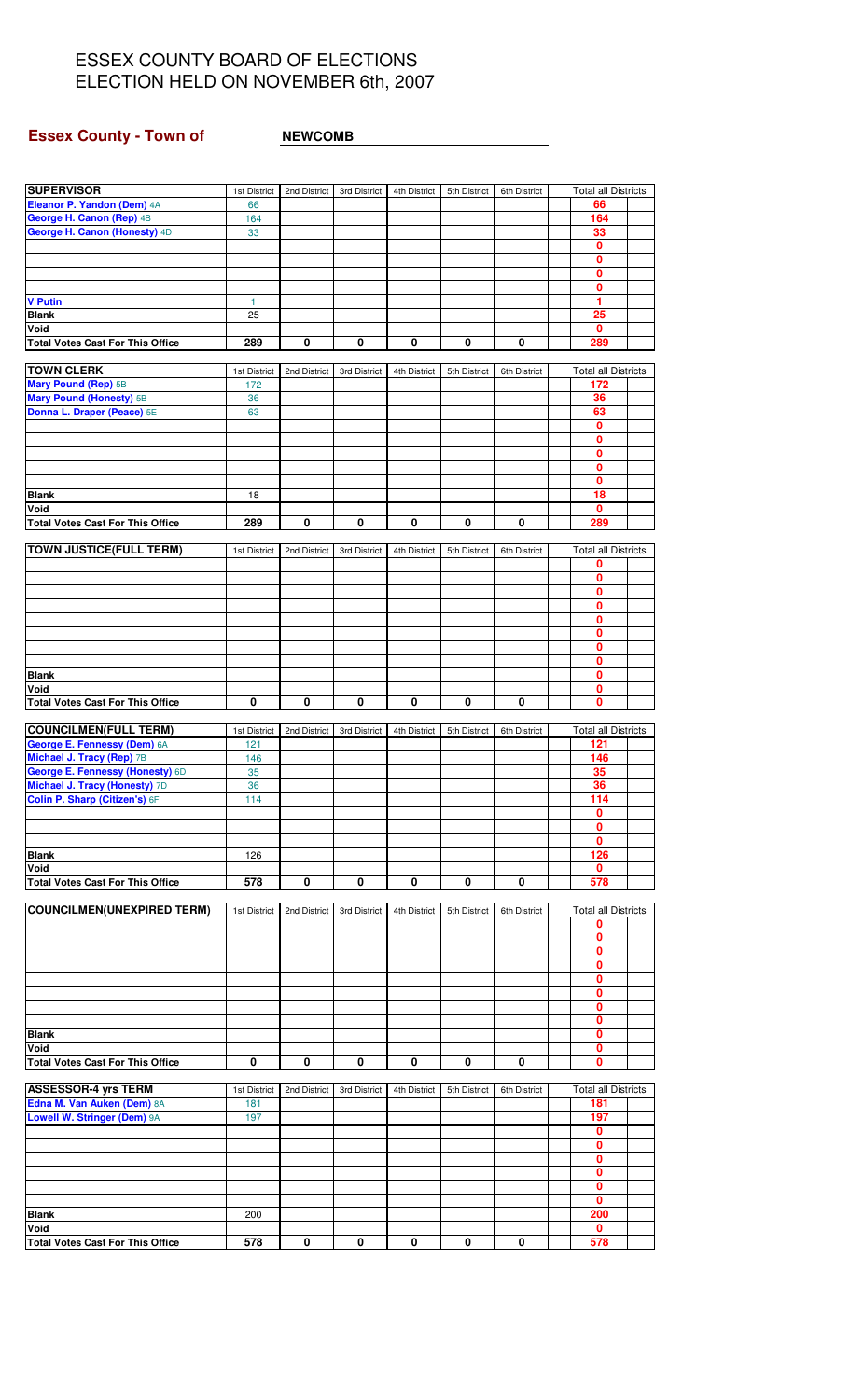# ESSEX COUNTY BOARD OF ELECTIONS
# ELECTION HELD ON NOVEMBER 6th, 2007

**Essex County - Town of** **NEWCOMB**

| SUPERVISOR | 1st District | 2nd District | 3rd District | 4th District | 5th District | 6th District | Total all Districts |
|---|---|---|---|---|---|---|---|
| Eleanor P. Yandon (Dem) 4A | 66 | | | | | | 66 |
| George H. Canon (Rep) 4B | 164 | | | | | | 164 |
| George H. Canon (Honesty) 4D | 33 | | | | | | 33 |
| | | | | | | | 0 |
| | | | | | | | 0 |
| | | | | | | | 0 |
| | | | | | | | 0 |
| V Putin | 1 | | | | | | 1 |
| Blank | 25 | | | | | | 25 |
| Void | | | | | | | 0 |
| Total Votes Cast For This Office | 289 | 0 | 0 | 0 | 0 | 0 | 289 |

| TOWN CLERK | 1st District | 2nd District | 3rd District | 4th District | 5th District | 6th District | Total all Districts |
|---|---|---|---|---|---|---|---|
| Mary Pound (Rep) 5B | 172 | | | | | | 172 |
| Mary Pound (Honesty) 5B | 36 | | | | | | 36 |
| Donna L. Draper (Peace) 5E | 63 | | | | | | 63 |
| | | | | | | | 0 |
| | | | | | | | 0 |
| | | | | | | | 0 |
| | | | | | | | 0 |
| | | | | | | | 0 |
| Blank | 18 | | | | | | 18 |
| Void | | | | | | | 0 |
| Total Votes Cast For This Office | 289 | 0 | 0 | 0 | 0 | 0 | 289 |

| TOWN JUSTICE(FULL TERM) | 1st District | 2nd District | 3rd District | 4th District | 5th District | 6th District | Total all Districts |
|---|---|---|---|---|---|---|---|
| | | | | | | | 0 |
| | | | | | | | 0 |
| | | | | | | | 0 |
| | | | | | | | 0 |
| | | | | | | | 0 |
| | | | | | | | 0 |
| | | | | | | | 0 |
| | | | | | | | 0 |
| Blank | | | | | | | 0 |
| Void | | | | | | | 0 |
| Total Votes Cast For This Office | 0 | 0 | 0 | 0 | 0 | 0 | 0 |

| COUNCILMEN(FULL TERM) | 1st District | 2nd District | 3rd District | 4th District | 5th District | 6th District | Total all Districts |
|---|---|---|---|---|---|---|---|
| George E. Fennessy (Dem) 6A | 121 | | | | | | 121 |
| Michael J. Tracy (Rep) 7B | 146 | | | | | | 146 |
| George E. Fennessy (Honesty) 6D | 35 | | | | | | 35 |
| Michael J. Tracy (Honesty) 7D | 36 | | | | | | 36 |
| Colin P. Sharp (Citizen's) 6F | 114 | | | | | | 114 |
| | | | | | | | 0 |
| | | | | | | | 0 |
| | | | | | | | 0 |
| Blank | 126 | | | | | | 126 |
| Void | | | | | | | 0 |
| Total Votes Cast For This Office | 578 | 0 | 0 | 0 | 0 | 0 | 578 |

| COUNCILMEN(UNEXPIRED TERM) | 1st District | 2nd District | 3rd District | 4th District | 5th District | 6th District | Total all Districts |
|---|---|---|---|---|---|---|---|
| | | | | | | | 0 |
| | | | | | | | 0 |
| | | | | | | | 0 |
| | | | | | | | 0 |
| | | | | | | | 0 |
| | | | | | | | 0 |
| | | | | | | | 0 |
| | | | | | | | 0 |
| Blank | | | | | | | 0 |
| Void | | | | | | | 0 |
| Total Votes Cast For This Office | 0 | 0 | 0 | 0 | 0 | 0 | 0 |

| ASSESSOR-4 yrs TERM | 1st District | 2nd District | 3rd District | 4th District | 5th District | 6th District | Total all Districts |
|---|---|---|---|---|---|---|---|
| Edna M. Van Auken (Dem) 8A | 181 | | | | | | 181 |
| Lowell W. Stringer (Dem) 9A | 197 | | | | | | 197 |
| | | | | | | | 0 |
| | | | | | | | 0 |
| | | | | | | | 0 |
| | | | | | | | 0 |
| | | | | | | | 0 |
| | | | | | | | 0 |
| Blank | 200 | | | | | | 200 |
| Void | | | | | | | 0 |
| Total Votes Cast For This Office | 578 | 0 | 0 | 0 | 0 | 0 | 578 |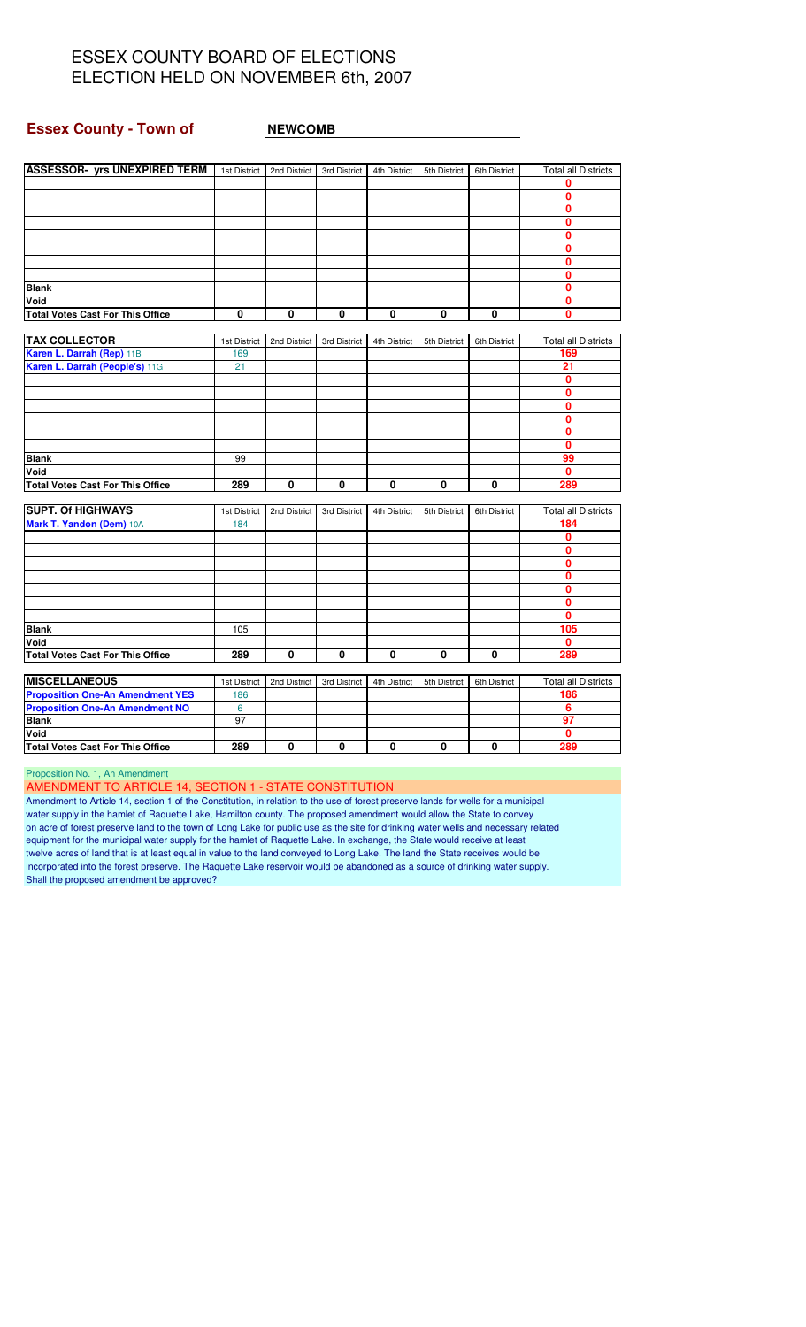# ESSEX COUNTY BOARD OF ELECTIONS
# ELECTION HELD ON NOVEMBER 6th, 2007

**Essex County - Town of** **NEWCOMB**

| ASSESSOR- yrs UNEXPIRED TERM | 1st District | 2nd District | 3rd District | 4th District | 5th District | 6th District | Total all Districts |
|---|---|---|---|---|---|---|---|
| | | | | | | | 0 |
| | | | | | | | 0 |
| | | | | | | | 0 |
| | | | | | | | 0 |
| | | | | | | | 0 |
| | | | | | | | 0 |
| | | | | | | | 0 |
| | | | | | | | 0 |
| **Blank** | | | | | | | 0 |
| **Void** | | | | | | | 0 |
| **Total Votes Cast For This Office** | 0 | 0 | 0 | 0 | 0 | 0 | 0 |

| TAX COLLECTOR | 1st District | 2nd District | 3rd District | 4th District | 5th District | 6th District | Total all Districts |
|---|---|---|---|---|---|---|---|
| Karen L. Darrah (Rep) 11B | 169 | | | | | | 169 |
| Karen L. Darrah (People's) 11G | 21 | | | | | | 21 |
| | | | | | | | 0 |
| | | | | | | | 0 |
| | | | | | | | 0 |
| | | | | | | | 0 |
| | | | | | | | 0 |
| | | | | | | | 0 |
| **Blank** | 99 | | | | | | 99 |
| **Void** | | | | | | | 0 |
| **Total Votes Cast For This Office** | 289 | 0 | 0 | 0 | 0 | 0 | 289 |

| SUPT. Of HIGHWAYS | 1st District | 2nd District | 3rd District | 4th District | 5th District | 6th District | Total all Districts |
|---|---|---|---|---|---|---|---|
| Mark T. Yandon (Dem) 10A | 184 | | | | | | 184 |
| | | | | | | | 0 |
| | | | | | | | 0 |
| | | | | | | | 0 |
| | | | | | | | 0 |
| | | | | | | | 0 |
| | | | | | | | 0 |
| | | | | | | | 0 |
| **Blank** | 105 | | | | | | 105 |
| **Void** | | | | | | | 0 |
| **Total Votes Cast For This Office** | 289 | 0 | 0 | 0 | 0 | 0 | 289 |

| MISCELLANEOUS | 1st District | 2nd District | 3rd District | 4th District | 5th District | 6th District | Total all Districts |
|---|---|---|---|---|---|---|---|
| Proposition One-An Amendment YES | 186 | | | | | | 186 |
| Proposition One-An Amendment NO | 6 | | | | | | 6 |
| **Blank** | 97 | | | | | | 97 |
| **Void** | | | | | | | 0 |
| **Total Votes Cast For This Office** | 289 | 0 | 0 | 0 | 0 | 0 | 289 |

Proposition No. 1, An Amendment

AMENDMENT TO ARTICLE 14, SECTION 1 - STATE CONSTITUTION

Amendment to Article 14, section 1 of the Constitution, in relation to the use of forest preserve lands for wells for a municipal water supply in the hamlet of Raquette Lake, Hamilton county. The proposed amendment would allow the State to convey on acre of forest preserve land to the town of Long Lake for public use as the site for drinking water wells and necessary related equipment for the municipal water supply for the hamlet of Raquette Lake. In exchange, the State would receive at least twelve acres of land that is at least equal in value to the land conveyed to Long Lake. The land the State receives would be incorporated into the forest preserve. The Raquette Lake reservoir would be abandoned as a source of drinking water supply. Shall the proposed amendment be approved?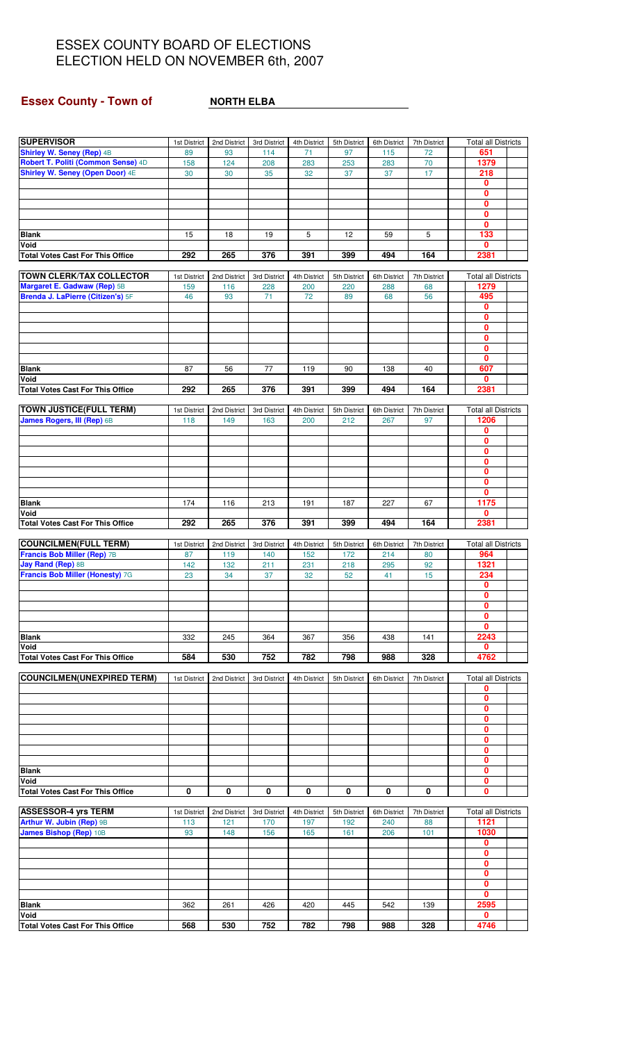# ESSEX COUNTY BOARD OF ELECTIONS
# ELECTION HELD ON NOVEMBER 6th, 2007

## Essex County - Town of NORTH ELBA

| SUPERVISOR | 1st District | 2nd District | 3rd District | 4th District | 5th District | 6th District | 7th District | Total all Districts |
|---|---|---|---|---|---|---|---|---|
| Shirley W. Seney (Rep) 4B | 89 | 93 | 114 | 71 | 97 | 115 | 72 | 651 |
| Robert T. Politi (Common Sense) 4D | 158 | 124 | 208 | 283 | 253 | 283 | 70 | 1379 |
| Shirley W. Seney (Open Door) 4E | 30 | 30 | 35 | 32 | 37 | 37 | 17 | 218 |
| | | | | | | | | 0 |
| | | | | | | | | 0 |
| | | | | | | | | 0 |
| | | | | | | | | 0 |
| | | | | | | | | 0 |
| Blank | 15 | 18 | 19 | 5 | 12 | 59 | 5 | 133 |
| Void | | | | | | | | 0 |
| Total Votes Cast For This Office | 292 | 265 | 376 | 391 | 399 | 494 | 164 | 2381 |

| TOWN CLERK/TAX COLLECTOR | 1st District | 2nd District | 3rd District | 4th District | 5th District | 6th District | 7th District | Total all Districts |
|---|---|---|---|---|---|---|---|---|
| Margaret E. Gadway (Rep) 5B | 159 | 116 | 228 | 200 | 220 | 288 | 68 | 1279 |
| Brenda J. LaPierre (Citizen's) 5F | 46 | 93 | 71 | 72 | 89 | 68 | 56 | 495 |
| | | | | | | | | 0 |
| | | | | | | | | 0 |
| | | | | | | | | 0 |
| | | | | | | | | 0 |
| | | | | | | | | 0 |
| | | | | | | | | 0 |
| Blank | 87 | 56 | 77 | 119 | 90 | 138 | 40 | 607 |
| Void | | | | | | | | 0 |
| Total Votes Cast For This Office | 292 | 265 | 376 | 391 | 399 | 494 | 164 | 2381 |

| TOWN JUSTICE(FULL TERM) | 1st District | 2nd District | 3rd District | 4th District | 5th District | 6th District | 7th District | Total all Districts |
|---|---|---|---|---|---|---|---|---|
| James Rogers, III (Rep) 6B | 118 | 149 | 163 | 200 | 212 | 267 | 97 | 1206 |
| | | | | | | | | 0 |
| | | | | | | | | 0 |
| | | | | | | | | 0 |
| | | | | | | | | 0 |
| | | | | | | | | 0 |
| | | | | | | | | 0 |
| | | | | | | | | 0 |
| Blank | 174 | 116 | 213 | 191 | 187 | 227 | 67 | 1175 |
| Void | | | | | | | | 0 |
| Total Votes Cast For This Office | 292 | 265 | 376 | 391 | 399 | 494 | 164 | 2381 |

| COUNCILMEN(FULL TERM) | 1st District | 2nd District | 3rd District | 4th District | 5th District | 6th District | 7th District | Total all Districts |
|---|---|---|---|---|---|---|---|---|
| Francis Bob Miller (Rep) 7B | 87 | 119 | 140 | 152 | 172 | 214 | 80 | 964 |
| Jay Rand (Rep) 8B | 142 | 132 | 211 | 231 | 218 | 295 | 92 | 1321 |
| Francis Bob Miller (Honesty) 7G | 23 | 34 | 37 | 32 | 52 | 41 | 15 | 234 |
| | | | | | | | | 0 |
| | | | | | | | | 0 |
| | | | | | | | | 0 |
| | | | | | | | | 0 |
| | | | | | | | | 0 |
| Blank | 332 | 245 | 364 | 367 | 356 | 438 | 141 | 2243 |
| Void | | | | | | | | 0 |
| Total Votes Cast For This Office | 584 | 530 | 752 | 782 | 798 | 988 | 328 | 4762 |

| COUNCILMEN(UNEXPIRED TERM) | 1st District | 2nd District | 3rd District | 4th District | 5th District | 6th District | 7th District | Total all Districts |
|---|---|---|---|---|---|---|---|---|
| | | | | | | | | 0 |
| | | | | | | | | 0 |
| | | | | | | | | 0 |
| | | | | | | | | 0 |
| | | | | | | | | 0 |
| | | | | | | | | 0 |
| | | | | | | | | 0 |
| | | | | | | | | 0 |
| Blank | | | | | | | | 0 |
| Void | | | | | | | | 0 |
| Total Votes Cast For This Office | 0 | 0 | 0 | 0 | 0 | 0 | 0 | 0 |

| ASSESSOR-4 yrs TERM | 1st District | 2nd District | 3rd District | 4th District | 5th District | 6th District | 7th District | Total all Districts |
|---|---|---|---|---|---|---|---|---|
| Arthur W. Jubin (Rep) 9B | 113 | 121 | 170 | 197 | 192 | 240 | 88 | 1121 |
| James Bishop (Rep) 10B | 93 | 148 | 156 | 165 | 161 | 206 | 101 | 1030 |
| | | | | | | | | 0 |
| | | | | | | | | 0 |
| | | | | | | | | 0 |
| | | | | | | | | 0 |
| | | | | | | | | 0 |
| | | | | | | | | 0 |
| Blank | 362 | 261 | 426 | 420 | 445 | 542 | 139 | 2595 |
| Void | | | | | | | | 0 |
| Total Votes Cast For This Office | 568 | 530 | 752 | 782 | 798 | 988 | 328 | 4746 |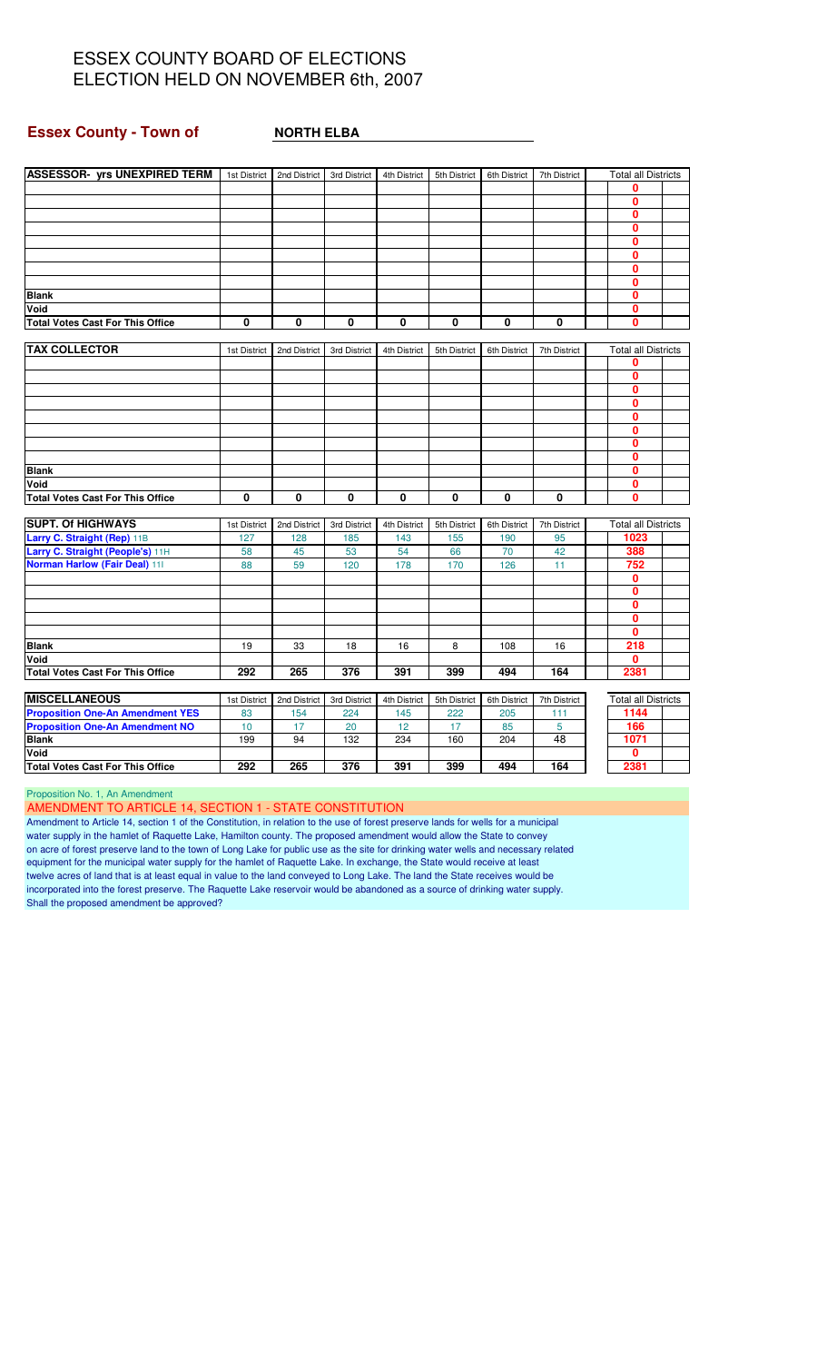# ESSEX COUNTY BOARD OF ELECTIONS
# ELECTION HELD ON NOVEMBER 6th, 2007

**Essex County - Town of** **NORTH ELBA**

| ASSESSOR- yrs UNEXPIRED TERM | 1st District | 2nd District | 3rd District | 4th District | 5th District | 6th District | 7th District | Total all Districts |
|---|---|---|---|---|---|---|---|---|
| | | | | | | | | 0 |
| | | | | | | | | 0 |
| | | | | | | | | 0 |
| | | | | | | | | 0 |
| | | | | | | | | 0 |
| | | | | | | | | 0 |
| | | | | | | | | 0 |
| | | | | | | | | 0 |
| **Blank** | | | | | | | | 0 |
| **Void** | | | | | | | | 0 |
| **Total Votes Cast For This Office** | 0 | 0 | 0 | 0 | 0 | 0 | 0 | 0 |

| TAX COLLECTOR | 1st District | 2nd District | 3rd District | 4th District | 5th District | 6th District | 7th District | Total all Districts |
|---|---|---|---|---|---|---|---|---|
| | | | | | | | | 0 |
| | | | | | | | | 0 |
| | | | | | | | | 0 |
| | | | | | | | | 0 |
| | | | | | | | | 0 |
| | | | | | | | | 0 |
| | | | | | | | | 0 |
| | | | | | | | | 0 |
| **Blank** | | | | | | | | 0 |
| **Void** | | | | | | | | 0 |
| **Total Votes Cast For This Office** | 0 | 0 | 0 | 0 | 0 | 0 | 0 | 0 |

| SUPT. Of HIGHWAYS | 1st District | 2nd District | 3rd District | 4th District | 5th District | 6th District | 7th District | Total all Districts |
|---|---|---|---|---|---|---|---|---|
| Larry C. Straight (Rep) 11B | 127 | 128 | 185 | 143 | 155 | 190 | 95 | 1023 |
| Larry C. Straight (People's) 11H | 58 | 45 | 53 | 54 | 66 | 70 | 42 | 388 |
| Norman Harlow (Fair Deal) 11I | 88 | 59 | 120 | 178 | 170 | 126 | 11 | 752 |
| | | | | | | | | 0 |
| | | | | | | | | 0 |
| | | | | | | | | 0 |
| | | | | | | | | 0 |
| | | | | | | | | 0 |
| **Blank** | 19 | 33 | 18 | 16 | 8 | 108 | 16 | 218 |
| **Void** | | | | | | | | 0 |
| **Total Votes Cast For This Office** | 292 | 265 | 376 | 391 | 399 | 494 | 164 | 2381 |

| MISCELLANEOUS | 1st District | 2nd District | 3rd District | 4th District | 5th District | 6th District | 7th District | Total all Districts |
|---|---|---|---|---|---|---|---|---|
| Proposition One-An Amendment YES | 83 | 154 | 224 | 145 | 222 | 205 | 111 | 1144 |
| Proposition One-An Amendment NO | 10 | 17 | 20 | 12 | 17 | 85 | 5 | 166 |
| **Blank** | 199 | 94 | 132 | 234 | 160 | 204 | 48 | 1071 |
| **Void** | | | | | | | | 0 |
| **Total Votes Cast For This Office** | 292 | 265 | 376 | 391 | 399 | 494 | 164 | 2381 |

Proposition No. 1, An Amendment

AMENDMENT TO ARTICLE 14, SECTION 1 - STATE CONSTITUTION

Amendment to Article 14, section 1 of the Constitution, in relation to the use of forest preserve lands for wells for a municipal water supply in the hamlet of Raquette Lake, Hamilton county. The proposed amendment would allow the State to convey on acre of forest preserve land to the town of Long Lake for public use as the site for drinking water wells and necessary related equipment for the municipal water supply for the hamlet of Raquette Lake. In exchange, the State would receive at least twelve acres of land that is at least equal in value to the land conveyed to Long Lake. The land the State receives would be incorporated into the forest preserve. The Raquette Lake reservoir would be abandoned as a source of drinking water supply. Shall the proposed amendment be approved?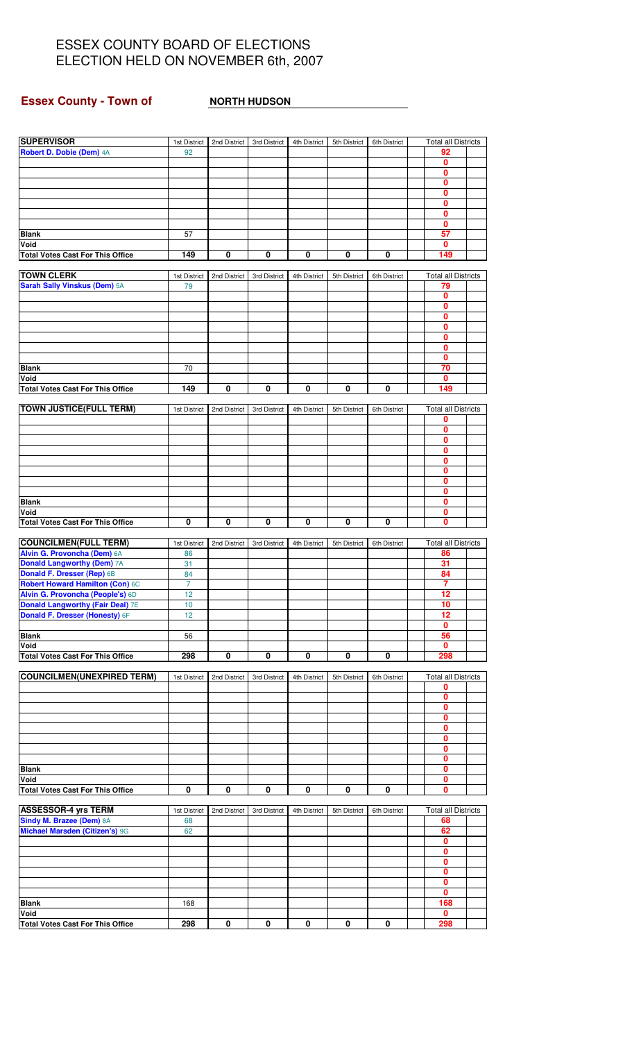# ESSEX COUNTY BOARD OF ELECTIONS
# ELECTION HELD ON NOVEMBER 6th, 2007

## Essex County - Town of NORTH HUDSON

| SUPERVISOR | 1st District | 2nd District | 3rd District | 4th District | 5th District | 6th District | Total all Districts |
|---|---|---|---|---|---|---|---|
| Robert D. Dobie (Dem) 4A | 92 | | | | | | 92 |
| | | | | | | | 0 |
| | | | | | | | 0 |
| | | | | | | | 0 |
| | | | | | | | 0 |
| | | | | | | | 0 |
| | | | | | | | 0 |
| | | | | | | | 0 |
| Blank | 57 | | | | | | 57 |
| Void | | | | | | | 0 |
| Total Votes Cast For This Office | 149 | 0 | 0 | 0 | 0 | 0 | 149 |

| TOWN CLERK | 1st District | 2nd District | 3rd District | 4th District | 5th District | 6th District | Total all Districts |
|---|---|---|---|---|---|---|---|
| Sarah Sally Vinskus (Dem) 5A | 79 | | | | | | 79 |
| | | | | | | | 0 |
| | | | | | | | 0 |
| | | | | | | | 0 |
| | | | | | | | 0 |
| | | | | | | | 0 |
| | | | | | | | 0 |
| | | | | | | | 0 |
| Blank | 70 | | | | | | 70 |
| Void | | | | | | | 0 |
| Total Votes Cast For This Office | 149 | 0 | 0 | 0 | 0 | 0 | 149 |

| TOWN JUSTICE(FULL TERM) | 1st District | 2nd District | 3rd District | 4th District | 5th District | 6th District | Total all Districts |
|---|---|---|---|---|---|---|---|
| | | | | | | | 0 |
| | | | | | | | 0 |
| | | | | | | | 0 |
| | | | | | | | 0 |
| | | | | | | | 0 |
| | | | | | | | 0 |
| | | | | | | | 0 |
| | | | | | | | 0 |
| Blank | | | | | | | 0 |
| Void | | | | | | | 0 |
| Total Votes Cast For This Office | 0 | 0 | 0 | 0 | 0 | 0 | 0 |

| COUNCILMEN(FULL TERM) | 1st District | 2nd District | 3rd District | 4th District | 5th District | 6th District | Total all Districts |
|---|---|---|---|---|---|---|---|
| Alvin G. Provoncha (Dem) 6A | 86 | | | | | | 86 |
| Donald Langworthy (Dem) 7A | 31 | | | | | | 31 |
| Donald F. Dresser (Rep) 6B | 84 | | | | | | 84 |
| Robert Howard Hamilton (Con) 6C | 7 | | | | | | 7 |
| Alvin G. Provoncha (People's) 6D | 12 | | | | | | 12 |
| Donald Langworthy (Fair Deal) 7E | 10 | | | | | | 10 |
| Donald F. Dresser (Honesty) 6F | 12 | | | | | | 12 |
| | | | | | | | 0 |
| Blank | 56 | | | | | | 56 |
| Void | | | | | | | 0 |
| Total Votes Cast For This Office | 298 | 0 | 0 | 0 | 0 | 0 | 298 |

| COUNCILMEN(UNEXPIRED TERM) | 1st District | 2nd District | 3rd District | 4th District | 5th District | 6th District | Total all Districts |
|---|---|---|---|---|---|---|---|
| | | | | | | | 0 |
| | | | | | | | 0 |
| | | | | | | | 0 |
| | | | | | | | 0 |
| | | | | | | | 0 |
| | | | | | | | 0 |
| | | | | | | | 0 |
| | | | | | | | 0 |
| Blank | | | | | | | 0 |
| Void | | | | | | | 0 |
| Total Votes Cast For This Office | 0 | 0 | 0 | 0 | 0 | 0 | 0 |

| ASSESSOR-4 yrs TERM | 1st District | 2nd District | 3rd District | 4th District | 5th District | 6th District | Total all Districts |
|---|---|---|---|---|---|---|---|
| Sindy M. Brazee (Dem) 8A | 68 | | | | | | 68 |
| Michael Marsden (Citizen's) 9G | 62 | | | | | | 62 |
| | | | | | | | 0 |
| | | | | | | | 0 |
| | | | | | | | 0 |
| | | | | | | | 0 |
| | | | | | | | 0 |
| | | | | | | | 0 |
| Blank | 168 | | | | | | 168 |
| Void | | | | | | | 0 |
| Total Votes Cast For This Office | 298 | 0 | 0 | 0 | 0 | 0 | 298 |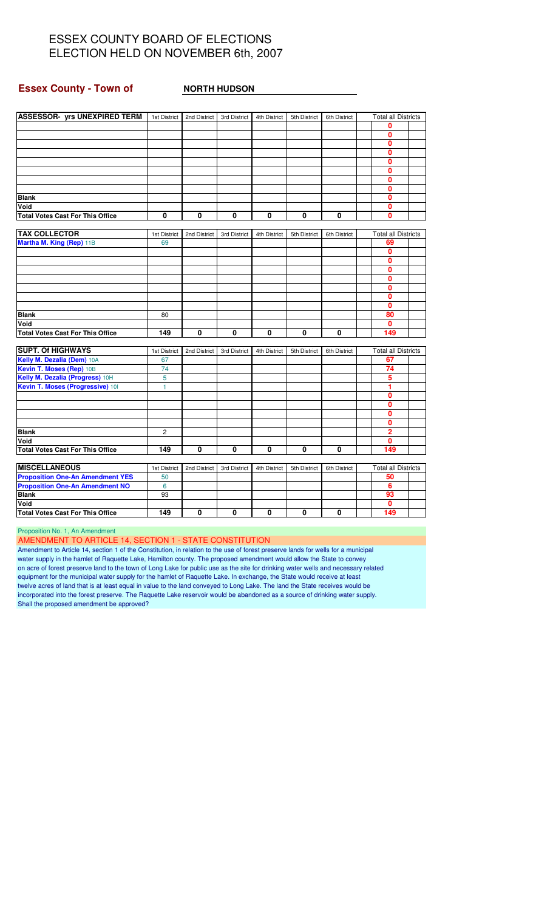# ESSEX COUNTY BOARD OF ELECTIONS
# ELECTION HELD ON NOVEMBER 6th, 2007

**Essex County - Town of** **NORTH HUDSON**

| ASSESSOR- yrs UNEXPIRED TERM | 1st District | 2nd District | 3rd District | 4th District | 5th District | 6th District | Total all Districts |
|---|---|---|---|---|---|---|---|
| | | | | | | | 0 |
| | | | | | | | 0 |
| | | | | | | | 0 |
| | | | | | | | 0 |
| | | | | | | | 0 |
| | | | | | | | 0 |
| | | | | | | | 0 |
| | | | | | | | 0 |
| Blank | | | | | | | 0 |
| Void | | | | | | | 0 |
| Total Votes Cast For This Office | 0 | 0 | 0 | 0 | 0 | 0 | 0 |

| TAX COLLECTOR | 1st District | 2nd District | 3rd District | 4th District | 5th District | 6th District | Total all Districts |
|---|---|---|---|---|---|---|---|
| Martha M. King (Rep) 11B | 69 | | | | | | 69 |
| | | | | | | | 0 |
| | | | | | | | 0 |
| | | | | | | | 0 |
| | | | | | | | 0 |
| | | | | | | | 0 |
| | | | | | | | 0 |
| | | | | | | | 0 |
| Blank | 80 | | | | | | 80 |
| Void | | | | | | | 0 |
| Total Votes Cast For This Office | 149 | 0 | 0 | 0 | 0 | 0 | 149 |

| SUPT. Of HIGHWAYS | 1st District | 2nd District | 3rd District | 4th District | 5th District | 6th District | Total all Districts |
|---|---|---|---|---|---|---|---|
| Kelly M. Dezalia (Dem) 10A | 67 | | | | | | 67 |
| Kevin T. Moses (Rep) 10B | 74 | | | | | | 74 |
| Kelly M. Dezalia (Progress) 10H | 5 | | | | | | 5 |
| Kevin T. Moses (Progressive) 10I | 1 | | | | | | 1 |
| | | | | | | | 0 |
| | | | | | | | 0 |
| | | | | | | | 0 |
| | | | | | | | 0 |
| Blank | 2 | | | | | | 2 |
| Void | | | | | | | 0 |
| Total Votes Cast For This Office | 149 | 0 | 0 | 0 | 0 | 0 | 149 |

| MISCELLANEOUS | 1st District | 2nd District | 3rd District | 4th District | 5th District | 6th District | Total all Districts |
|---|---|---|---|---|---|---|---|
| Proposition One-An Amendment YES | 50 | | | | | | 50 |
| Proposition One-An Amendment NO | 6 | | | | | | 6 |
| Blank | 93 | | | | | | 93 |
| Void | | | | | | | 0 |
| Total Votes Cast For This Office | 149 | 0 | 0 | 0 | 0 | 0 | 149 |

Proposition No. 1, An Amendment

AMENDMENT TO ARTICLE 14, SECTION 1 - STATE CONSTITUTION

Amendment to Article 14, section 1 of the Constitution, in relation to the use of forest preserve lands for wells for a municipal water supply in the hamlet of Raquette Lake, Hamilton county. The proposed amendment would allow the State to convey on acre of forest preserve land to the town of Long Lake for public use as the site for drinking water wells and necessary related equipment for the municipal water supply for the hamlet of Raquette Lake. In exchange, the State would receive at least twelve acres of land that is at least equal in value to the land conveyed to Long Lake. The land the State receives would be incorporated into the forest preserve. The Raquette Lake reservoir would be abandoned as a source of drinking water supply. Shall the proposed amendment be approved?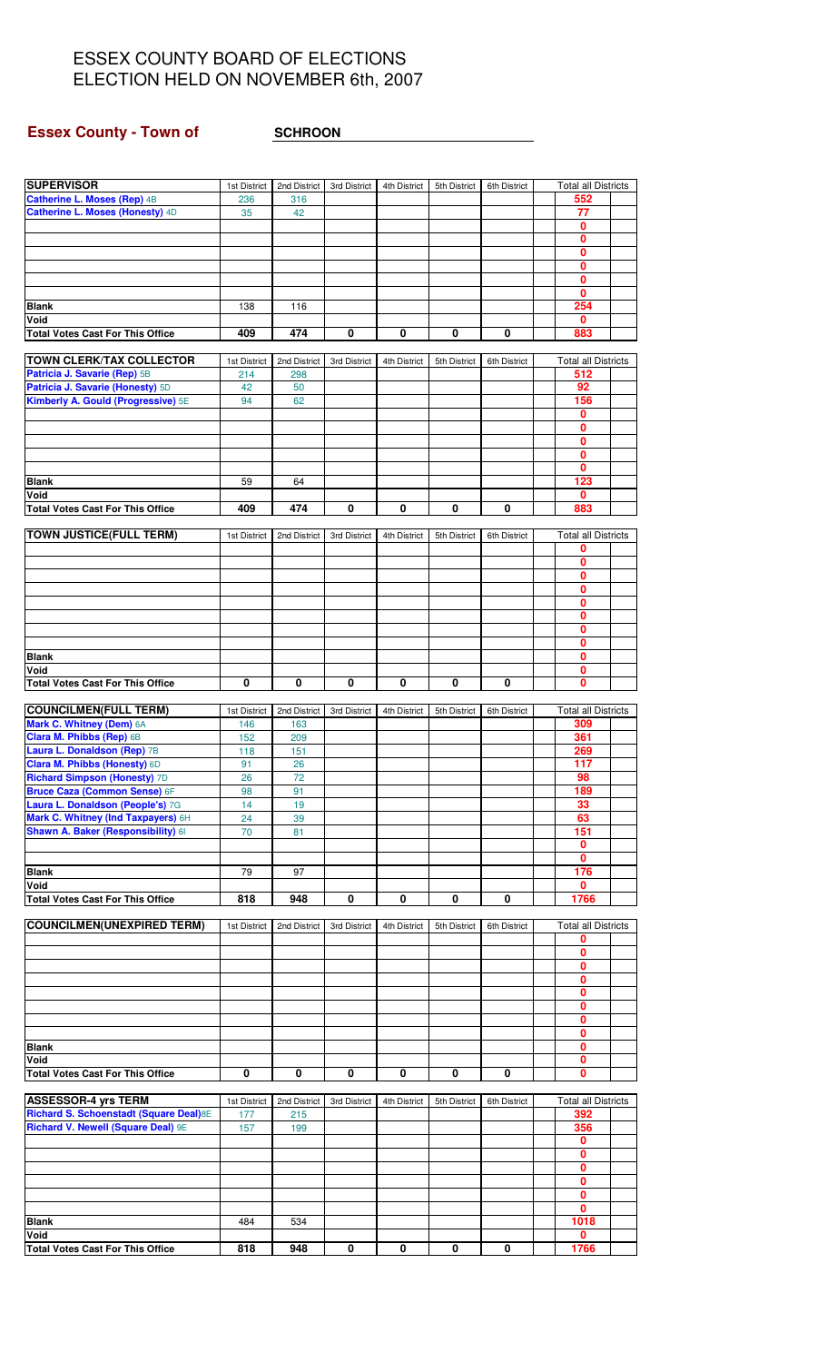# ESSEX COUNTY BOARD OF ELECTIONS
# ELECTION HELD ON NOVEMBER 6th, 2007

**Essex County - Town of** **SCHROON**

| SUPERVISOR | 1st District | 2nd District | 3rd District | 4th District | 5th District | 6th District | Total all Districts |
|---|---|---|---|---|---|---|---|
| Catherine L. Moses (Rep) 4B | 236 | 316 | | | | | 552 |
| Catherine L. Moses (Honesty) 4D | 35 | 42 | | | | | 77 |
| | | | | | | | 0 |
| | | | | | | | 0 |
| | | | | | | | 0 |
| | | | | | | | 0 |
| | | | | | | | 0 |
| | | | | | | | 0 |
| Blank | 138 | 116 | | | | | 254 |
| Void | | | | | | | 0 |
| Total Votes Cast For This Office | 409 | 474 | 0 | 0 | 0 | 0 | 883 |

| TOWN CLERK/TAX COLLECTOR | 1st District | 2nd District | 3rd District | 4th District | 5th District | 6th District | Total all Districts |
|---|---|---|---|---|---|---|---|
| Patricia J. Savarie (Rep) 5B | 214 | 298 | | | | | 512 |
| Patricia J. Savarie (Honesty) 5D | 42 | 50 | | | | | 92 |
| Kimberly A. Gould (Progressive) 5E | 94 | 62 | | | | | 156 |
| | | | | | | | 0 |
| | | | | | | | 0 |
| | | | | | | | 0 |
| | | | | | | | 0 |
| | | | | | | | 0 |
| Blank | 59 | 64 | | | | | 123 |
| Void | | | | | | | 0 |
| Total Votes Cast For This Office | 409 | 474 | 0 | 0 | 0 | 0 | 883 |

| TOWN JUSTICE(FULL TERM) | 1st District | 2nd District | 3rd District | 4th District | 5th District | 6th District | Total all Districts |
|---|---|---|---|---|---|---|---|
| | | | | | | | 0 |
| | | | | | | | 0 |
| | | | | | | | 0 |
| | | | | | | | 0 |
| | | | | | | | 0 |
| | | | | | | | 0 |
| | | | | | | | 0 |
| | | | | | | | 0 |
| Blank | | | | | | | 0 |
| Void | | | | | | | 0 |
| Total Votes Cast For This Office | 0 | 0 | 0 | 0 | 0 | 0 | 0 |

| COUNCILMEN(FULL TERM) | 1st District | 2nd District | 3rd District | 4th District | 5th District | 6th District | Total all Districts |
|---|---|---|---|---|---|---|---|
| Mark C. Whitney (Dem) 6A | 146 | 163 | | | | | 309 |
| Clara M. Phibbs (Rep) 6B | 152 | 209 | | | | | 361 |
| Laura L. Donaldson (Rep) 7B | 118 | 151 | | | | | 269 |
| Clara M. Phibbs (Honesty) 6D | 91 | 26 | | | | | 117 |
| Richard Simpson (Honesty) 7D | 26 | 72 | | | | | 98 |
| Bruce Caza (Common Sense) 6F | 98 | 91 | | | | | 189 |
| Laura L. Donaldson (People's) 7G | 14 | 19 | | | | | 33 |
| Mark C. Whitney (Ind Taxpayers) 6H | 24 | 39 | | | | | 63 |
| Shawn A. Baker (Responsibility) 6I | 70 | 81 | | | | | 151 |
| | | | | | | | 0 |
| | | | | | | | 0 |
| Blank | 79 | 97 | | | | | 176 |
| Void | | | | | | | 0 |
| Total Votes Cast For This Office | 818 | 948 | 0 | 0 | 0 | 0 | 1766 |

| COUNCILMEN(UNEXPIRED TERM) | 1st District | 2nd District | 3rd District | 4th District | 5th District | 6th District | Total all Districts |
|---|---|---|---|---|---|---|---|
| | | | | | | | 0 |
| | | | | | | | 0 |
| | | | | | | | 0 |
| | | | | | | | 0 |
| | | | | | | | 0 |
| | | | | | | | 0 |
| | | | | | | | 0 |
| | | | | | | | 0 |
| Blank | | | | | | | 0 |
| Void | | | | | | | 0 |
| Total Votes Cast For This Office | 0 | 0 | 0 | 0 | 0 | 0 | 0 |

| ASSESSOR-4 yrs TERM | 1st District | 2nd District | 3rd District | 4th District | 5th District | 6th District | Total all Districts |
|---|---|---|---|---|---|---|---|
| Richard S. Schoenstadt (Square Deal)8E | 177 | 215 | | | | | 392 |
| Richard V. Newell (Square Deal) 9E | 157 | 199 | | | | | 356 |
| | | | | | | | 0 |
| | | | | | | | 0 |
| | | | | | | | 0 |
| | | | | | | | 0 |
| | | | | | | | 0 |
| | | | | | | | 0 |
| Blank | 484 | 534 | | | | | 1018 |
| Void | | | | | | | 0 |
| Total Votes Cast For This Office | 818 | 948 | 0 | 0 | 0 | 0 | 1766 |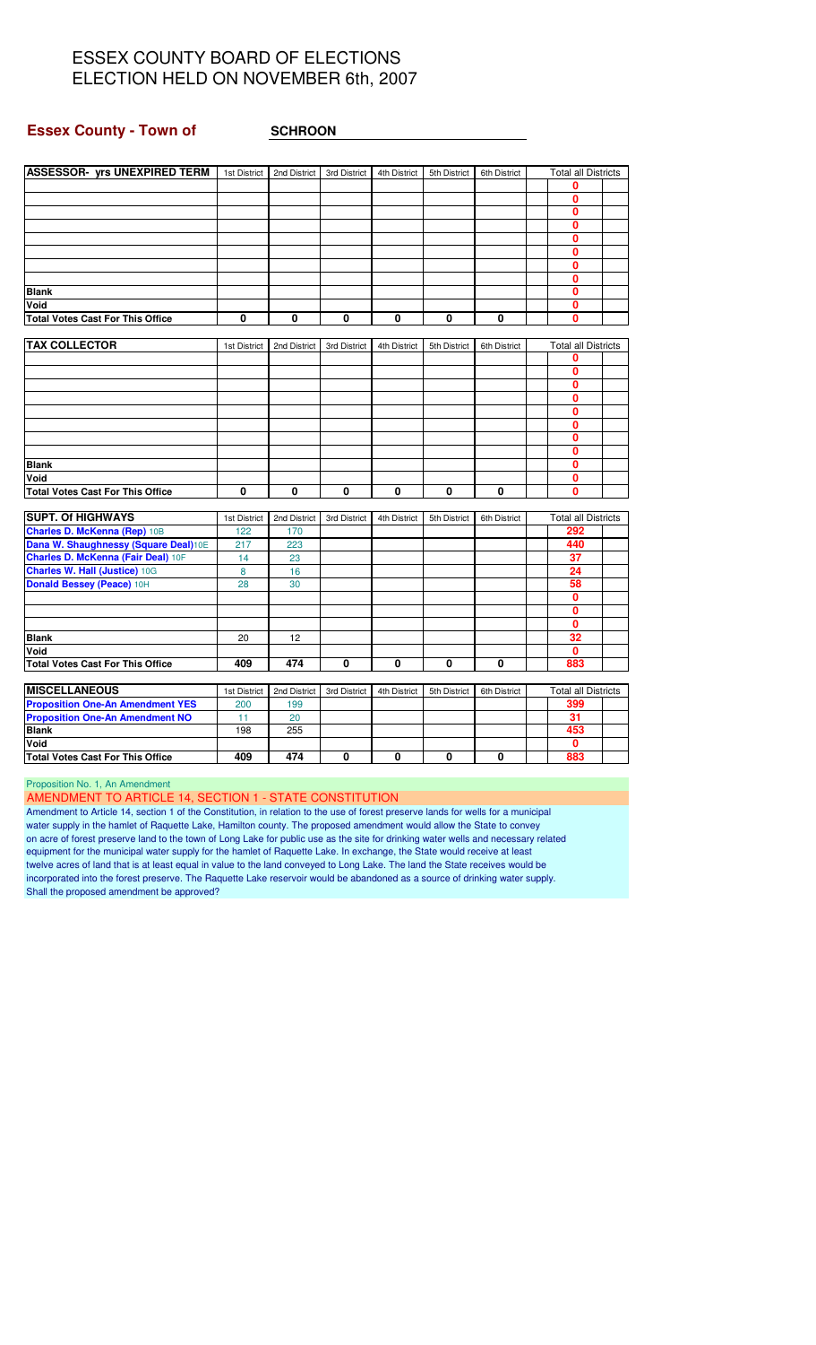# ESSEX COUNTY BOARD OF ELECTIONS
# ELECTION HELD ON NOVEMBER 6th, 2007

**Essex County - Town of** **SCHROON**

| ASSESSOR- yrs UNEXPIRED TERM | 1st District | 2nd District | 3rd District | 4th District | 5th District | 6th District | Total all Districts |
|---|---|---|---|---|---|---|---|
| | | | | | | | 0 |
| | | | | | | | 0 |
| | | | | | | | 0 |
| | | | | | | | 0 |
| | | | | | | | 0 |
| | | | | | | | 0 |
| | | | | | | | 0 |
| | | | | | | | 0 |
| **Blank** | | | | | | | 0 |
| **Void** | | | | | | | 0 |
| **Total Votes Cast For This Office** | 0 | 0 | 0 | 0 | 0 | 0 | 0 |

| TAX COLLECTOR | 1st District | 2nd District | 3rd District | 4th District | 5th District | 6th District | Total all Districts |
|---|---|---|---|---|---|---|---|
| | | | | | | | 0 |
| | | | | | | | 0 |
| | | | | | | | 0 |
| | | | | | | | 0 |
| | | | | | | | 0 |
| | | | | | | | 0 |
| | | | | | | | 0 |
| | | | | | | | 0 |
| **Blank** | | | | | | | 0 |
| **Void** | | | | | | | 0 |
| **Total Votes Cast For This Office** | 0 | 0 | 0 | 0 | 0 | 0 | 0 |

| SUPT. Of HIGHWAYS | 1st District | 2nd District | 3rd District | 4th District | 5th District | 6th District | Total all Districts |
|---|---|---|---|---|---|---|---|
| Charles D. McKenna (Rep) 10B | 122 | 170 | | | | | 292 |
| Dana W. Shaughnessy (Square Deal)10E | 217 | 223 | | | | | 440 |
| Charles D. McKenna (Fair Deal) 10F | 14 | 23 | | | | | 37 |
| Charles W. Hall (Justice) 10G | 8 | 16 | | | | | 24 |
| Donald Bessey (Peace) 10H | 28 | 30 | | | | | 58 |
| | | | | | | | 0 |
| | | | | | | | 0 |
| | | | | | | | 0 |
| **Blank** | 20 | 12 | | | | | 32 |
| **Void** | | | | | | | 0 |
| **Total Votes Cast For This Office** | 409 | 474 | 0 | 0 | 0 | 0 | 883 |

| MISCELLANEOUS | 1st District | 2nd District | 3rd District | 4th District | 5th District | 6th District | Total all Districts |
|---|---|---|---|---|---|---|---|
| Proposition One-An Amendment YES | 200 | 199 | | | | | 399 |
| Proposition One-An Amendment NO | 11 | 20 | | | | | 31 |
| **Blank** | 198 | 255 | | | | | 453 |
| **Void** | | | | | | | 0 |
| **Total Votes Cast For This Office** | 409 | 474 | 0 | 0 | 0 | 0 | 883 |

Proposition No. 1, An Amendment

AMENDMENT TO ARTICLE 14, SECTION 1 - STATE CONSTITUTION

Amendment to Article 14, section 1 of the Constitution, in relation to the use of forest preserve lands for wells for a municipal water supply in the hamlet of Raquette Lake, Hamilton county. The proposed amendment would allow the State to convey on acre of forest preserve land to the town of Long Lake for public use as the site for drinking water wells and necessary related equipment for the municipal water supply for the hamlet of Raquette Lake. In exchange, the State would receive at least twelve acres of land that is at least equal in value to the land conveyed to Long Lake. The land the State receives would be incorporated into the forest preserve. The Raquette Lake reservoir would be abandoned as a source of drinking water supply. Shall the proposed amendment be approved?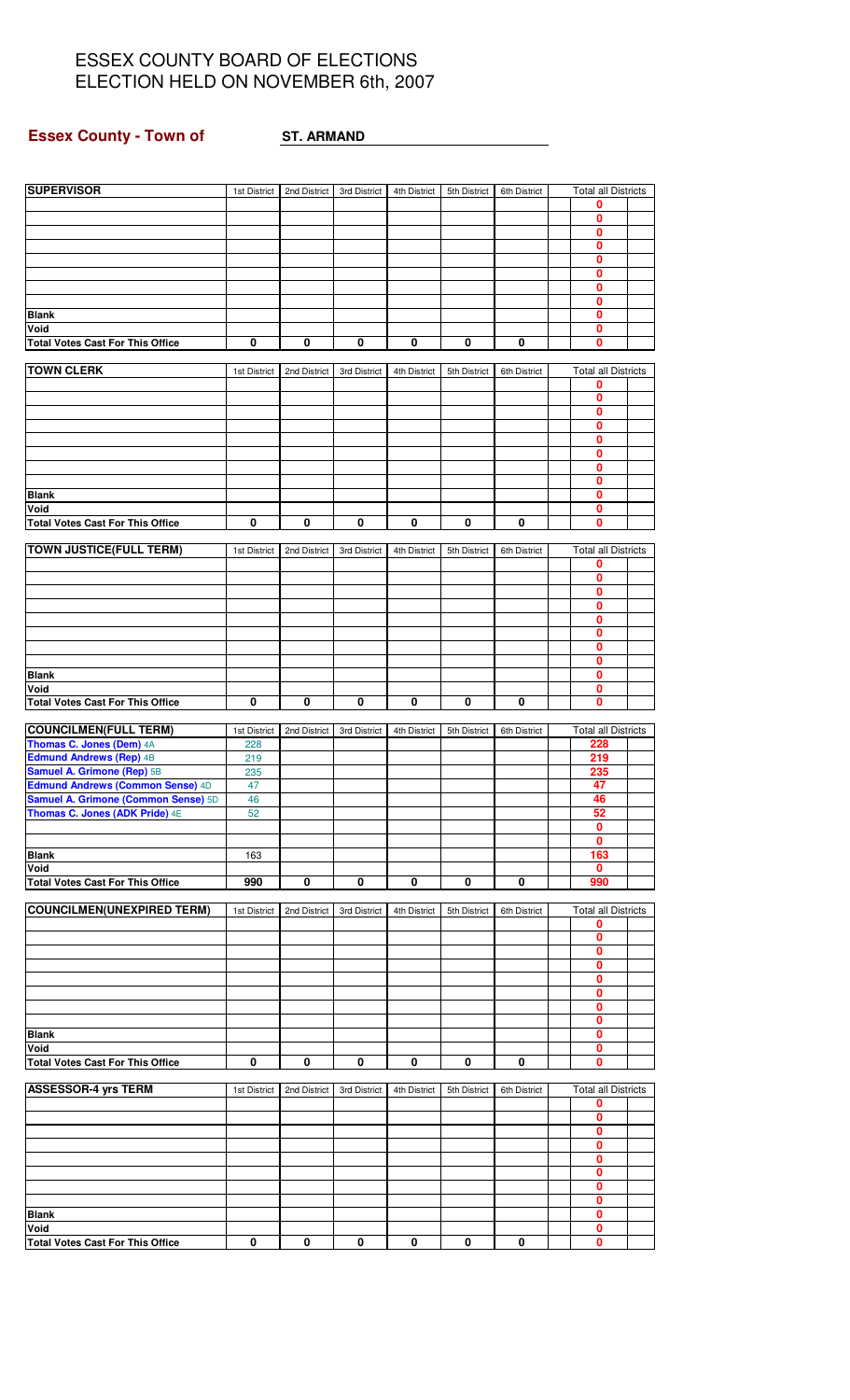# ESSEX COUNTY BOARD OF ELECTIONS
# ELECTION HELD ON NOVEMBER 6th, 2007

**Essex County - Town of** **ST. ARMAND**

| SUPERVISOR | 1st District | 2nd District | 3rd District | 4th District | 5th District | 6th District | Total all Districts |
|---|---|---|---|---|---|---|---|
| | | | | | | | 0 |
| | | | | | | | 0 |
| | | | | | | | 0 |
| | | | | | | | 0 |
| | | | | | | | 0 |
| | | | | | | | 0 |
| | | | | | | | 0 |
| | | | | | | | 0 |
| Blank | | | | | | | 0 |
| Void | | | | | | | 0 |
| Total Votes Cast For This Office | 0 | 0 | 0 | 0 | 0 | 0 | 0 |

| TOWN CLERK | 1st District | 2nd District | 3rd District | 4th District | 5th District | 6th District | Total all Districts |
|---|---|---|---|---|---|---|---|
| | | | | | | | 0 |
| | | | | | | | 0 |
| | | | | | | | 0 |
| | | | | | | | 0 |
| | | | | | | | 0 |
| | | | | | | | 0 |
| | | | | | | | 0 |
| | | | | | | | 0 |
| Blank | | | | | | | 0 |
| Void | | | | | | | 0 |
| Total Votes Cast For This Office | 0 | 0 | 0 | 0 | 0 | 0 | 0 |

| TOWN JUSTICE(FULL TERM) | 1st District | 2nd District | 3rd District | 4th District | 5th District | 6th District | Total all Districts |
|---|---|---|---|---|---|---|---|
| | | | | | | | 0 |
| | | | | | | | 0 |
| | | | | | | | 0 |
| | | | | | | | 0 |
| | | | | | | | 0 |
| | | | | | | | 0 |
| | | | | | | | 0 |
| | | | | | | | 0 |
| Blank | | | | | | | 0 |
| Void | | | | | | | 0 |
| Total Votes Cast For This Office | 0 | 0 | 0 | 0 | 0 | 0 | 0 |

| COUNCILMEN(FULL TERM) | 1st District | 2nd District | 3rd District | 4th District | 5th District | 6th District | Total all Districts |
|---|---|---|---|---|---|---|---|
| Thomas C. Jones (Dem) 4A | 228 | | | | | | 228 |
| Edmund Andrews (Rep) 4B | 219 | | | | | | 219 |
| Samuel A. Grimone (Rep) 5B | 235 | | | | | | 235 |
| Edmund Andrews (Common Sense) 4D | 47 | | | | | | 47 |
| Samuel A. Grimone (Common Sense) 5D | 46 | | | | | | 46 |
| Thomas C. Jones (ADK Pride) 4E | 52 | | | | | | 52 |
| | | | | | | | 0 |
| | | | | | | | 0 |
| Blank | 163 | | | | | | 163 |
| Void | | | | | | | 0 |
| Total Votes Cast For This Office | 990 | 0 | 0 | 0 | 0 | 0 | 990 |

| COUNCILMEN(UNEXPIRED TERM) | 1st District | 2nd District | 3rd District | 4th District | 5th District | 6th District | Total all Districts |
|---|---|---|---|---|---|---|---|
| | | | | | | | 0 |
| | | | | | | | 0 |
| | | | | | | | 0 |
| | | | | | | | 0 |
| | | | | | | | 0 |
| | | | | | | | 0 |
| | | | | | | | 0 |
| | | | | | | | 0 |
| Blank | | | | | | | 0 |
| Void | | | | | | | 0 |
| Total Votes Cast For This Office | 0 | 0 | 0 | 0 | 0 | 0 | 0 |

| ASSESSOR-4 yrs TERM | 1st District | 2nd District | 3rd District | 4th District | 5th District | 6th District | Total all Districts |
|---|---|---|---|---|---|---|---|
| | | | | | | | 0 |
| | | | | | | | 0 |
| | | | | | | | 0 |
| | | | | | | | 0 |
| | | | | | | | 0 |
| | | | | | | | 0 |
| | | | | | | | 0 |
| | | | | | | | 0 |
| Blank | | | | | | | 0 |
| Void | | | | | | | 0 |
| Total Votes Cast For This Office | 0 | 0 | 0 | 0 | 0 | 0 | 0 |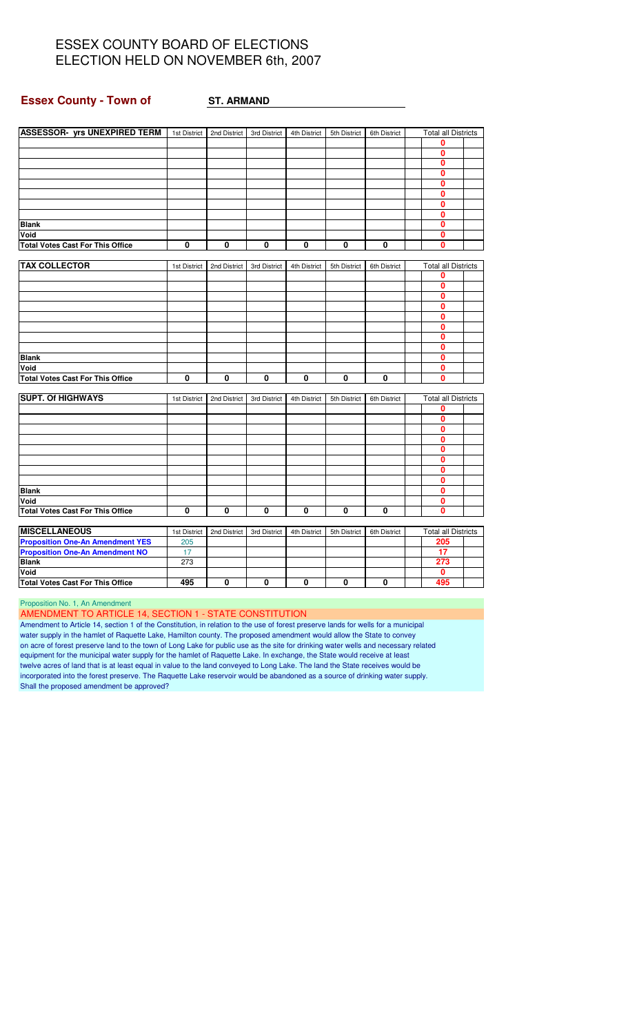# ESSEX COUNTY BOARD OF ELECTIONS
# ELECTION HELD ON NOVEMBER 6th, 2007

**Essex County - Town of** **ST. ARMAND**

| ASSESSOR- yrs UNEXPIRED TERM | 1st District | 2nd District | 3rd District | 4th District | 5th District | 6th District | Total all Districts |
|---|---|---|---|---|---|---|---|
| | | | | | | | 0 |
| | | | | | | | 0 |
| | | | | | | | 0 |
| | | | | | | | 0 |
| | | | | | | | 0 |
| | | | | | | | 0 |
| | | | | | | | 0 |
| | | | | | | | 0 |
| Blank | | | | | | | 0 |
| Void | | | | | | | 0 |
| Total Votes Cast For This Office | 0 | 0 | 0 | 0 | 0 | 0 | 0 |

| TAX COLLECTOR | 1st District | 2nd District | 3rd District | 4th District | 5th District | 6th District | Total all Districts |
|---|---|---|---|---|---|---|---|
| | | | | | | | 0 |
| | | | | | | | 0 |
| | | | | | | | 0 |
| | | | | | | | 0 |
| | | | | | | | 0 |
| | | | | | | | 0 |
| | | | | | | | 0 |
| | | | | | | | 0 |
| Blank | | | | | | | 0 |
| Void | | | | | | | 0 |
| Total Votes Cast For This Office | 0 | 0 | 0 | 0 | 0 | 0 | 0 |

| SUPT. Of HIGHWAYS | 1st District | 2nd District | 3rd District | 4th District | 5th District | 6th District | Total all Districts |
|---|---|---|---|---|---|---|---|
| | | | | | | | 0 |
| | | | | | | | 0 |
| | | | | | | | 0 |
| | | | | | | | 0 |
| | | | | | | | 0 |
| | | | | | | | 0 |
| | | | | | | | 0 |
| | | | | | | | 0 |
| Blank | | | | | | | 0 |
| Void | | | | | | | 0 |
| Total Votes Cast For This Office | 0 | 0 | 0 | 0 | 0 | 0 | 0 |

| MISCELLANEOUS | 1st District | 2nd District | 3rd District | 4th District | 5th District | 6th District | Total all Districts |
|---|---|---|---|---|---|---|---|
| Proposition One-An Amendment YES | 205 | | | | | | 205 |
| Proposition One-An Amendment NO | 17 | | | | | | 17 |
| Blank | 273 | | | | | | 273 |
| Void | | | | | | | 0 |
| Total Votes Cast For This Office | 495 | 0 | 0 | 0 | 0 | 0 | 495 |

Proposition No. 1, An Amendment

AMENDMENT TO ARTICLE 14, SECTION 1 - STATE CONSTITUTION

Amendment to Article 14, section 1 of the Constitution, in relation to the use of forest preserve lands for wells for a municipal water supply in the hamlet of Raquette Lake, Hamilton county. The proposed amendment would allow the State to convey on acre of forest preserve land to the town of Long Lake for public use as the site for drinking water wells and necessary related equipment for the municipal water supply for the hamlet of Raquette Lake. In exchange, the State would receive at least twelve acres of land that is at least equal in value to the land conveyed to Long Lake. The land the State receives would be incorporated into the forest preserve. The Raquette Lake reservoir would be abandoned as a source of drinking water supply. Shall the proposed amendment be approved?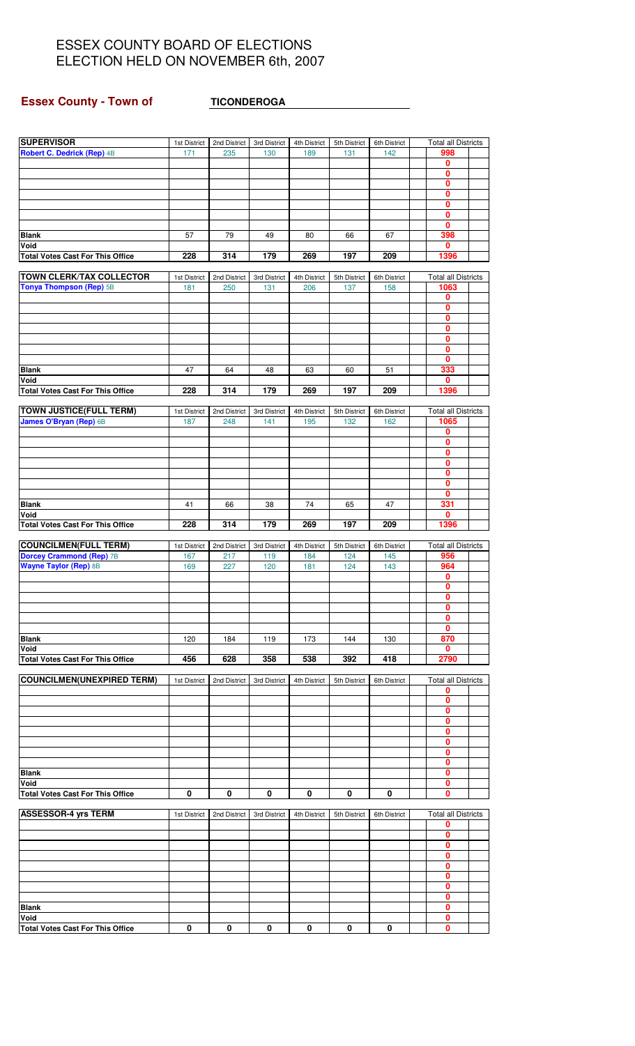# ESSEX COUNTY BOARD OF ELECTIONS
# ELECTION HELD ON NOVEMBER 6th, 2007

## Essex County - Town of TICONDEROGA

| SUPERVISOR | 1st District | 2nd District | 3rd District | 4th District | 5th District | 6th District | Total all Districts |
|---|---|---|---|---|---|---|---|
| Robert C. Dedrick (Rep) 4B | 171 | 235 | 130 | 189 | 131 | 142 | 998 |
| | | | | | | | 0 |
| | | | | | | | 0 |
| | | | | | | | 0 |
| | | | | | | | 0 |
| | | | | | | | 0 |
| | | | | | | | 0 |
| | | | | | | | 0 |
| Blank | 57 | 79 | 49 | 80 | 66 | 67 | 398 |
| Void | | | | | | | 0 |
| Total Votes Cast For This Office | 228 | 314 | 179 | 269 | 197 | 209 | 1396 |

| TOWN CLERK/TAX COLLECTOR | 1st District | 2nd District | 3rd District | 4th District | 5th District | 6th District | Total all Districts |
|---|---|---|---|---|---|---|---|
| Tonya Thompson (Rep) 5B | 181 | 250 | 131 | 206 | 137 | 158 | 1063 |
| | | | | | | | 0 |
| | | | | | | | 0 |
| | | | | | | | 0 |
| | | | | | | | 0 |
| | | | | | | | 0 |
| | | | | | | | 0 |
| | | | | | | | 0 |
| Blank | 47 | 64 | 48 | 63 | 60 | 51 | 333 |
| Void | | | | | | | 0 |
| Total Votes Cast For This Office | 228 | 314 | 179 | 269 | 197 | 209 | 1396 |

| TOWN JUSTICE(FULL TERM) | 1st District | 2nd District | 3rd District | 4th District | 5th District | 6th District | Total all Districts |
|---|---|---|---|---|---|---|---|
| James O'Bryan (Rep) 6B | 187 | 248 | 141 | 195 | 132 | 162 | 1065 |
| | | | | | | | 0 |
| | | | | | | | 0 |
| | | | | | | | 0 |
| | | | | | | | 0 |
| | | | | | | | 0 |
| | | | | | | | 0 |
| | | | | | | | 0 |
| Blank | 41 | 66 | 38 | 74 | 65 | 47 | 331 |
| Void | | | | | | | 0 |
| Total Votes Cast For This Office | 228 | 314 | 179 | 269 | 197 | 209 | 1396 |

| COUNCILMEN(FULL TERM) | 1st District | 2nd District | 3rd District | 4th District | 5th District | 6th District | Total all Districts |
|---|---|---|---|---|---|---|---|
| Dorcey Crammond (Rep) 7B | 167 | 217 | 119 | 184 | 124 | 145 | 956 |
| Wayne Taylor (Rep) 8B | 169 | 227 | 120 | 181 | 124 | 143 | 964 |
| | | | | | | | 0 |
| | | | | | | | 0 |
| | | | | | | | 0 |
| | | | | | | | 0 |
| | | | | | | | 0 |
| | | | | | | | 0 |
| Blank | 120 | 184 | 119 | 173 | 144 | 130 | 870 |
| Void | | | | | | | 0 |
| Total Votes Cast For This Office | 456 | 628 | 358 | 538 | 392 | 418 | 2790 |

| COUNCILMEN(UNEXPIRED TERM) | 1st District | 2nd District | 3rd District | 4th District | 5th District | 6th District | Total all Districts |
|---|---|---|---|---|---|---|---|
| | | | | | | | 0 |
| | | | | | | | 0 |
| | | | | | | | 0 |
| | | | | | | | 0 |
| | | | | | | | 0 |
| | | | | | | | 0 |
| | | | | | | | 0 |
| | | | | | | | 0 |
| Blank | | | | | | | 0 |
| Void | | | | | | | 0 |
| Total Votes Cast For This Office | 0 | 0 | 0 | 0 | 0 | 0 | 0 |

| ASSESSOR-4 yrs TERM | 1st District | 2nd District | 3rd District | 4th District | 5th District | 6th District | Total all Districts |
|---|---|---|---|---|---|---|---|
| | | | | | | | 0 |
| | | | | | | | 0 |
| | | | | | | | 0 |
| | | | | | | | 0 |
| | | | | | | | 0 |
| | | | | | | | 0 |
| | | | | | | | 0 |
| | | | | | | | 0 |
| Blank | | | | | | | 0 |
| Void | | | | | | | 0 |
| Total Votes Cast For This Office | 0 | 0 | 0 | 0 | 0 | 0 | 0 |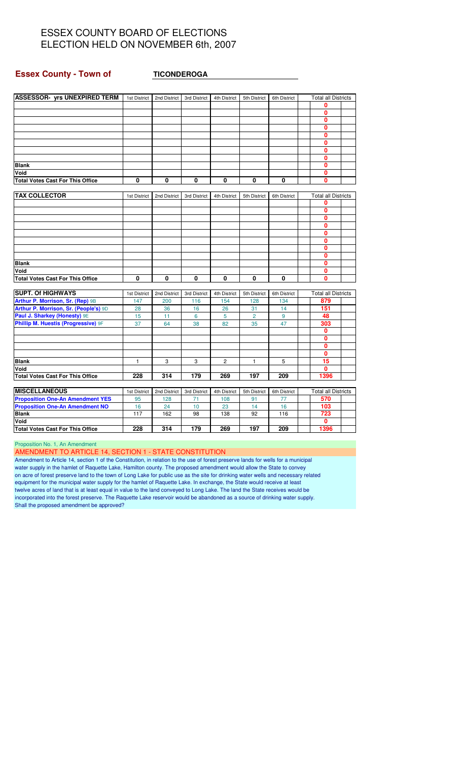# ESSEX COUNTY BOARD OF ELECTIONS
# ELECTION HELD ON NOVEMBER 6th, 2007

**Essex County - Town of** **TICONDEROGA**

| ASSESSOR- yrs UNEXPIRED TERM | 1st District | 2nd District | 3rd District | 4th District | 5th District | 6th District | Total all Districts |
|---|---|---|---|---|---|---|---|
| | | | | | | | 0 |
| | | | | | | | 0 |
| | | | | | | | 0 |
| | | | | | | | 0 |
| | | | | | | | 0 |
| | | | | | | | 0 |
| | | | | | | | 0 |
| | | | | | | | 0 |
| Blank | | | | | | | 0 |
| Void | | | | | | | 0 |
| Total Votes Cast For This Office | 0 | 0 | 0 | 0 | 0 | 0 | 0 |

| TAX COLLECTOR | 1st District | 2nd District | 3rd District | 4th District | 5th District | 6th District | Total all Districts |
|---|---|---|---|---|---|---|---|
| | | | | | | | 0 |
| | | | | | | | 0 |
| | | | | | | | 0 |
| | | | | | | | 0 |
| | | | | | | | 0 |
| | | | | | | | 0 |
| | | | | | | | 0 |
| | | | | | | | 0 |
| Blank | | | | | | | 0 |
| Void | | | | | | | 0 |
| Total Votes Cast For This Office | 0 | 0 | 0 | 0 | 0 | 0 | 0 |

| SUPT. Of HIGHWAYS | 1st District | 2nd District | 3rd District | 4th District | 5th District | 6th District | Total all Districts |
|---|---|---|---|---|---|---|---|
| Arthur P. Morrison, Sr. (Rep) 9B | 147 | 200 | 116 | 154 | 128 | 134 | 879 |
| Arthur P. Morrison, Sr. (People's) 9D | 28 | 36 | 16 | 26 | 31 | 14 | 151 |
| Paul J. Sharkey (Honesty) 9E | 15 | 11 | 6 | 5 | 2 | 9 | 48 |
| Phillip M. Huestis (Progressive) 9F | 37 | 64 | 38 | 82 | 35 | 47 | 303 |
| | | | | | | | 0 |
| | | | | | | | 0 |
| | | | | | | | 0 |
| | | | | | | | 0 |
| Blank | 1 | 3 | 3 | 2 | 1 | 5 | 15 |
| Void | | | | | | | 0 |
| Total Votes Cast For This Office | 228 | 314 | 179 | 269 | 197 | 209 | 1396 |

| MISCELLANEOUS | 1st District | 2nd District | 3rd District | 4th District | 5th District | 6th District | Total all Districts |
|---|---|---|---|---|---|---|---|
| Proposition One-An Amendment YES | 95 | 128 | 71 | 108 | 91 | 77 | 570 |
| Proposition One-An Amendment NO | 16 | 24 | 10 | 23 | 14 | 16 | 103 |
| Blank | 117 | 162 | 98 | 138 | 92 | 116 | 723 |
| Void | | | | | | | 0 |
| Total Votes Cast For This Office | 228 | 314 | 179 | 269 | 197 | 209 | 1396 |

Proposition No. 1, An Amendment

AMENDMENT TO ARTICLE 14, SECTION 1 - STATE CONSTITUTION

Amendment to Article 14, section 1 of the Constitution, in relation to the use of forest preserve lands for wells for a municipal water supply in the hamlet of Raquette Lake, Hamilton county. The proposed amendment would allow the State to convey on acre of forest preserve land to the town of Long Lake for public use as the site for drinking water wells and necessary related equipment for the municipal water supply for the hamlet of Raquette Lake. In exchange, the State would receive at least twelve acres of land that is at least equal in value to the land conveyed to Long Lake. The land the State receives would be incorporated into the forest preserve. The Raquette Lake reservoir would be abandoned as a source of drinking water supply. Shall the proposed amendment be approved?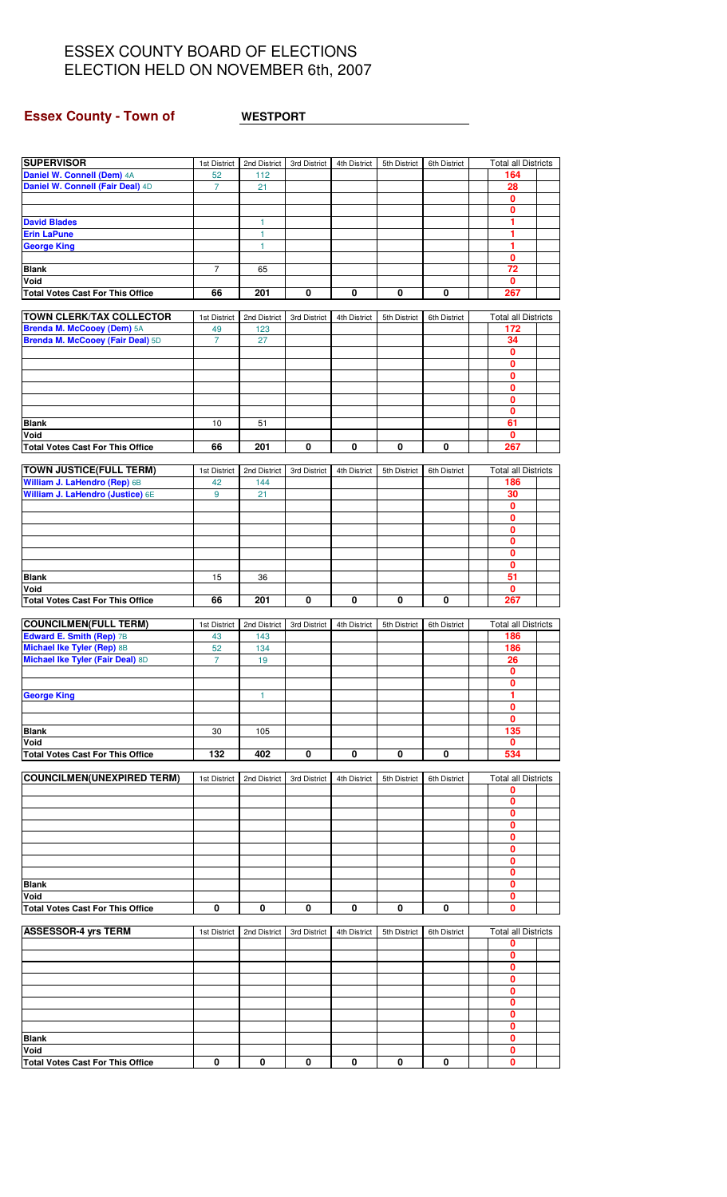# ESSEX COUNTY BOARD OF ELECTIONS
# ELECTION HELD ON NOVEMBER 6th, 2007

## Essex County - Town of WESTPORT

| SUPERVISOR | 1st District | 2nd District | 3rd District | 4th District | 5th District | 6th District | Total all Districts |
|---|---|---|---|---|---|---|---|
| Daniel W. Connell (Dem) 4A | 52 | 112 | | | | | 164 |
| Daniel W. Connell (Fair Deal) 4D | 7 | 21 | | | | | 28 |
| | | | | | | | 0 |
| | | | | | | | 0 |
| David Blades | | 1 | | | | | 1 |
| Erin LaPune | | 1 | | | | | 1 |
| George King | | 1 | | | | | 1 |
| | | | | | | | 0 |
| Blank | 7 | 65 | | | | | 72 |
| Void | | | | | | | 0 |
| Total Votes Cast For This Office | 66 | 201 | 0 | 0 | 0 | 0 | 267 |

| TOWN CLERK/TAX COLLECTOR | 1st District | 2nd District | 3rd District | 4th District | 5th District | 6th District | Total all Districts |
|---|---|---|---|---|---|---|---|
| Brenda M. McCooey (Dem) 5A | 49 | 123 | | | | | 172 |
| Brenda M. McCooey (Fair Deal) 5D | 7 | 27 | | | | | 34 |
| | | | | | | | 0 |
| | | | | | | | 0 |
| | | | | | | | 0 |
| | | | | | | | 0 |
| | | | | | | | 0 |
| | | | | | | | 0 |
| Blank | 10 | 51 | | | | | 61 |
| Void | | | | | | | 0 |
| Total Votes Cast For This Office | 66 | 201 | 0 | 0 | 0 | 0 | 267 |

| TOWN JUSTICE(FULL TERM) | 1st District | 2nd District | 3rd District | 4th District | 5th District | 6th District | Total all Districts |
|---|---|---|---|---|---|---|---|
| William J. LaHendro (Rep) 6B | 42 | 144 | | | | | 186 |
| William J. LaHendro (Justice) 6E | 9 | 21 | | | | | 30 |
| | | | | | | | 0 |
| | | | | | | | 0 |
| | | | | | | | 0 |
| | | | | | | | 0 |
| | | | | | | | 0 |
| | | | | | | | 0 |
| Blank | 15 | 36 | | | | | 51 |
| Void | | | | | | | 0 |
| Total Votes Cast For This Office | 66 | 201 | 0 | 0 | 0 | 0 | 267 |

| COUNCILMEN(FULL TERM) | 1st District | 2nd District | 3rd District | 4th District | 5th District | 6th District | Total all Districts |
|---|---|---|---|---|---|---|---|
| Edward E. Smith (Rep) 7B | 43 | 143 | | | | | 186 |
| Michael Ike Tyler (Rep) 8B | 52 | 134 | | | | | 186 |
| Michael Ike Tyler (Fair Deal) 8D | 7 | 19 | | | | | 26 |
| | | | | | | | 0 |
| | | | | | | | 0 |
| George King | | 1 | | | | | 1 |
| | | | | | | | 0 |
| | | | | | | | 0 |
| Blank | 30 | 105 | | | | | 135 |
| Void | | | | | | | 0 |
| Total Votes Cast For This Office | 132 | 402 | 0 | 0 | 0 | 0 | 534 |

| COUNCILMEN(UNEXPIRED TERM) | 1st District | 2nd District | 3rd District | 4th District | 5th District | 6th District | Total all Districts |
|---|---|---|---|---|---|---|---|
| | | | | | | | 0 |
| | | | | | | | 0 |
| | | | | | | | 0 |
| | | | | | | | 0 |
| | | | | | | | 0 |
| | | | | | | | 0 |
| | | | | | | | 0 |
| | | | | | | | 0 |
| Blank | | | | | | | 0 |
| Void | | | | | | | 0 |
| Total Votes Cast For This Office | 0 | 0 | 0 | 0 | 0 | 0 | 0 |

| ASSESSOR-4 yrs TERM | 1st District | 2nd District | 3rd District | 4th District | 5th District | 6th District | Total all Districts |
|---|---|---|---|---|---|---|---|
| | | | | | | | 0 |
| | | | | | | | 0 |
| | | | | | | | 0 |
| | | | | | | | 0 |
| | | | | | | | 0 |
| | | | | | | | 0 |
| | | | | | | | 0 |
| | | | | | | | 0 |
| Blank | | | | | | | 0 |
| Void | | | | | | | 0 |
| Total Votes Cast For This Office | 0 | 0 | 0 | 0 | 0 | 0 | 0 |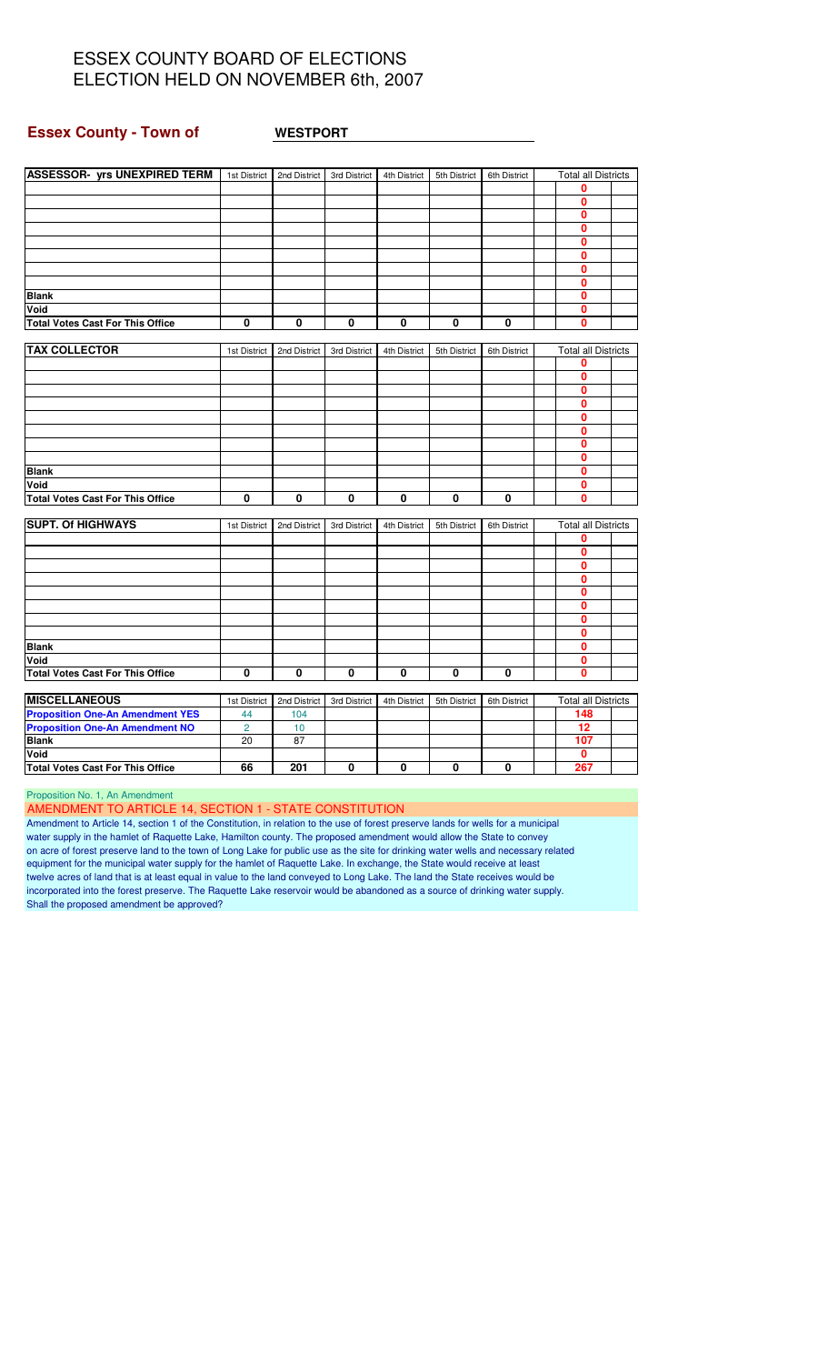# ESSEX COUNTY BOARD OF ELECTIONS
# ELECTION HELD ON NOVEMBER 6th, 2007

**Essex County - Town of** **WESTPORT**

| ASSESSOR- yrs UNEXPIRED TERM | 1st District | 2nd District | 3rd District | 4th District | 5th District | 6th District | Total all Districts |
|---|---|---|---|---|---|---|---|
| | | | | | | | 0 |
| | | | | | | | 0 |
| | | | | | | | 0 |
| | | | | | | | 0 |
| | | | | | | | 0 |
| | | | | | | | 0 |
| | | | | | | | 0 |
| | | | | | | | 0 |
| Blank | | | | | | | 0 |
| Void | | | | | | | 0 |
| Total Votes Cast For This Office | 0 | 0 | 0 | 0 | 0 | 0 | 0 |

| TAX COLLECTOR | 1st District | 2nd District | 3rd District | 4th District | 5th District | 6th District | Total all Districts |
|---|---|---|---|---|---|---|---|
| | | | | | | | 0 |
| | | | | | | | 0 |
| | | | | | | | 0 |
| | | | | | | | 0 |
| | | | | | | | 0 |
| | | | | | | | 0 |
| | | | | | | | 0 |
| | | | | | | | 0 |
| Blank | | | | | | | 0 |
| Void | | | | | | | 0 |
| Total Votes Cast For This Office | 0 | 0 | 0 | 0 | 0 | 0 | 0 |

| SUPT. Of HIGHWAYS | 1st District | 2nd District | 3rd District | 4th District | 5th District | 6th District | Total all Districts |
|---|---|---|---|---|---|---|---|
| | | | | | | | 0 |
| | | | | | | | 0 |
| | | | | | | | 0 |
| | | | | | | | 0 |
| | | | | | | | 0 |
| | | | | | | | 0 |
| | | | | | | | 0 |
| | | | | | | | 0 |
| Blank | | | | | | | 0 |
| Void | | | | | | | 0 |
| Total Votes Cast For This Office | 0 | 0 | 0 | 0 | 0 | 0 | 0 |

| MISCELLANEOUS | 1st District | 2nd District | 3rd District | 4th District | 5th District | 6th District | Total all Districts |
|---|---|---|---|---|---|---|---|
| Proposition One-An Amendment YES | 44 | 104 | | | | | 148 |
| Proposition One-An Amendment NO | 2 | 10 | | | | | 12 |
| Blank | 20 | 87 | | | | | 107 |
| Void | | | | | | | 0 |
| Total Votes Cast For This Office | 66 | 201 | 0 | 0 | 0 | 0 | 267 |

Proposition No. 1, An Amendment

AMENDMENT TO ARTICLE 14, SECTION 1 - STATE CONSTITUTION

Amendment to Article 14, section 1 of the Constitution, in relation to the use of forest preserve lands for wells for a municipal water supply in the hamlet of Raquette Lake, Hamilton county. The proposed amendment would allow the State to convey on acre of forest preserve land to the town of Long Lake for public use as the site for drinking water wells and necessary related equipment for the municipal water supply for the hamlet of Raquette Lake. In exchange, the State would receive at least twelve acres of land that is at least equal in value to the land conveyed to Long Lake. The land the State receives would be incorporated into the forest preserve. The Raquette Lake reservoir would be abandoned as a source of drinking water supply. Shall the proposed amendment be approved?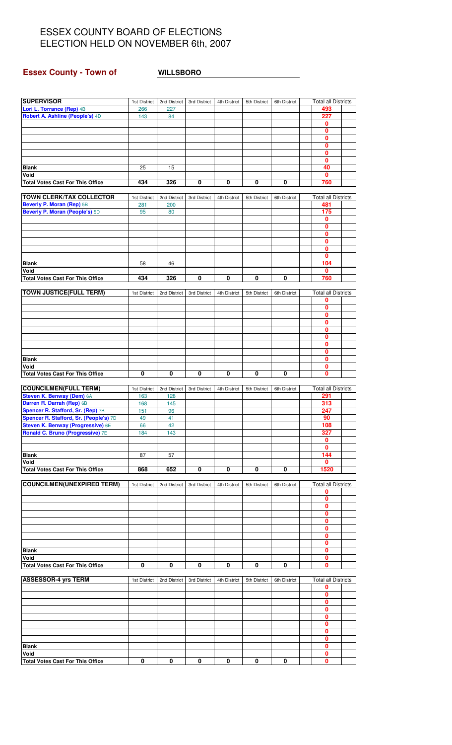# ESSEX COUNTY BOARD OF ELECTIONS
# ELECTION HELD ON NOVEMBER 6th, 2007

## Essex County - Town of WILLSBORO

| SUPERVISOR | 1st District | 2nd District | 3rd District | 4th District | 5th District | 6th District | Total all Districts |
|---|---|---|---|---|---|---|---|
| Lori L. Torrance (Rep) 4B | 266 | 227 | | | | | 493 |
| Robert A. Ashline (People's) 4D | 143 | 84 | | | | | 227 |
| | | | | | | | 0 |
| | | | | | | | 0 |
| | | | | | | | 0 |
| | | | | | | | 0 |
| | | | | | | | 0 |
| | | | | | | | 0 |
| Blank | 25 | 15 | | | | | 40 |
| Void | | | | | | | 0 |
| Total Votes Cast For This Office | 434 | 326 | 0 | 0 | 0 | 0 | 760 |

| TOWN CLERK/TAX COLLECTOR | 1st District | 2nd District | 3rd District | 4th District | 5th District | 6th District | Total all Districts |
|---|---|---|---|---|---|---|---|
| Beverly P. Moran (Rep) 5B | 281 | 200 | | | | | 481 |
| Beverly P. Moran (People's) 5D | 95 | 80 | | | | | 175 |
| | | | | | | | 0 |
| | | | | | | | 0 |
| | | | | | | | 0 |
| | | | | | | | 0 |
| | | | | | | | 0 |
| | | | | | | | 0 |
| Blank | 58 | 46 | | | | | 104 |
| Void | | | | | | | 0 |
| Total Votes Cast For This Office | 434 | 326 | 0 | 0 | 0 | 0 | 760 |

| TOWN JUSTICE(FULL TERM) | 1st District | 2nd District | 3rd District | 4th District | 5th District | 6th District | Total all Districts |
|---|---|---|---|---|---|---|---|
| | | | | | | | 0 |
| | | | | | | | 0 |
| | | | | | | | 0 |
| | | | | | | | 0 |
| | | | | | | | 0 |
| | | | | | | | 0 |
| | | | | | | | 0 |
| | | | | | | | 0 |
| Blank | | | | | | | 0 |
| Void | | | | | | | 0 |
| Total Votes Cast For This Office | 0 | 0 | 0 | 0 | 0 | 0 | 0 |

| COUNCILMEN(FULL TERM) | 1st District | 2nd District | 3rd District | 4th District | 5th District | 6th District | Total all Districts |
|---|---|---|---|---|---|---|---|
| Steven K. Benway (Dem) 6A | 163 | 128 | | | | | 291 |
| Darren R. Darrah (Rep) 6B | 168 | 145 | | | | | 313 |
| Spencer R. Stafford, Sr. (Rep) 7B | 151 | 96 | | | | | 247 |
| Spencer R. Stafford, Sr. (People's) 7D | 49 | 41 | | | | | 90 |
| Steven K. Benway (Progressive) 6E | 66 | 42 | | | | | 108 |
| Ronald C. Bruno (Progressive) 7E | 184 | 143 | | | | | 327 |
| | | | | | | | 0 |
| | | | | | | | 0 |
| Blank | 87 | 57 | | | | | 144 |
| Void | | | | | | | 0 |
| Total Votes Cast For This Office | 868 | 652 | 0 | 0 | 0 | 0 | 1520 |

| COUNCILMEN(UNEXPIRED TERM) | 1st District | 2nd District | 3rd District | 4th District | 5th District | 6th District | Total all Districts |
|---|---|---|---|---|---|---|---|
| | | | | | | | 0 |
| | | | | | | | 0 |
| | | | | | | | 0 |
| | | | | | | | 0 |
| | | | | | | | 0 |
| | | | | | | | 0 |
| | | | | | | | 0 |
| | | | | | | | 0 |
| Blank | | | | | | | 0 |
| Void | | | | | | | 0 |
| Total Votes Cast For This Office | 0 | 0 | 0 | 0 | 0 | 0 | 0 |

| ASSESSOR-4 yrs TERM | 1st District | 2nd District | 3rd District | 4th District | 5th District | 6th District | Total all Districts |
|---|---|---|---|---|---|---|---|
| | | | | | | | 0 |
| | | | | | | | 0 |
| | | | | | | | 0 |
| | | | | | | | 0 |
| | | | | | | | 0 |
| | | | | | | | 0 |
| | | | | | | | 0 |
| | | | | | | | 0 |
| Blank | | | | | | | 0 |
| Void | | | | | | | 0 |
| Total Votes Cast For This Office | 0 | 0 | 0 | 0 | 0 | 0 | 0 |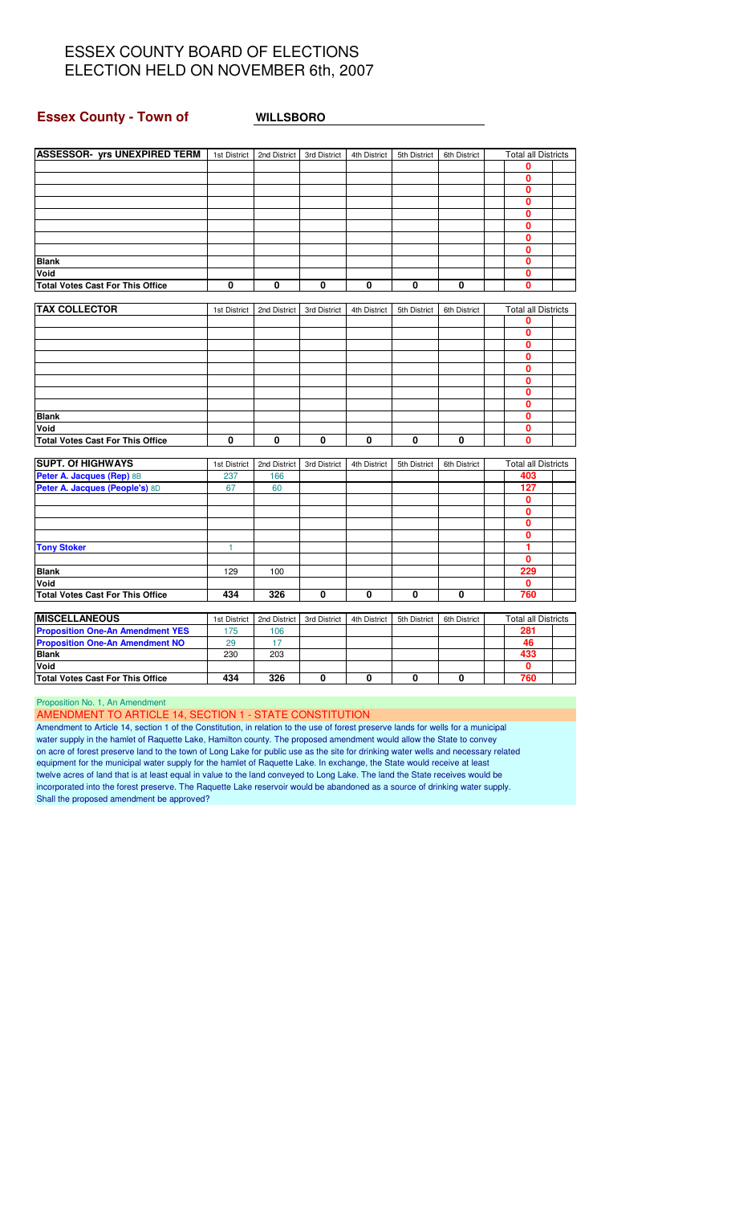# ESSEX COUNTY BOARD OF ELECTIONS
# ELECTION HELD ON NOVEMBER 6th, 2007

**Essex County - Town of** **WILLSBORO**

| ASSESSOR- yrs UNEXPIRED TERM | 1st District | 2nd District | 3rd District | 4th District | 5th District | 6th District | Total all Districts |
|---|---|---|---|---|---|---|---|
| | | | | | | | 0 |
| | | | | | | | 0 |
| | | | | | | | 0 |
| | | | | | | | 0 |
| | | | | | | | 0 |
| | | | | | | | 0 |
| | | | | | | | 0 |
| | | | | | | | 0 |
| **Blank** | | | | | | | 0 |
| **Void** | | | | | | | 0 |
| **Total Votes Cast For This Office** | 0 | 0 | 0 | 0 | 0 | 0 | 0 |

| TAX COLLECTOR | 1st District | 2nd District | 3rd District | 4th District | 5th District | 6th District | Total all Districts |
|---|---|---|---|---|---|---|---|
| | | | | | | | 0 |
| | | | | | | | 0 |
| | | | | | | | 0 |
| | | | | | | | 0 |
| | | | | | | | 0 |
| | | | | | | | 0 |
| | | | | | | | 0 |
| | | | | | | | 0 |
| **Blank** | | | | | | | 0 |
| **Void** | | | | | | | 0 |
| **Total Votes Cast For This Office** | 0 | 0 | 0 | 0 | 0 | 0 | 0 |

| SUPT. Of HIGHWAYS | 1st District | 2nd District | 3rd District | 4th District | 5th District | 6th District | Total all Districts |
|---|---|---|---|---|---|---|---|
| Peter A. Jacques (Rep) 8B | 237 | 166 | | | | | 403 |
| Peter A. Jacques (People's) 8D | 67 | 60 | | | | | 127 |
| | | | | | | | 0 |
| | | | | | | | 0 |
| | | | | | | | 0 |
| | | | | | | | 0 |
| Tony Stoker | 1 | | | | | | 1 |
| | | | | | | | 0 |
| **Blank** | 129 | 100 | | | | | 229 |
| **Void** | | | | | | | 0 |
| **Total Votes Cast For This Office** | 434 | 326 | 0 | 0 | 0 | 0 | 760 |

| MISCELLANEOUS | 1st District | 2nd District | 3rd District | 4th District | 5th District | 6th District | Total all Districts |
|---|---|---|---|---|---|---|---|
| Proposition One-An Amendment YES | 175 | 106 | | | | | 281 |
| Proposition One-An Amendment NO | 29 | 17 | | | | | 46 |
| **Blank** | 230 | 203 | | | | | 433 |
| **Void** | | | | | | | 0 |
| **Total Votes Cast For This Office** | 434 | 326 | 0 | 0 | 0 | 0 | 760 |

Proposition No. 1, An Amendment

AMENDMENT TO ARTICLE 14, SECTION 1 - STATE CONSTITUTION

Amendment to Article 14, section 1 of the Constitution, in relation to the use of forest preserve lands for wells for a municipal water supply in the hamlet of Raquette Lake, Hamilton county. The proposed amendment would allow the State to convey on acre of forest preserve land to the town of Long Lake for public use as the site for drinking water wells and necessary related equipment for the municipal water supply for the hamlet of Raquette Lake. In exchange, the State would receive at least twelve acres of land that is at least equal in value to the land conveyed to Long Lake. The land the State receives would be incorporated into the forest preserve. The Raquette Lake reservoir would be abandoned as a source of drinking water supply. Shall the proposed amendment be approved?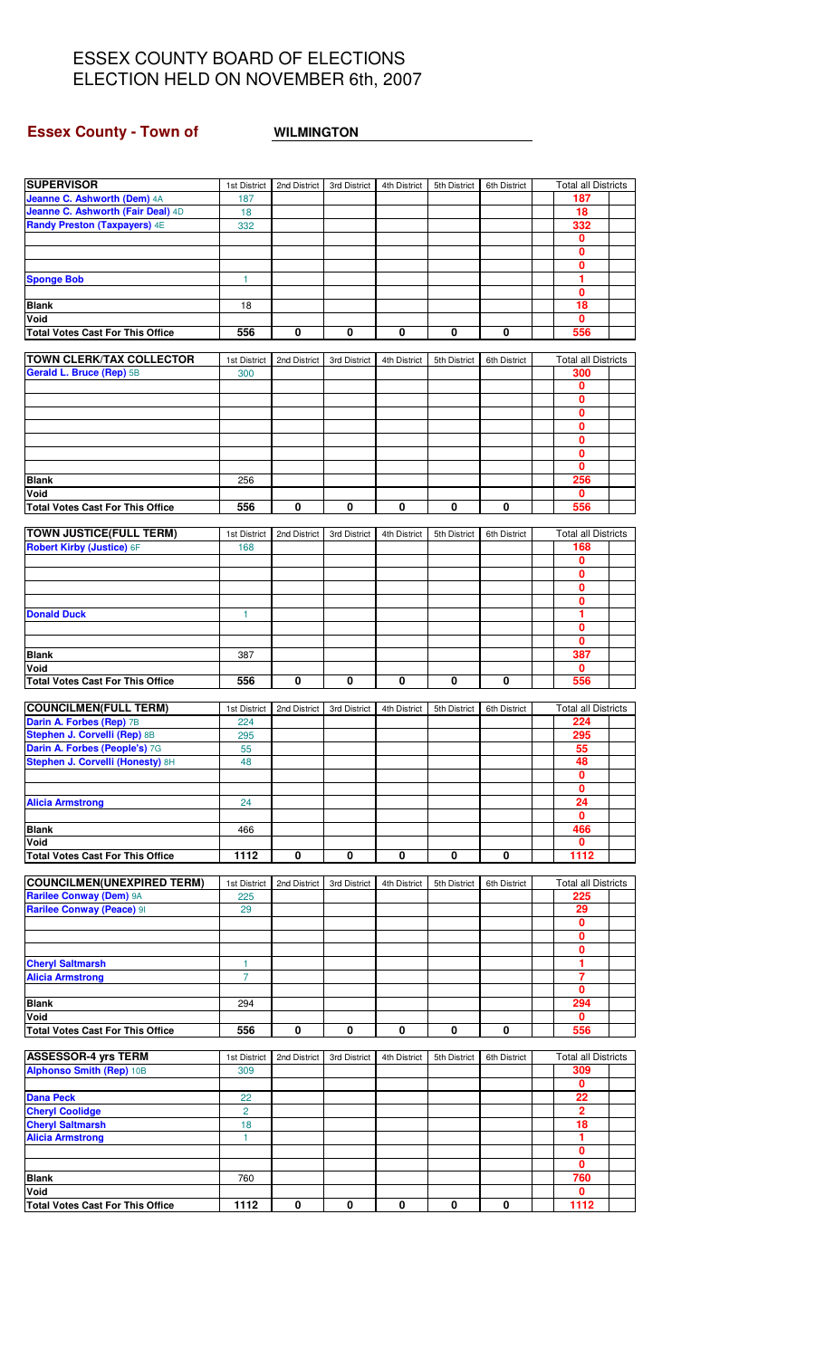# ESSEX COUNTY BOARD OF ELECTIONS
# ELECTION HELD ON NOVEMBER 6th, 2007

**Essex County - Town of** **WILMINGTON**

| SUPERVISOR | 1st District | 2nd District | 3rd District | 4th District | 5th District | 6th District | Total all Districts |
|---|---|---|---|---|---|---|---|
| Jeanne C. Ashworth (Dem) 4A | 187 | | | | | | 187 |
| Jeanne C. Ashworth (Fair Deal) 4D | 18 | | | | | | 18 |
| Randy Preston (Taxpayers) 4E | 332 | | | | | | 332 |
| | | | | | | | 0 |
| | | | | | | | 0 |
| | | | | | | | 0 |
| Sponge Bob | 1 | | | | | | 1 |
| | | | | | | | 0 |
| Blank | 18 | | | | | | 18 |
| Void | | | | | | | 0 |
| Total Votes Cast For This Office | 556 | 0 | 0 | 0 | 0 | 0 | 556 |

| TOWN CLERK/TAX COLLECTOR | 1st District | 2nd District | 3rd District | 4th District | 5th District | 6th District | Total all Districts |
|---|---|---|---|---|---|---|---|
| Gerald L. Bruce (Rep) 5B | 300 | | | | | | 300 |
| | | | | | | | 0 |
| | | | | | | | 0 |
| | | | | | | | 0 |
| | | | | | | | 0 |
| | | | | | | | 0 |
| | | | | | | | 0 |
| | | | | | | | 0 |
| Blank | 256 | | | | | | 256 |
| Void | | | | | | | 0 |
| Total Votes Cast For This Office | 556 | 0 | 0 | 0 | 0 | 0 | 556 |

| TOWN JUSTICE(FULL TERM) | 1st District | 2nd District | 3rd District | 4th District | 5th District | 6th District | Total all Districts |
|---|---|---|---|---|---|---|---|
| Robert Kirby (Justice) 6F | 168 | | | | | | 168 |
| | | | | | | | 0 |
| | | | | | | | 0 |
| | | | | | | | 0 |
| | | | | | | | 0 |
| Donald Duck | 1 | | | | | | 1 |
| | | | | | | | 0 |
| | | | | | | | 0 |
| Blank | 387 | | | | | | 387 |
| Void | | | | | | | 0 |
| Total Votes Cast For This Office | 556 | 0 | 0 | 0 | 0 | 0 | 556 |

| COUNCILMEN(FULL TERM) | 1st District | 2nd District | 3rd District | 4th District | 5th District | 6th District | Total all Districts |
|---|---|---|---|---|---|---|---|
| Darin A. Forbes (Rep) 7B | 224 | | | | | | 224 |
| Stephen J. Corvelli (Rep) 8B | 295 | | | | | | 295 |
| Darin A. Forbes (People's) 7G | 55 | | | | | | 55 |
| Stephen J. Corvelli (Honesty) 8H | 48 | | | | | | 48 |
| | | | | | | | 0 |
| | | | | | | | 0 |
| Alicia Armstrong | 24 | | | | | | 24 |
| | | | | | | | 0 |
| Blank | 466 | | | | | | 466 |
| Void | | | | | | | 0 |
| Total Votes Cast For This Office | 1112 | 0 | 0 | 0 | 0 | 0 | 1112 |

| COUNCILMEN(UNEXPIRED TERM) | 1st District | 2nd District | 3rd District | 4th District | 5th District | 6th District | Total all Districts |
|---|---|---|---|---|---|---|---|
| Rarilee Conway (Dem) 9A | 225 | | | | | | 225 |
| Rarilee Conway (Peace) 9I | 29 | | | | | | 29 |
| | | | | | | | 0 |
| | | | | | | | 0 |
| | | | | | | | 0 |
| Cheryl Saltmarsh | 1 | | | | | | 1 |
| Alicia Armstrong | 7 | | | | | | 7 |
| | | | | | | | 0 |
| Blank | 294 | | | | | | 294 |
| Void | | | | | | | 0 |
| Total Votes Cast For This Office | 556 | 0 | 0 | 0 | 0 | 0 | 556 |

| ASSESSOR-4 yrs TERM | 1st District | 2nd District | 3rd District | 4th District | 5th District | 6th District | Total all Districts |
|---|---|---|---|---|---|---|---|
| Alphonso Smith (Rep) 10B | 309 | | | | | | 309 |
| | | | | | | | 0 |
| Dana Peck | 22 | | | | | | 22 |
| Cheryl Coolidge | 2 | | | | | | 2 |
| Cheryl Saltmarsh | 18 | | | | | | 18 |
| Alicia Armstrong | 1 | | | | | | 1 |
| | | | | | | | 0 |
| | | | | | | | 0 |
| Blank | 760 | | | | | | 760 |
| Void | | | | | | | 0 |
| Total Votes Cast For This Office | 1112 | 0 | 0 | 0 | 0 | 0 | 1112 |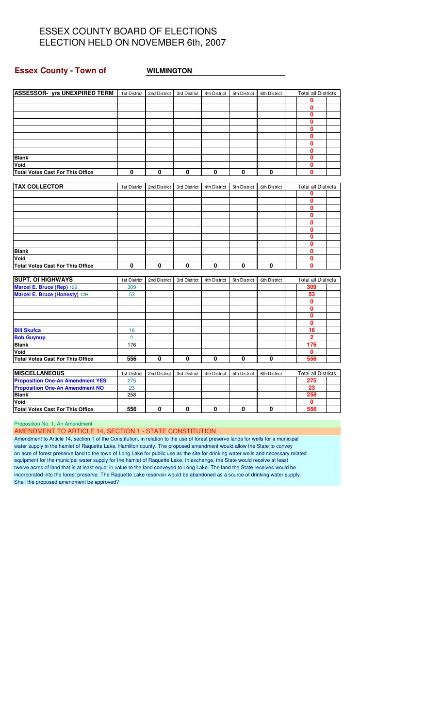# ESSEX COUNTY BOARD OF ELECTIONS
# ELECTION HELD ON NOVEMBER 6th, 2007

**Essex County - Town of** **WILMINGTON**

| ASSESSOR- yrs UNEXPIRED TERM | 1st District | 2nd District | 3rd District | 4th District | 5th District | 6th District | Total all Districts |
|---|---|---|---|---|---|---|---|
| | | | | | | | 0 |
| | | | | | | | 0 |
| | | | | | | | 0 |
| | | | | | | | 0 |
| | | | | | | | 0 |
| | | | | | | | 0 |
| | | | | | | | 0 |
| | | | | | | | 0 |
| Blank | | | | | | | 0 |
| Void | | | | | | | 0 |
| Total Votes Cast For This Office | 0 | 0 | 0 | 0 | 0 | 0 | 0 |

| TAX COLLECTOR | 1st District | 2nd District | 3rd District | 4th District | 5th District | 6th District | Total all Districts |
|---|---|---|---|---|---|---|---|
| | | | | | | | 0 |
| | | | | | | | 0 |
| | | | | | | | 0 |
| | | | | | | | 0 |
| | | | | | | | 0 |
| | | | | | | | 0 |
| | | | | | | | 0 |
| | | | | | | | 0 |
| Blank | | | | | | | 0 |
| Void | | | | | | | 0 |
| Total Votes Cast For This Office | 0 | 0 | 0 | 0 | 0 | 0 | 0 |

| SUPT. Of HIGHWAYS | 1st District | 2nd District | 3rd District | 4th District | 5th District | 6th District | Total all Districts |
|---|---|---|---|---|---|---|---|
| Marcel E. Bruce (Rep) 12B | 309 | | | | | | 309 |
| Marcel E. Bruce (Honesty) 12H | 53 | | | | | | 53 |
| | | | | | | | 0 |
| | | | | | | | 0 |
| | | | | | | | 0 |
| | | | | | | | 0 |
| Bill Skufca | 16 | | | | | | 16 |
| Bob Guynup | 2 | | | | | | 2 |
| Blank | 176 | | | | | | 176 |
| Void | | | | | | | 0 |
| Total Votes Cast For This Office | 556 | 0 | 0 | 0 | 0 | 0 | 556 |

| MISCELLANEOUS | 1st District | 2nd District | 3rd District | 4th District | 5th District | 6th District | Total all Districts |
|---|---|---|---|---|---|---|---|
| Proposition One-An Amendment YES | 275 | | | | | | 275 |
| Proposition One-An Amendment NO | 23 | | | | | | 23 |
| Blank | 258 | | | | | | 258 |
| Void | | | | | | | 0 |
| Total Votes Cast For This Office | 556 | 0 | 0 | 0 | 0 | 0 | 556 |

Proposition No. 1, An Amendment

AMENDMENT TO ARTICLE 14, SECTION 1 - STATE CONSTITUTION

Amendment to Article 14, section 1 of the Constitution, in relation to the use of forest preserve lands for wells for a municipal water supply in the hamlet of Raquette Lake, Hamilton county. The proposed amendment would allow the State to convey on acre of forest preserve land to the town of Long Lake for public use as the site for drinking water wells and necessary related equipment for the municipal water supply for the hamlet of Raquette Lake. In exchange, the State would receive at least twelve acres of land that is at least equal in value to the land conveyed to Long Lake. The land the State receives would be incorporated into the forest preserve. The Raquette Lake reservoir would be abandoned as a source of drinking water supply. Shall the proposed amendment be approved?